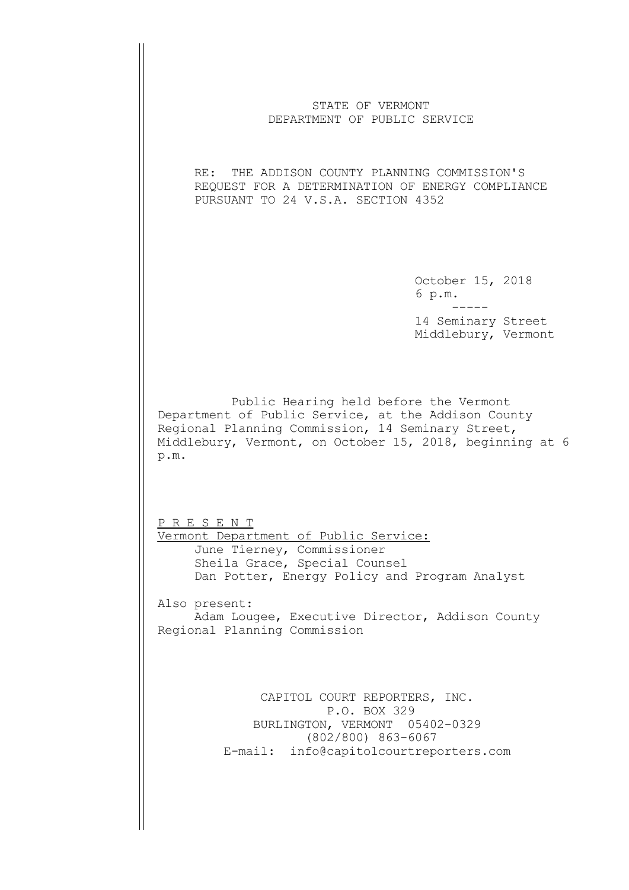STATE OF VERMONT
DEPARTMENT OF PUBLIC SERVICE

RE: THE ADDISON COUNTY PLANNING COMMISSION'S REQUEST FOR A DETERMINATION OF ENERGY COMPLIANCE PURSUANT TO 24 V.S.A. SECTION 4352

October 15, 2018
6 p.m.
-----
14 Seminary Street
Middlebury, Vermont

Public Hearing held before the Vermont Department of Public Service, at the Addison County Regional Planning Commission, 14 Seminary Street, Middlebury, Vermont, on October 15, 2018, beginning at 6 p.m.

P R E S E N T

Vermont Department of Public Service:

June Tierney, Commissioner
Sheila Grace, Special Counsel
Dan Potter, Energy Policy and Program Analyst

Also present:

Adam Lougee, Executive Director, Addison County Regional Planning Commission

CAPITOL COURT REPORTERS, INC.
P.O. BOX 329
BURLINGTON, VERMONT 05402-0329
(802/800) 863-6067
E-mail: info@capitolcourtreporters.com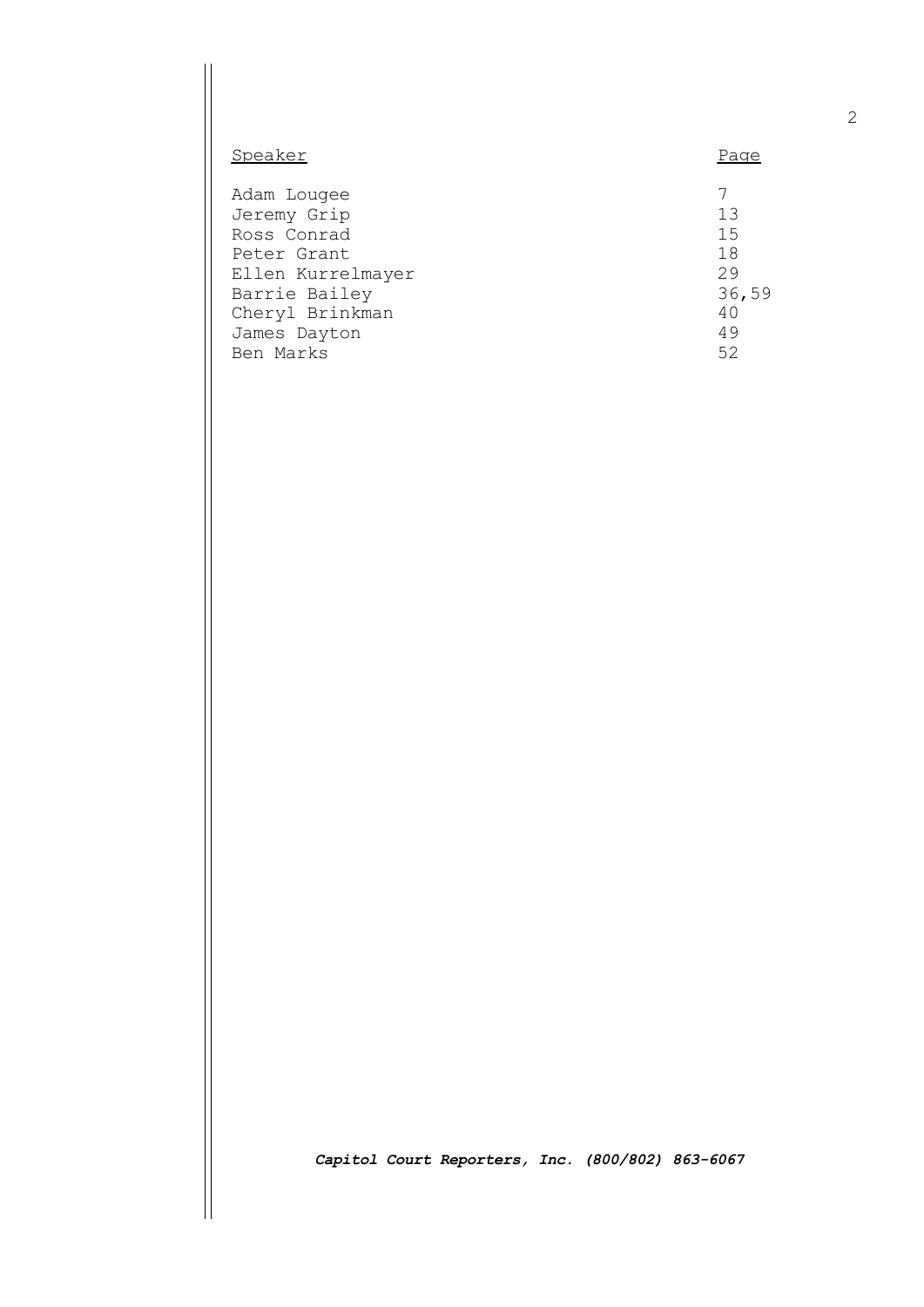| Speaker | Page |
|---|---|
| Adam Lougee | 7 |
| Jeremy Grip | 13 |
| Ross Conrad | 15 |
| Peter Grant | 18 |
| Ellen Kurrelmayer | 29 |
| Barrie Bailey | 36,59 |
| Cheryl Brinkman | 40 |
| James Dayton | 49 |
| Ben Marks | 52 |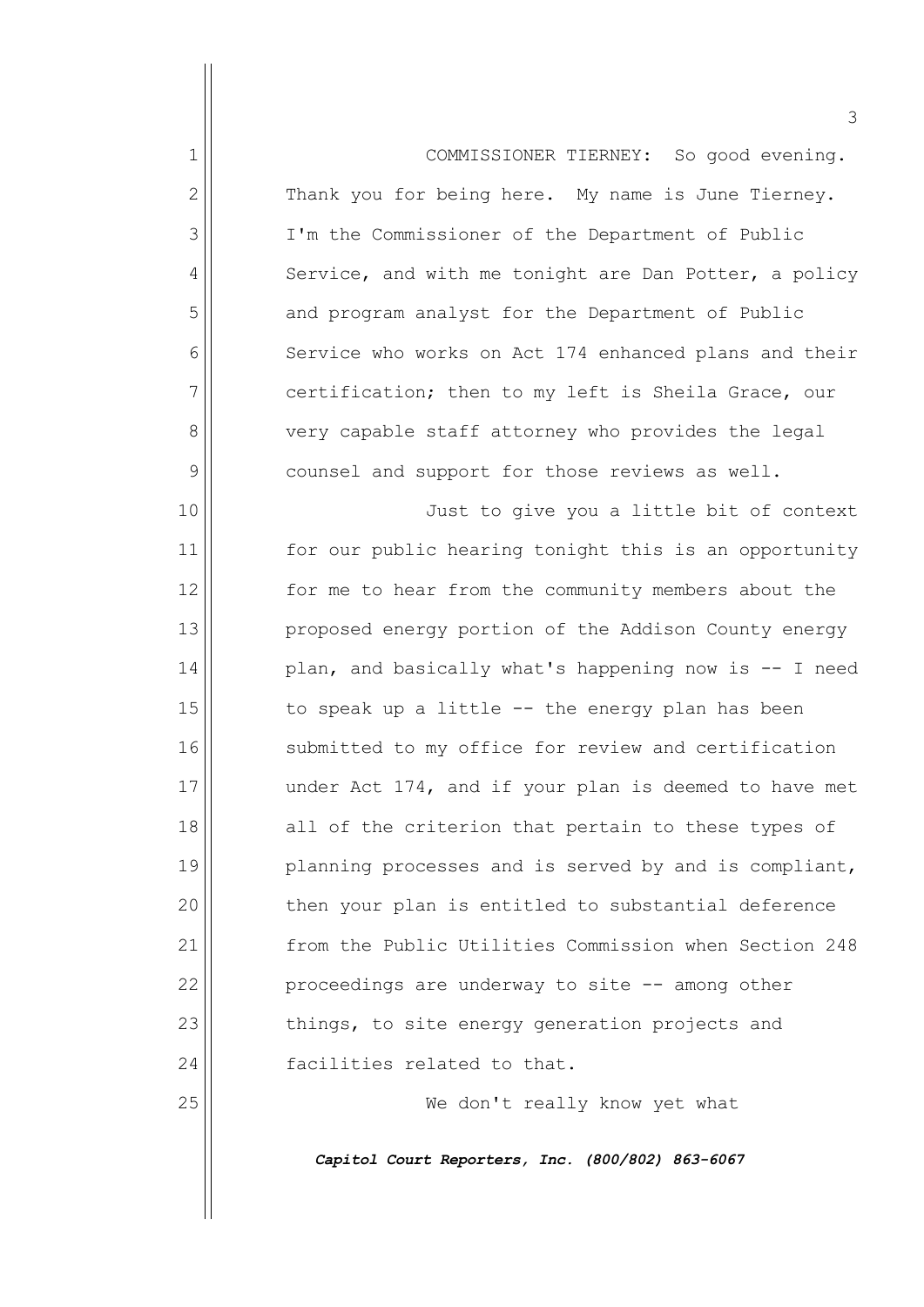COMMISSIONER TIERNEY: So good evening. Thank you for being here. My name is June Tierney. I'm the Commissioner of the Department of Public Service, and with me tonight are Dan Potter, a policy and program analyst for the Department of Public Service who works on Act 174 enhanced plans and their certification; then to my left is Sheila Grace, our very capable staff attorney who provides the legal counsel and support for those reviews as well.

Just to give you a little bit of context for our public hearing tonight this is an opportunity for me to hear from the community members about the proposed energy portion of the Addison County energy plan, and basically what's happening now is -- I need to speak up a little -- the energy plan has been submitted to my office for review and certification under Act 174, and if your plan is deemed to have met all of the criterion that pertain to these types of planning processes and is served by and is compliant, then your plan is entitled to substantial deference from the Public Utilities Commission when Section 248 proceedings are underway to site -- among other things, to site energy generation projects and facilities related to that.

We don't really know yet what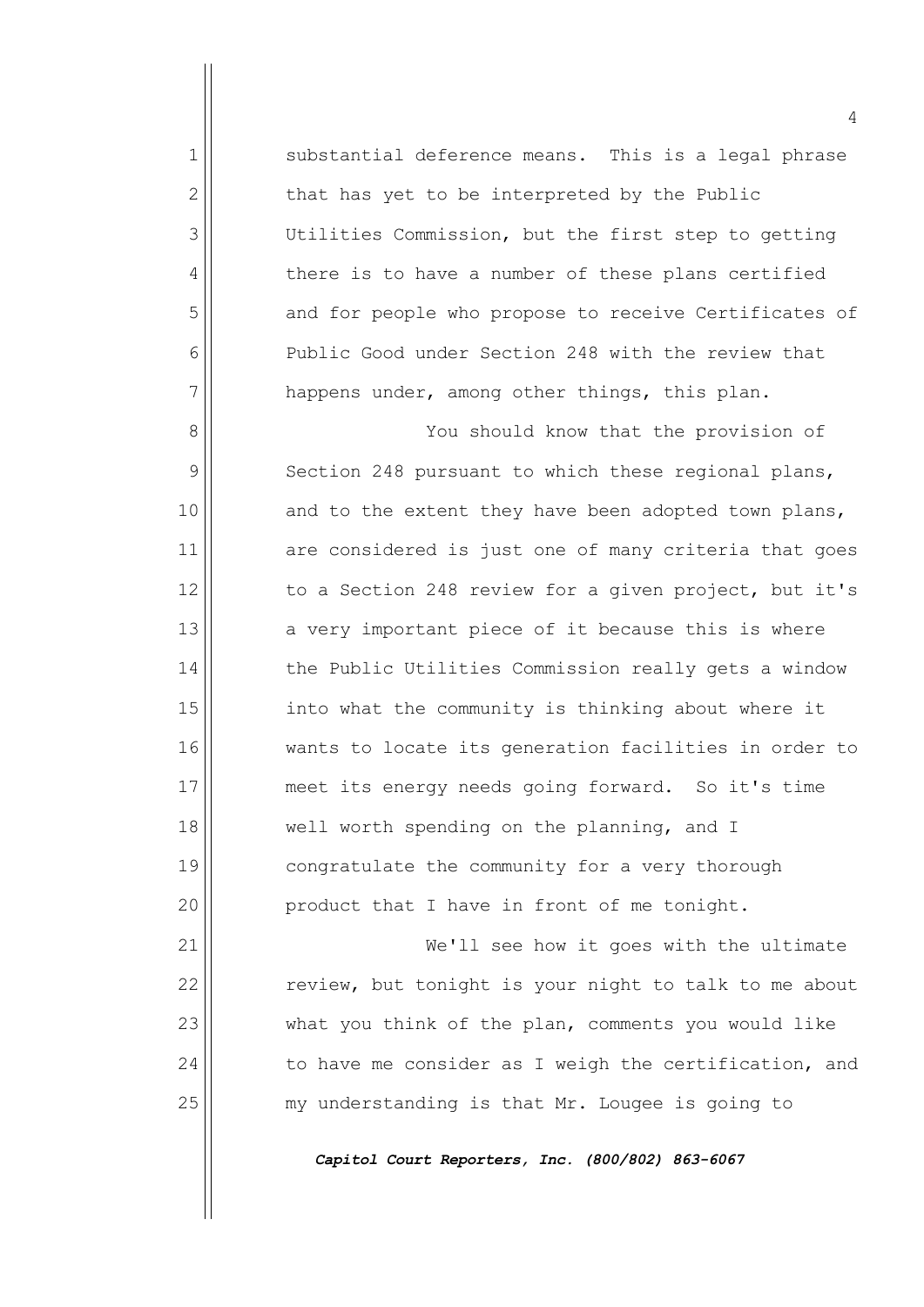substantial deference means. This is a legal phrase that has yet to be interpreted by the Public Utilities Commission, but the first step to getting there is to have a number of these plans certified and for people who propose to receive Certificates of Public Good under Section 248 with the review that happens under, among other things, this plan.

You should know that the provision of Section 248 pursuant to which these regional plans, and to the extent they have been adopted town plans, are considered is just one of many criteria that goes to a Section 248 review for a given project, but it's a very important piece of it because this is where the Public Utilities Commission really gets a window into what the community is thinking about where it wants to locate its generation facilities in order to meet its energy needs going forward. So it's time well worth spending on the planning, and I congratulate the community for a very thorough product that I have in front of me tonight.

We'll see how it goes with the ultimate review, but tonight is your night to talk to me about what you think of the plan, comments you would like to have me consider as I weigh the certification, and my understanding is that Mr. Lougee is going to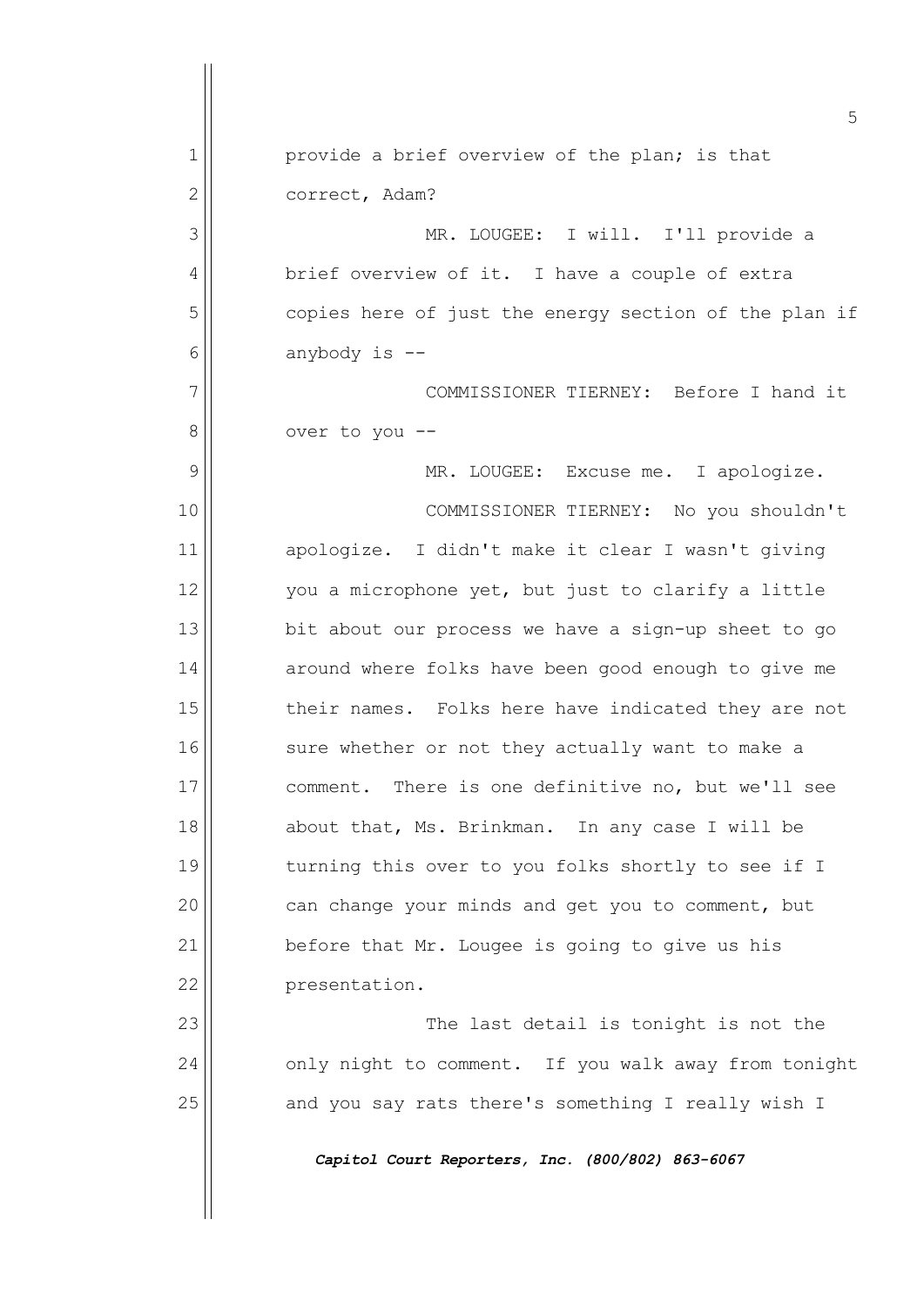provide a brief overview of the plan; is that correct, Adam?

MR. LOUGEE: I will. I'll provide a brief overview of it. I have a couple of extra copies here of just the energy section of the plan if anybody is --

COMMISSIONER TIERNEY: Before I hand it over to you --

MR. LOUGEE: Excuse me. I apologize.

COMMISSIONER TIERNEY: No you shouldn't apologize. I didn't make it clear I wasn't giving you a microphone yet, but just to clarify a little bit about our process we have a sign-up sheet to go around where folks have been good enough to give me their names. Folks here have indicated they are not sure whether or not they actually want to make a comment. There is one definitive no, but we'll see about that, Ms. Brinkman. In any case I will be turning this over to you folks shortly to see if I can change your minds and get you to comment, but before that Mr. Lougee is going to give us his presentation.

The last detail is tonight is not the only night to comment. If you walk away from tonight and you say rats there's something I really wish I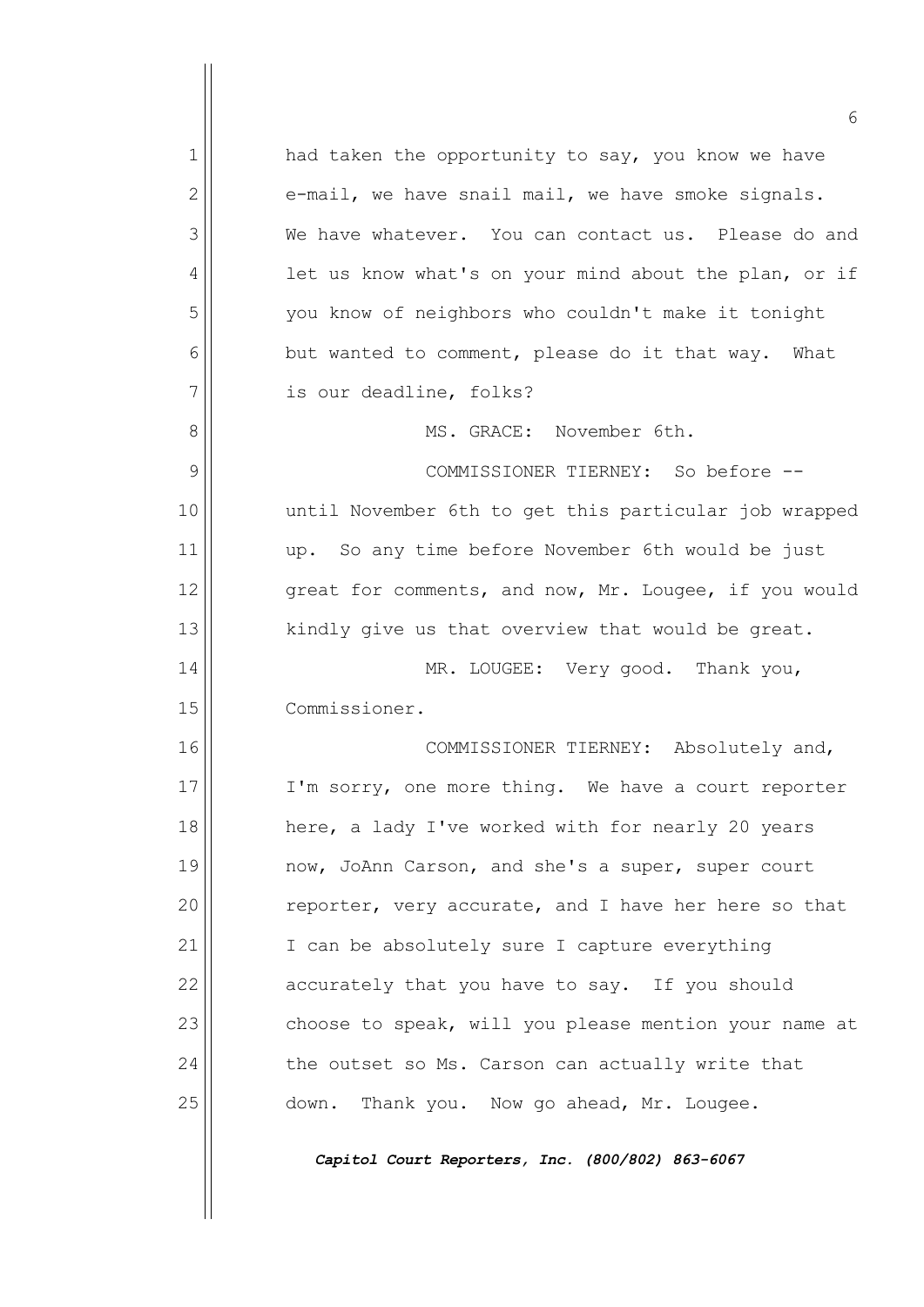had taken the opportunity to say, you know we have e-mail, we have snail mail, we have smoke signals. We have whatever. You can contact us. Please do and let us know what's on your mind about the plan, or if you know of neighbors who couldn't make it tonight but wanted to comment, please do it that way. What is our deadline, folks?

MS. GRACE: November 6th.

COMMISSIONER TIERNEY: So before -- until November 6th to get this particular job wrapped up. So any time before November 6th would be just great for comments, and now, Mr. Lougee, if you would kindly give us that overview that would be great.

MR. LOUGEE: Very good. Thank you, Commissioner.

COMMISSIONER TIERNEY: Absolutely and, I'm sorry, one more thing. We have a court reporter here, a lady I've worked with for nearly 20 years now, JoAnn Carson, and she's a super, super court reporter, very accurate, and I have her here so that I can be absolutely sure I capture everything accurately that you have to say. If you should choose to speak, will you please mention your name at the outset so Ms. Carson can actually write that down. Thank you. Now go ahead, Mr. Lougee.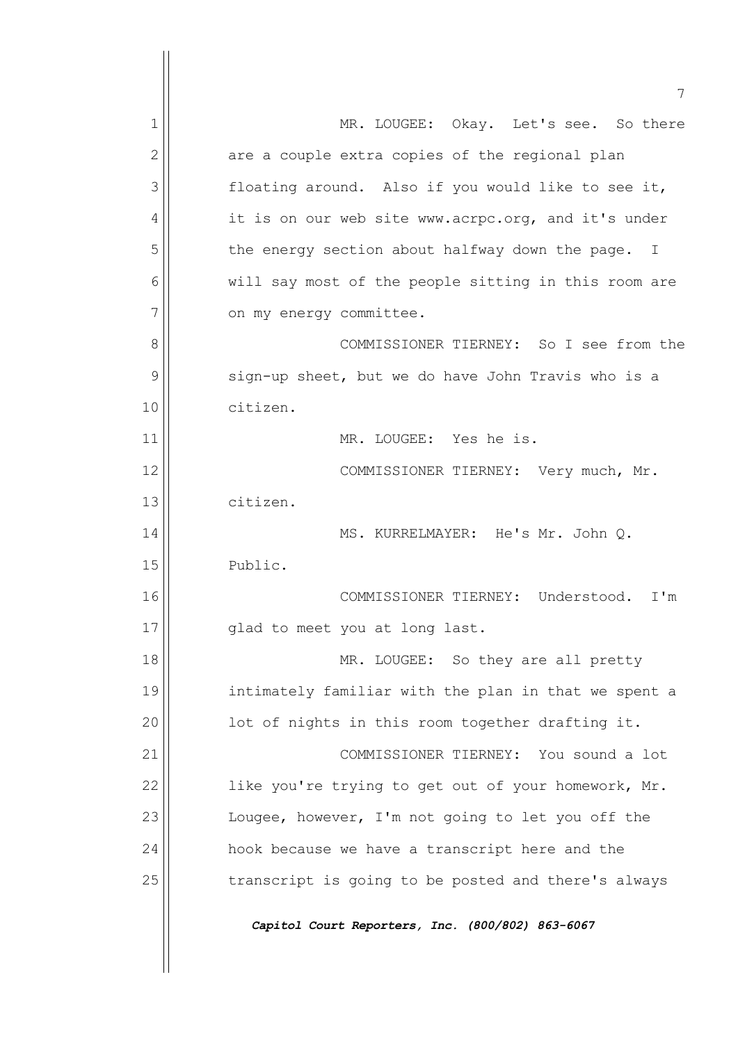MR. LOUGEE: Okay. Let's see. So there are a couple extra copies of the regional plan floating around. Also if you would like to see it, it is on our web site www.acrpc.org, and it's under the energy section about halfway down the page. I will say most of the people sitting in this room are on my energy committee.

COMMISSIONER TIERNEY: So I see from the sign-up sheet, but we do have John Travis who is a citizen.

MR. LOUGEE: Yes he is.

COMMISSIONER TIERNEY: Very much, Mr. citizen.

MS. KURRELMAYER: He's Mr. John Q. Public.

COMMISSIONER TIERNEY: Understood. I'm glad to meet you at long last.

MR. LOUGEE: So they are all pretty intimately familiar with the plan in that we spent a lot of nights in this room together drafting it.

COMMISSIONER TIERNEY: You sound a lot like you're trying to get out of your homework, Mr. Lougee, however, I'm not going to let you off the hook because we have a transcript here and the transcript is going to be posted and there's always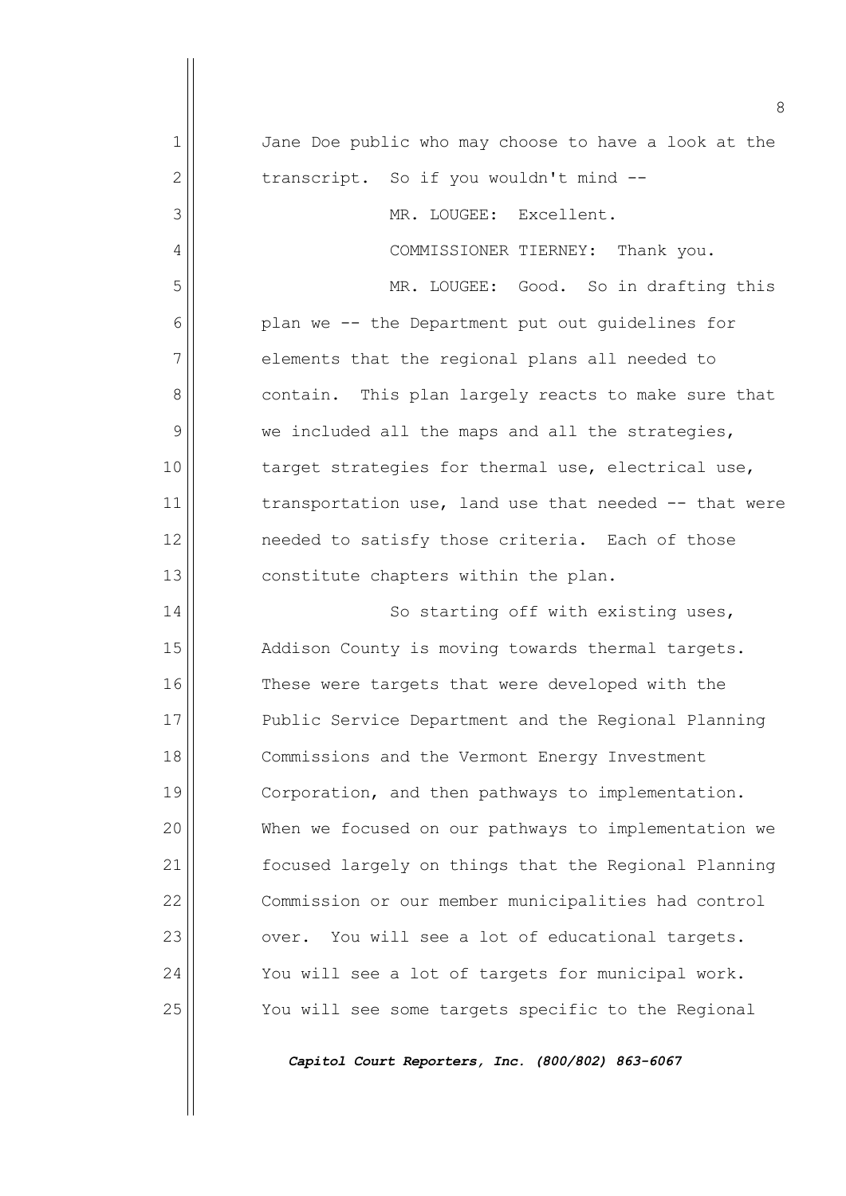Jane Doe public who may choose to have a look at the transcript. So if you wouldn't mind --

MR. LOUGEE: Excellent.

COMMISSIONER TIERNEY: Thank you.

MR. LOUGEE: Good. So in drafting this plan we -- the Department put out guidelines for elements that the regional plans all needed to contain. This plan largely reacts to make sure that we included all the maps and all the strategies, target strategies for thermal use, electrical use, transportation use, land use that needed -- that were needed to satisfy those criteria. Each of those constitute chapters within the plan.

So starting off with existing uses, Addison County is moving towards thermal targets. These were targets that were developed with the Public Service Department and the Regional Planning Commissions and the Vermont Energy Investment Corporation, and then pathways to implementation. When we focused on our pathways to implementation we focused largely on things that the Regional Planning Commission or our member municipalities had control over. You will see a lot of educational targets. You will see a lot of targets for municipal work. You will see some targets specific to the Regional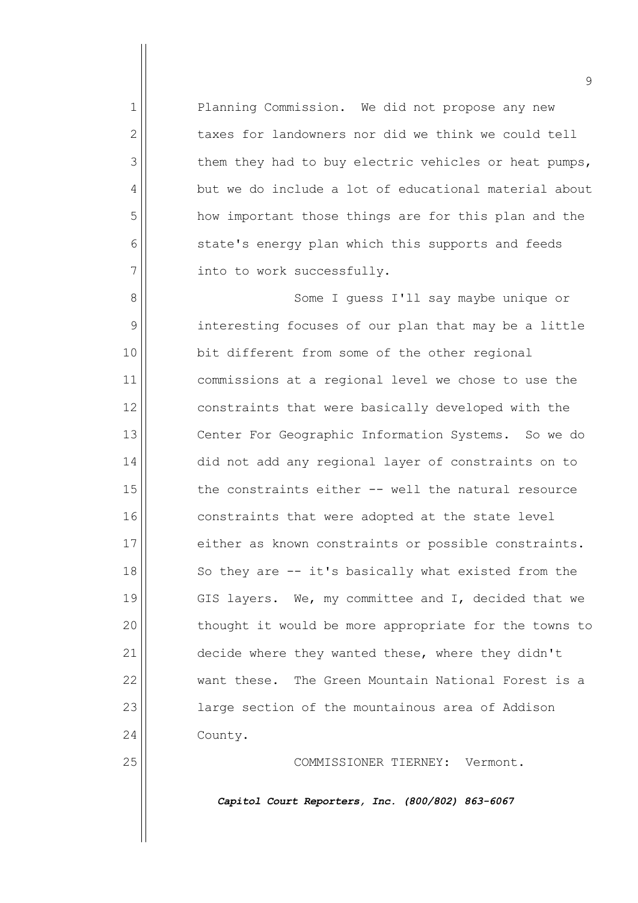Planning Commission. We did not propose any new taxes for landowners nor did we think we could tell them they had to buy electric vehicles or heat pumps, but we do include a lot of educational material about how important those things are for this plan and the state's energy plan which this supports and feeds into to work successfully.

Some I guess I'll say maybe unique or interesting focuses of our plan that may be a little bit different from some of the other regional commissions at a regional level we chose to use the constraints that were basically developed with the Center For Geographic Information Systems. So we do did not add any regional layer of constraints on to the constraints either -- well the natural resource constraints that were adopted at the state level either as known constraints or possible constraints. So they are -- it's basically what existed from the GIS layers. We, my committee and I, decided that we thought it would be more appropriate for the towns to decide where they wanted these, where they didn't want these. The Green Mountain National Forest is a large section of the mountainous area of Addison County.

COMMISSIONER TIERNEY: Vermont.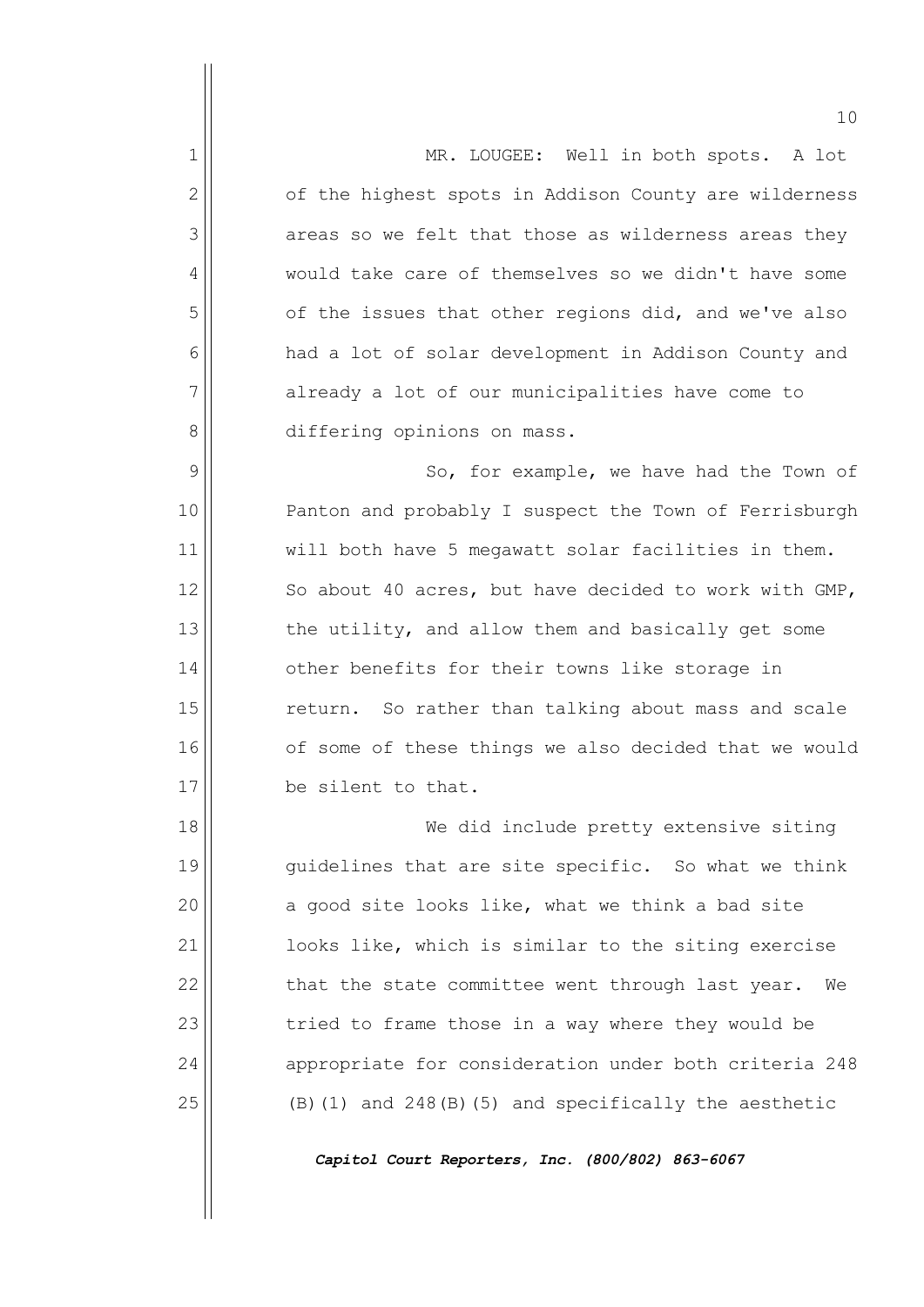MR. LOUGEE: Well in both spots. A lot of the highest spots in Addison County are wilderness areas so we felt that those as wilderness areas they would take care of themselves so we didn't have some of the issues that other regions did, and we've also had a lot of solar development in Addison County and already a lot of our municipalities have come to differing opinions on mass.

So, for example, we have had the Town of Panton and probably I suspect the Town of Ferrisburgh will both have 5 megawatt solar facilities in them. So about 40 acres, but have decided to work with GMP, the utility, and allow them and basically get some other benefits for their towns like storage in return. So rather than talking about mass and scale of some of these things we also decided that we would be silent to that.

We did include pretty extensive siting guidelines that are site specific. So what we think a good site looks like, what we think a bad site looks like, which is similar to the siting exercise that the state committee went through last year. We tried to frame those in a way where they would be appropriate for consideration under both criteria 248 (B)(1) and 248(B)(5) and specifically the aesthetic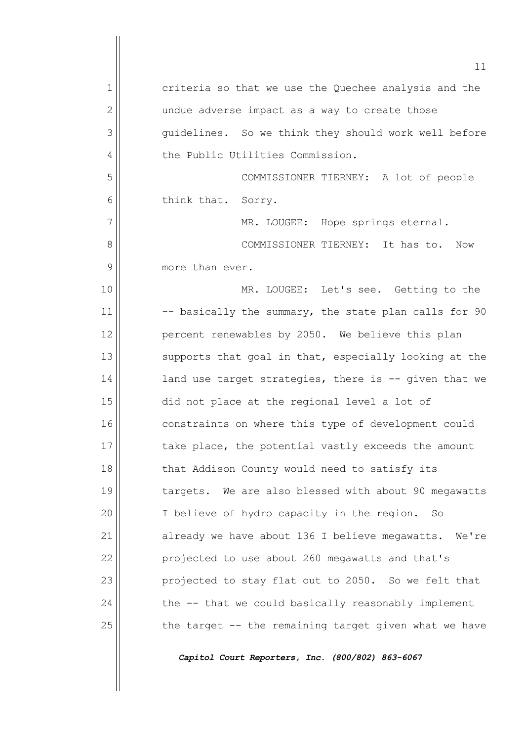criteria so that we use the Quechee analysis and the undue adverse impact as a way to create those guidelines. So we think they should work well before the Public Utilities Commission.

COMMISSIONER TIERNEY: A lot of people think that. Sorry.

MR. LOUGEE: Hope springs eternal.

COMMISSIONER TIERNEY: It has to. Now more than ever.

MR. LOUGEE: Let's see. Getting to the -- basically the summary, the state plan calls for 90 percent renewables by 2050. We believe this plan supports that goal in that, especially looking at the land use target strategies, there is -- given that we did not place at the regional level a lot of constraints on where this type of development could take place, the potential vastly exceeds the amount that Addison County would need to satisfy its targets. We are also blessed with about 90 megawatts I believe of hydro capacity in the region. So already we have about 136 I believe megawatts. We're projected to use about 260 megawatts and that's projected to stay flat out to 2050. So we felt that the -- that we could basically reasonably implement the target -- the remaining target given what we have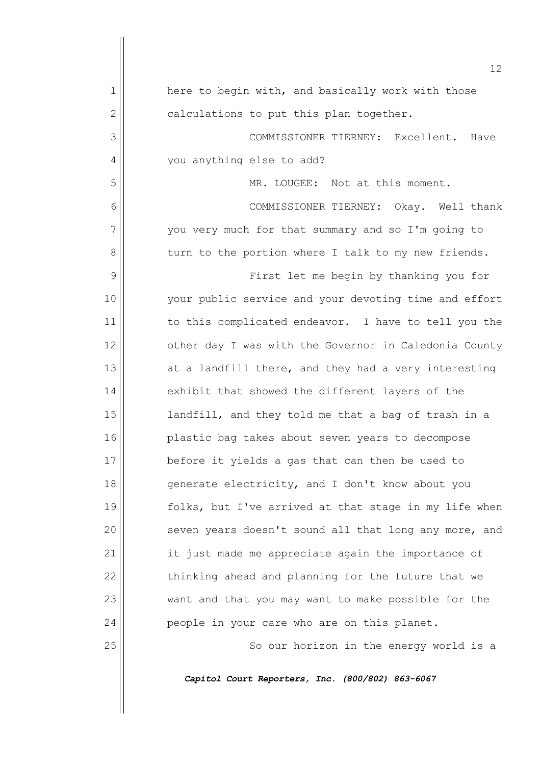here to begin with, and basically work with those calculations to put this plan together.

COMMISSIONER TIERNEY: Excellent. Have you anything else to add?

MR. LOUGEE: Not at this moment.

COMMISSIONER TIERNEY: Okay. Well thank you very much for that summary and so I'm going to turn to the portion where I talk to my new friends.

First let me begin by thanking you for your public service and your devoting time and effort to this complicated endeavor. I have to tell you the other day I was with the Governor in Caledonia County at a landfill there, and they had a very interesting exhibit that showed the different layers of the landfill, and they told me that a bag of trash in a plastic bag takes about seven years to decompose before it yields a gas that can then be used to generate electricity, and I don't know about you folks, but I've arrived at that stage in my life when seven years doesn't sound all that long any more, and it just made me appreciate again the importance of thinking ahead and planning for the future that we want and that you may want to make possible for the people in your care who are on this planet.

So our horizon in the energy world is a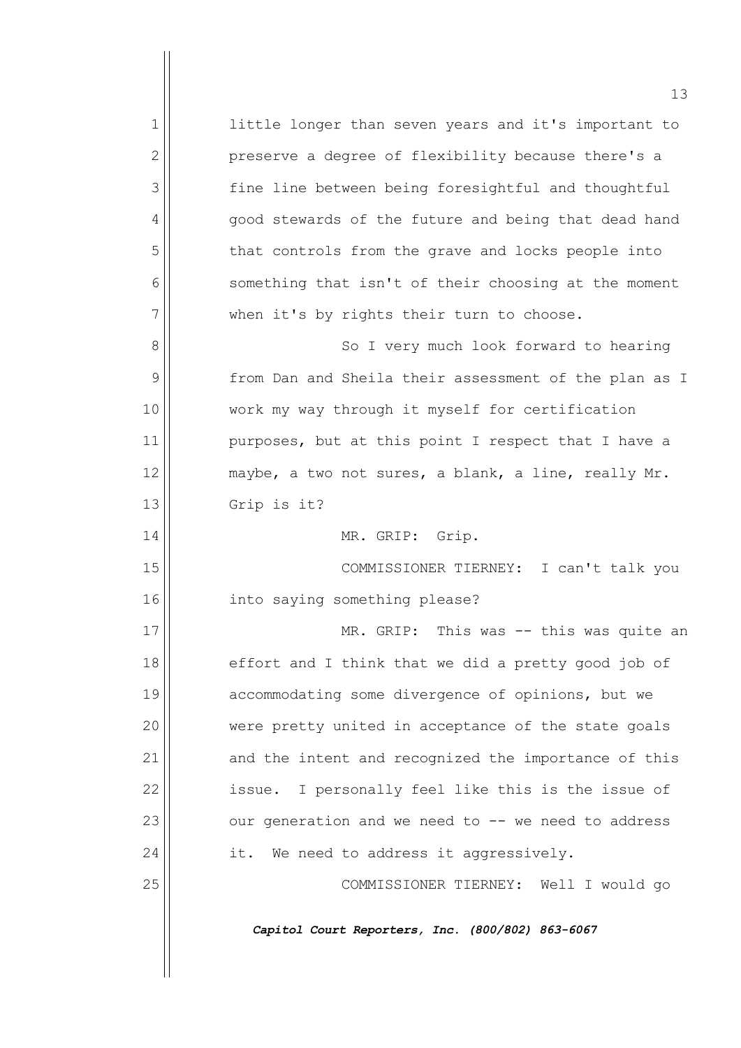little longer than seven years and it's important to preserve a degree of flexibility because there's a fine line between being foresightful and thoughtful good stewards of the future and being that dead hand that controls from the grave and locks people into something that isn't of their choosing at the moment when it's by rights their turn to choose.

So I very much look forward to hearing from Dan and Sheila their assessment of the plan as I work my way through it myself for certification purposes, but at this point I respect that I have a maybe, a two not sures, a blank, a line, really Mr. Grip is it?

MR. GRIP: Grip.

COMMISSIONER TIERNEY: I can't talk you into saying something please?

MR. GRIP: This was -- this was quite an effort and I think that we did a pretty good job of accommodating some divergence of opinions, but we were pretty united in acceptance of the state goals and the intent and recognized the importance of this issue. I personally feel like this is the issue of our generation and we need to -- we need to address it. We need to address it aggressively.

COMMISSIONER TIERNEY: Well I would go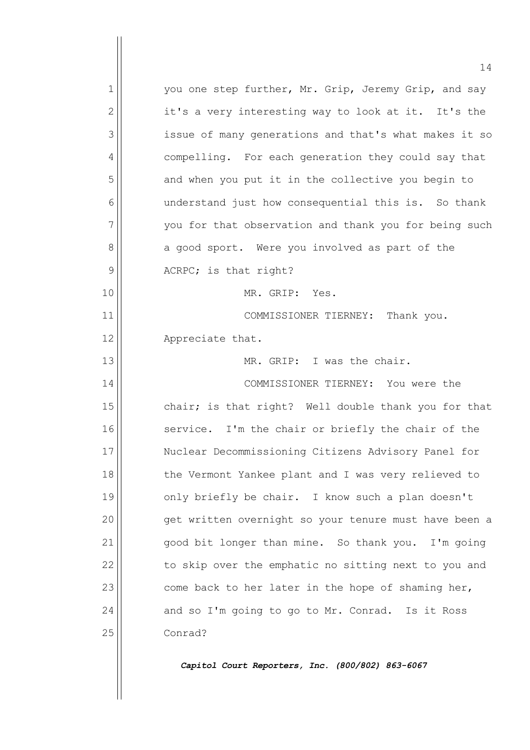you one step further, Mr. Grip, Jeremy Grip, and say it's a very interesting way to look at it. It's the issue of many generations and that's what makes it so compelling. For each generation they could say that and when you put it in the collective you begin to understand just how consequential this is. So thank you for that observation and thank you for being such a good sport. Were you involved as part of the ACRPC; is that right?

MR. GRIP: Yes.

COMMISSIONER TIERNEY: Thank you. Appreciate that.

MR. GRIP: I was the chair.

COMMISSIONER TIERNEY: You were the chair; is that right? Well double thank you for that service. I'm the chair or briefly the chair of the Nuclear Decommissioning Citizens Advisory Panel for the Vermont Yankee plant and I was very relieved to only briefly be chair. I know such a plan doesn't get written overnight so your tenure must have been a good bit longer than mine. So thank you. I'm going to skip over the emphatic no sitting next to you and come back to her later in the hope of shaming her, and so I'm going to go to Mr. Conrad. Is it Ross Conrad?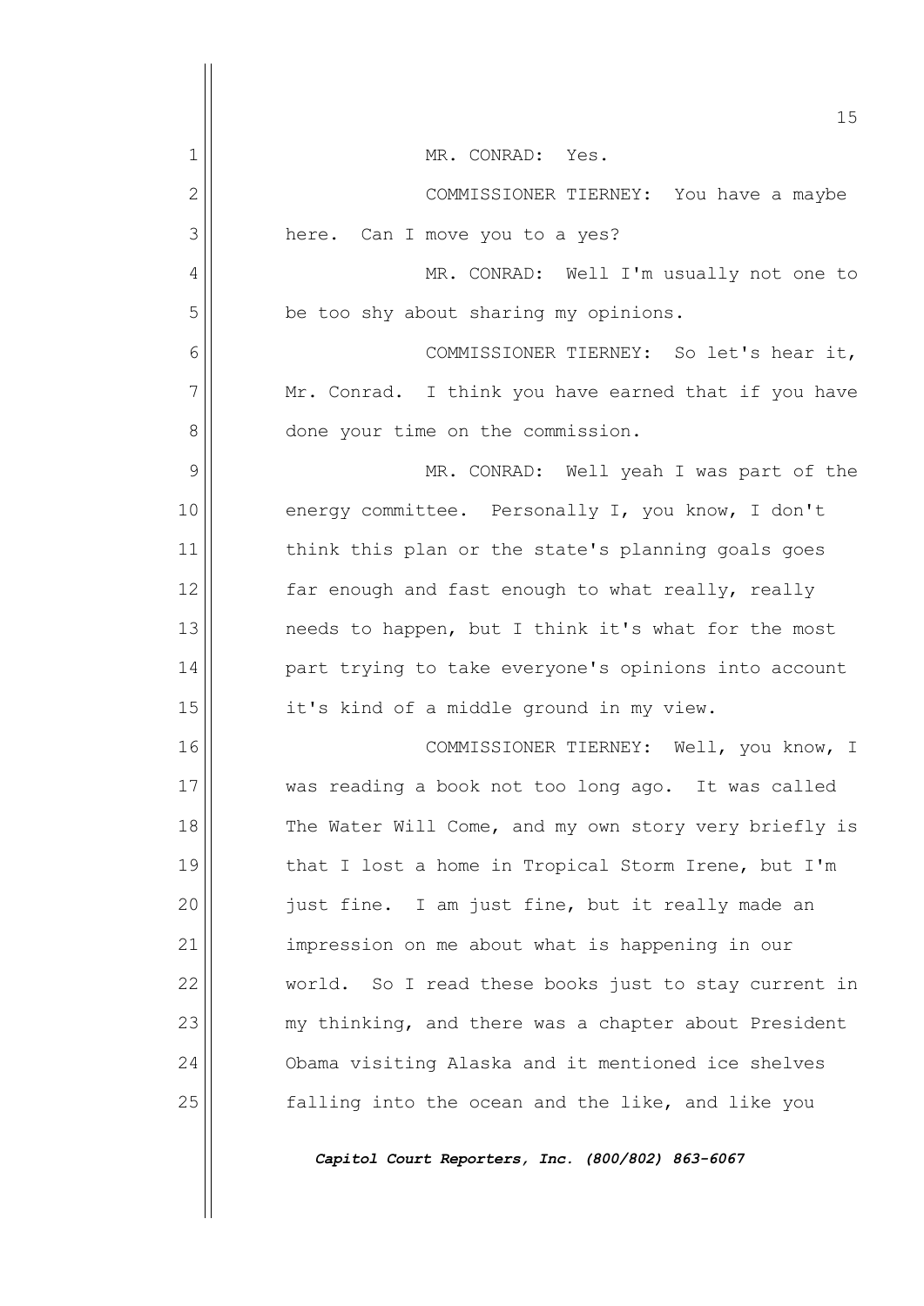MR. CONRAD: Yes.

COMMISSIONER TIERNEY: You have a maybe here. Can I move you to a yes?

MR. CONRAD: Well I'm usually not one to be too shy about sharing my opinions.

COMMISSIONER TIERNEY: So let's hear it, Mr. Conrad. I think you have earned that if you have done your time on the commission.

MR. CONRAD: Well yeah I was part of the energy committee. Personally I, you know, I don't think this plan or the state's planning goals goes far enough and fast enough to what really, really needs to happen, but I think it's what for the most part trying to take everyone's opinions into account it's kind of a middle ground in my view.

COMMISSIONER TIERNEY: Well, you know, I was reading a book not too long ago. It was called The Water Will Come, and my own story very briefly is that I lost a home in Tropical Storm Irene, but I'm just fine. I am just fine, but it really made an impression on me about what is happening in our world. So I read these books just to stay current in my thinking, and there was a chapter about President Obama visiting Alaska and it mentioned ice shelves falling into the ocean and the like, and like you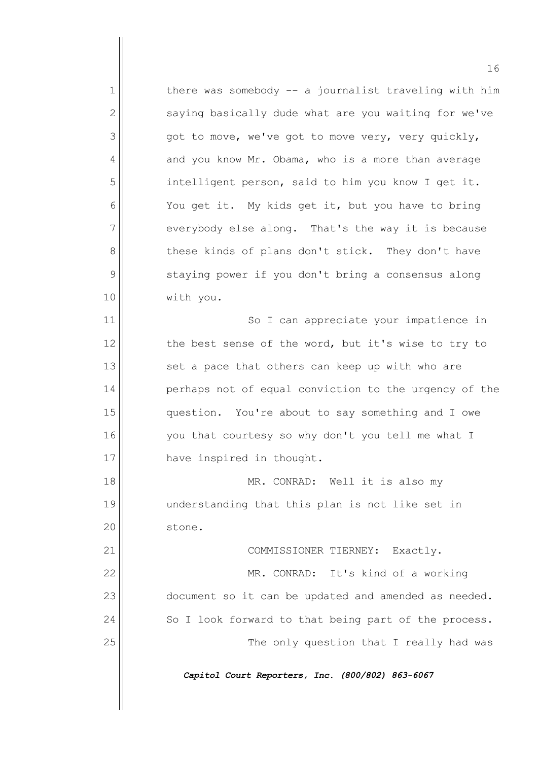there was somebody -- a journalist traveling with him saying basically dude what are you waiting for we've got to move, we've got to move very, very quickly, and you know Mr. Obama, who is a more than average intelligent person, said to him you know I get it. You get it. My kids get it, but you have to bring everybody else along. That's the way it is because these kinds of plans don't stick. They don't have staying power if you don't bring a consensus along with you.

So I can appreciate your impatience in the best sense of the word, but it's wise to try to set a pace that others can keep up with who are perhaps not of equal conviction to the urgency of the question. You're about to say something and I owe you that courtesy so why don't you tell me what I have inspired in thought.

MR. CONRAD: Well it is also my understanding that this plan is not like set in stone.

COMMISSIONER TIERNEY: Exactly.

MR. CONRAD: It's kind of a working document so it can be updated and amended as needed. So I look forward to that being part of the process.

The only question that I really had was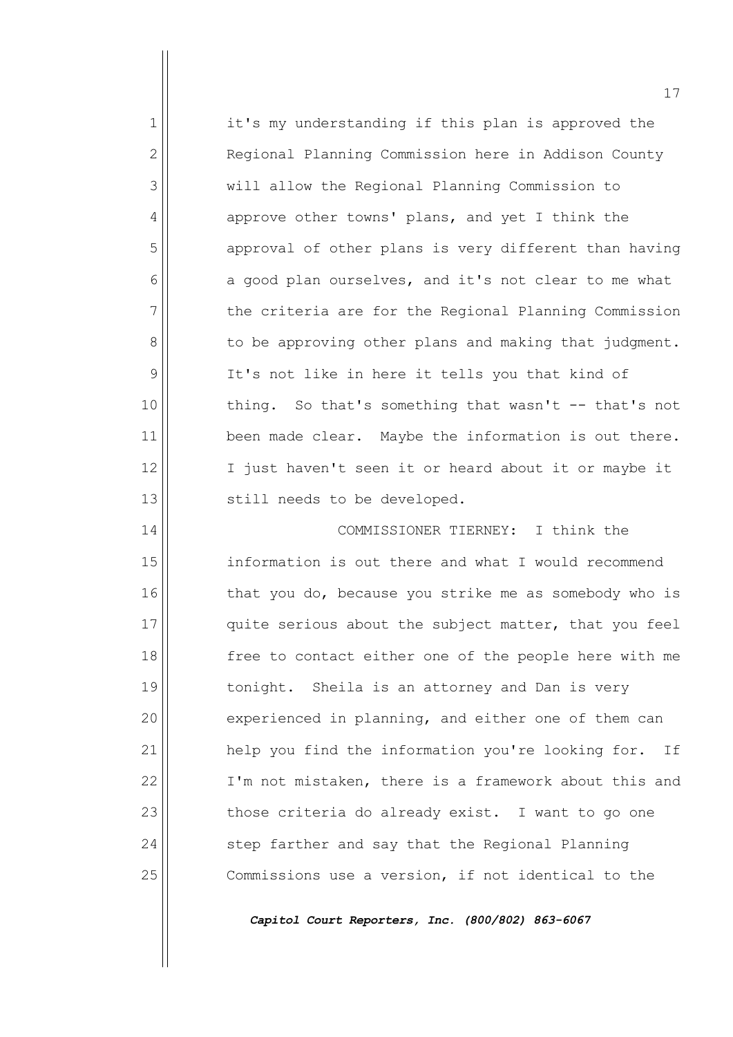it's my understanding if this plan is approved the Regional Planning Commission here in Addison County will allow the Regional Planning Commission to approve other towns' plans, and yet I think the approval of other plans is very different than having a good plan ourselves, and it's not clear to me what the criteria are for the Regional Planning Commission to be approving other plans and making that judgment. It's not like in here it tells you that kind of thing. So that's something that wasn't -- that's not been made clear. Maybe the information is out there. I just haven't seen it or heard about it or maybe it still needs to be developed.

COMMISSIONER TIERNEY: I think the information is out there and what I would recommend that you do, because you strike me as somebody who is quite serious about the subject matter, that you feel free to contact either one of the people here with me tonight. Sheila is an attorney and Dan is very experienced in planning, and either one of them can help you find the information you're looking for. If I'm not mistaken, there is a framework about this and those criteria do already exist. I want to go one step farther and say that the Regional Planning Commissions use a version, if not identical to the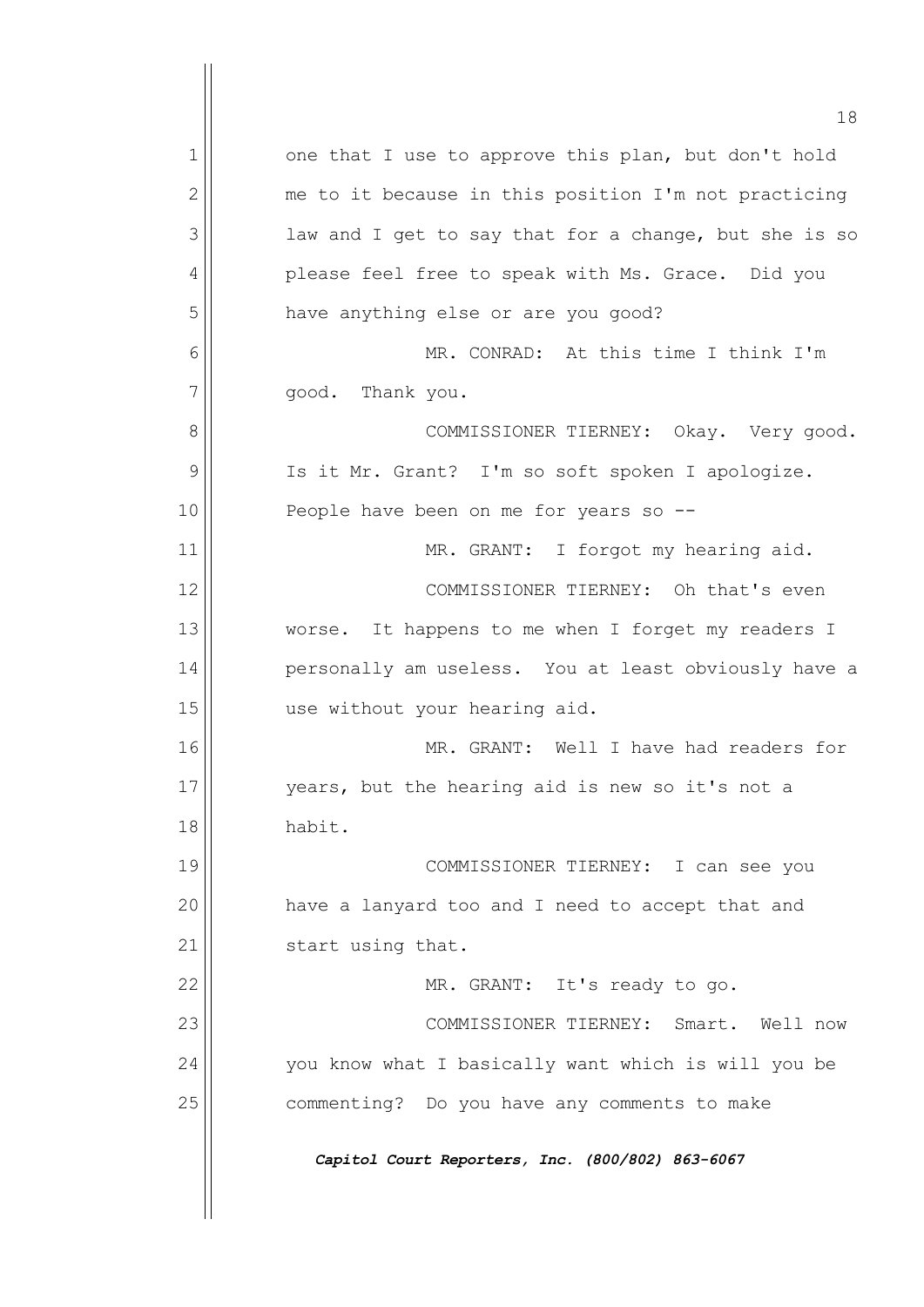one that I use to approve this plan, but don't hold me to it because in this position I'm not practicing law and I get to say that for a change, but she is so please feel free to speak with Ms. Grace. Did you have anything else or are you good?

MR. CONRAD: At this time I think I'm good. Thank you.

COMMISSIONER TIERNEY: Okay. Very good. Is it Mr. Grant? I'm so soft spoken I apologize. People have been on me for years so --

MR. GRANT: I forgot my hearing aid.

COMMISSIONER TIERNEY: Oh that's even worse. It happens to me when I forget my readers I personally am useless. You at least obviously have a use without your hearing aid.

MR. GRANT: Well I have had readers for years, but the hearing aid is new so it's not a habit.

COMMISSIONER TIERNEY: I can see you have a lanyard too and I need to accept that and start using that.

MR. GRANT: It's ready to go.

COMMISSIONER TIERNEY: Smart. Well now you know what I basically want which is will you be commenting? Do you have any comments to make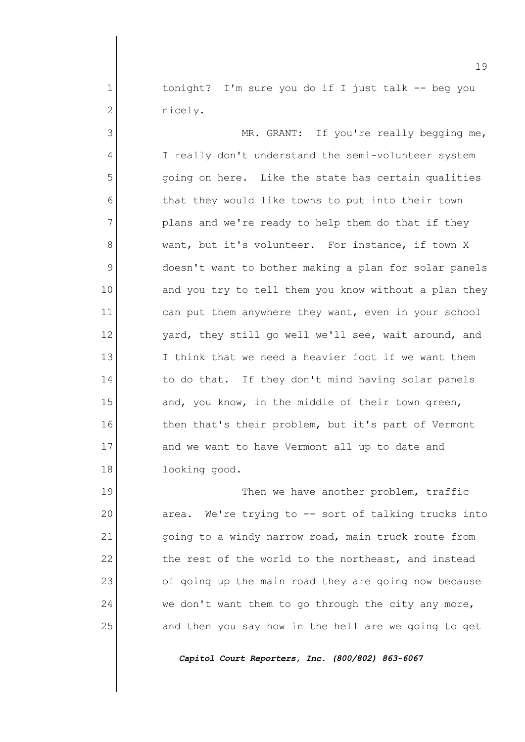tonight? I'm sure you do if I just talk -- beg you nicely.

MR. GRANT: If you're really begging me, I really don't understand the semi-volunteer system going on here. Like the state has certain qualities that they would like towns to put into their town plans and we're ready to help them do that if they want, but it's volunteer. For instance, if town X doesn't want to bother making a plan for solar panels and you try to tell them you know without a plan they can put them anywhere they want, even in your school yard, they still go well we'll see, wait around, and I think that we need a heavier foot if we want them to do that. If they don't mind having solar panels and, you know, in the middle of their town green, then that's their problem, but it's part of Vermont and we want to have Vermont all up to date and looking good.

Then we have another problem, traffic area. We're trying to -- sort of talking trucks into going to a windy narrow road, main truck route from the rest of the world to the northeast, and instead of going up the main road they are going now because we don't want them to go through the city any more, and then you say how in the hell are we going to get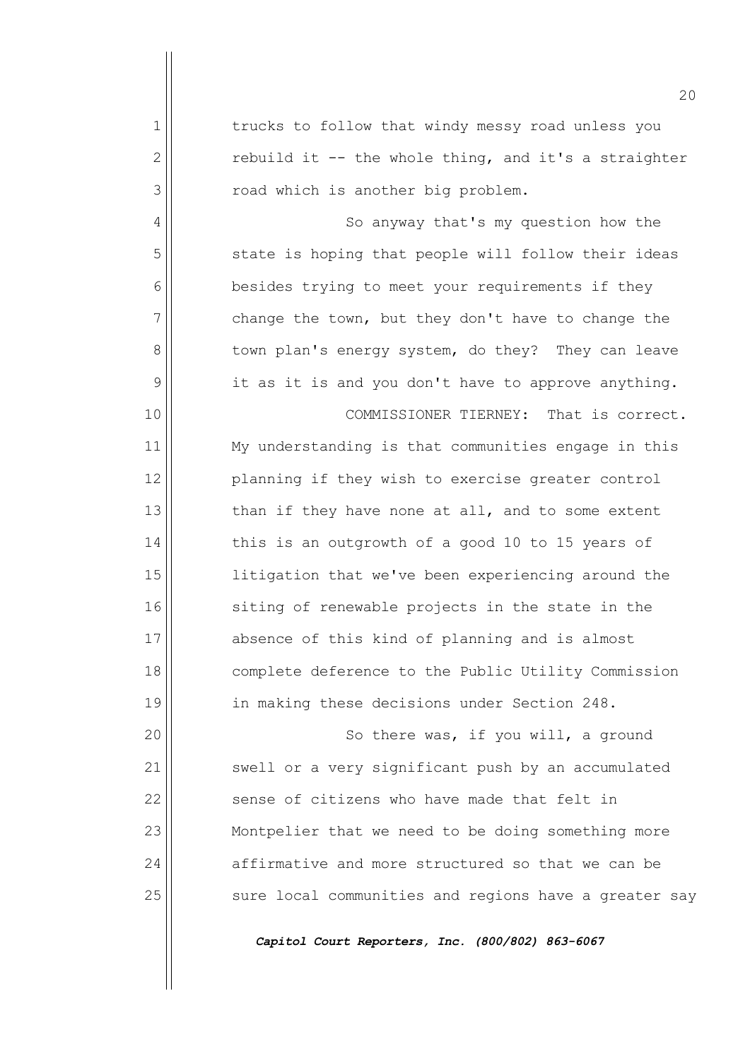trucks to follow that windy messy road unless you rebuild it -- the whole thing, and it's a straighter road which is another big problem.

So anyway that's my question how the state is hoping that people will follow their ideas besides trying to meet your requirements if they change the town, but they don't have to change the town plan's energy system, do they? They can leave it as it is and you don't have to approve anything.

COMMISSIONER TIERNEY: That is correct. My understanding is that communities engage in this planning if they wish to exercise greater control than if they have none at all, and to some extent this is an outgrowth of a good 10 to 15 years of litigation that we've been experiencing around the siting of renewable projects in the state in the absence of this kind of planning and is almost complete deference to the Public Utility Commission in making these decisions under Section 248.

So there was, if you will, a ground swell or a very significant push by an accumulated sense of citizens who have made that felt in Montpelier that we need to be doing something more affirmative and more structured so that we can be sure local communities and regions have a greater say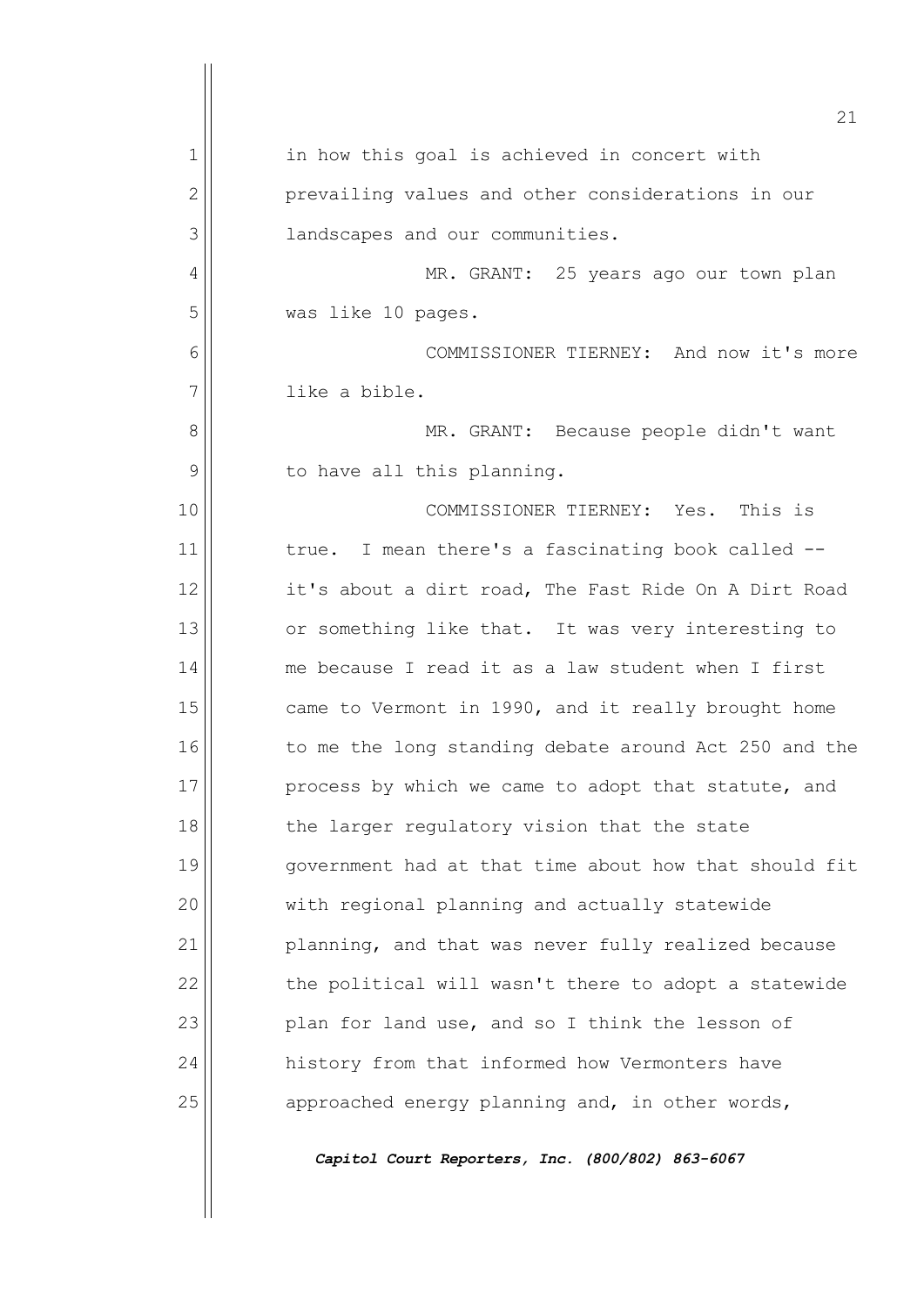in how this goal is achieved in concert with prevailing values and other considerations in our landscapes and our communities.

MR. GRANT: 25 years ago our town plan was like 10 pages.

COMMISSIONER TIERNEY: And now it's more like a bible.

MR. GRANT: Because people didn't want to have all this planning.

COMMISSIONER TIERNEY: Yes. This is true. I mean there's a fascinating book called -- it's about a dirt road, The Fast Ride On A Dirt Road or something like that. It was very interesting to me because I read it as a law student when I first came to Vermont in 1990, and it really brought home to me the long standing debate around Act 250 and the process by which we came to adopt that statute, and the larger regulatory vision that the state government had at that time about how that should fit with regional planning and actually statewide planning, and that was never fully realized because the political will wasn't there to adopt a statewide plan for land use, and so I think the lesson of history from that informed how Vermonters have approached energy planning and, in other words,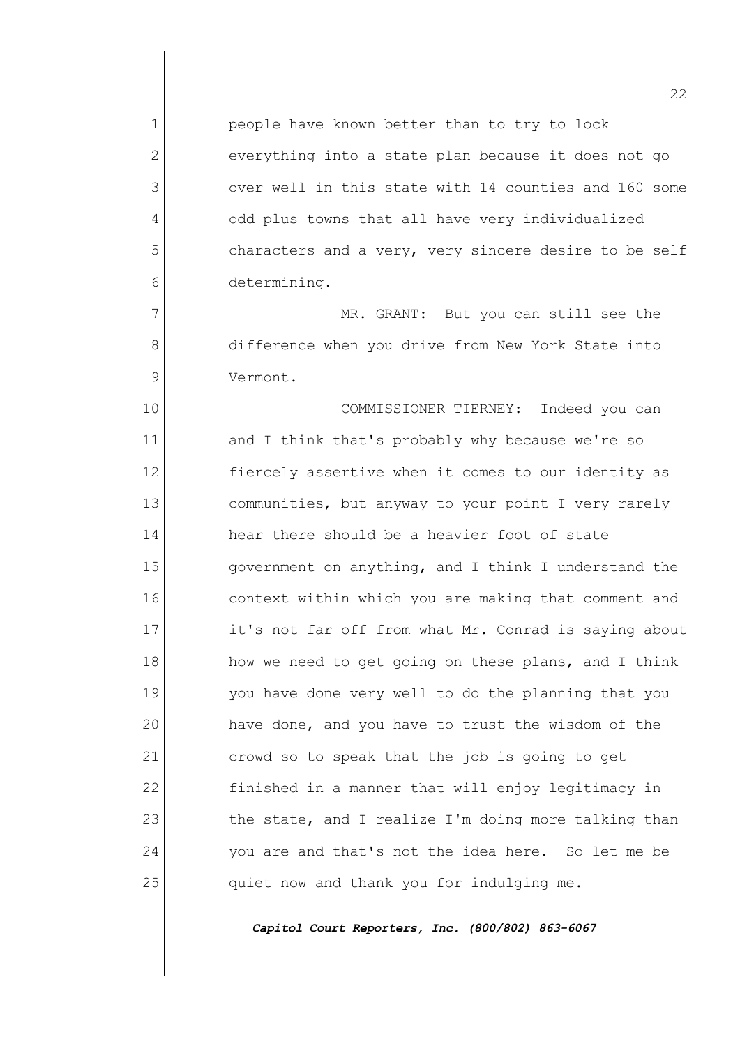people have known better than to try to lock everything into a state plan because it does not go over well in this state with 14 counties and 160 some odd plus towns that all have very individualized characters and a very, very sincere desire to be self determining.

MR. GRANT: But you can still see the difference when you drive from New York State into Vermont.

COMMISSIONER TIERNEY: Indeed you can and I think that's probably why because we're so fiercely assertive when it comes to our identity as communities, but anyway to your point I very rarely hear there should be a heavier foot of state government on anything, and I think I understand the context within which you are making that comment and it's not far off from what Mr. Conrad is saying about how we need to get going on these plans, and I think you have done very well to do the planning that you have done, and you have to trust the wisdom of the crowd so to speak that the job is going to get finished in a manner that will enjoy legitimacy in the state, and I realize I'm doing more talking than you are and that's not the idea here. So let me be quiet now and thank you for indulging me.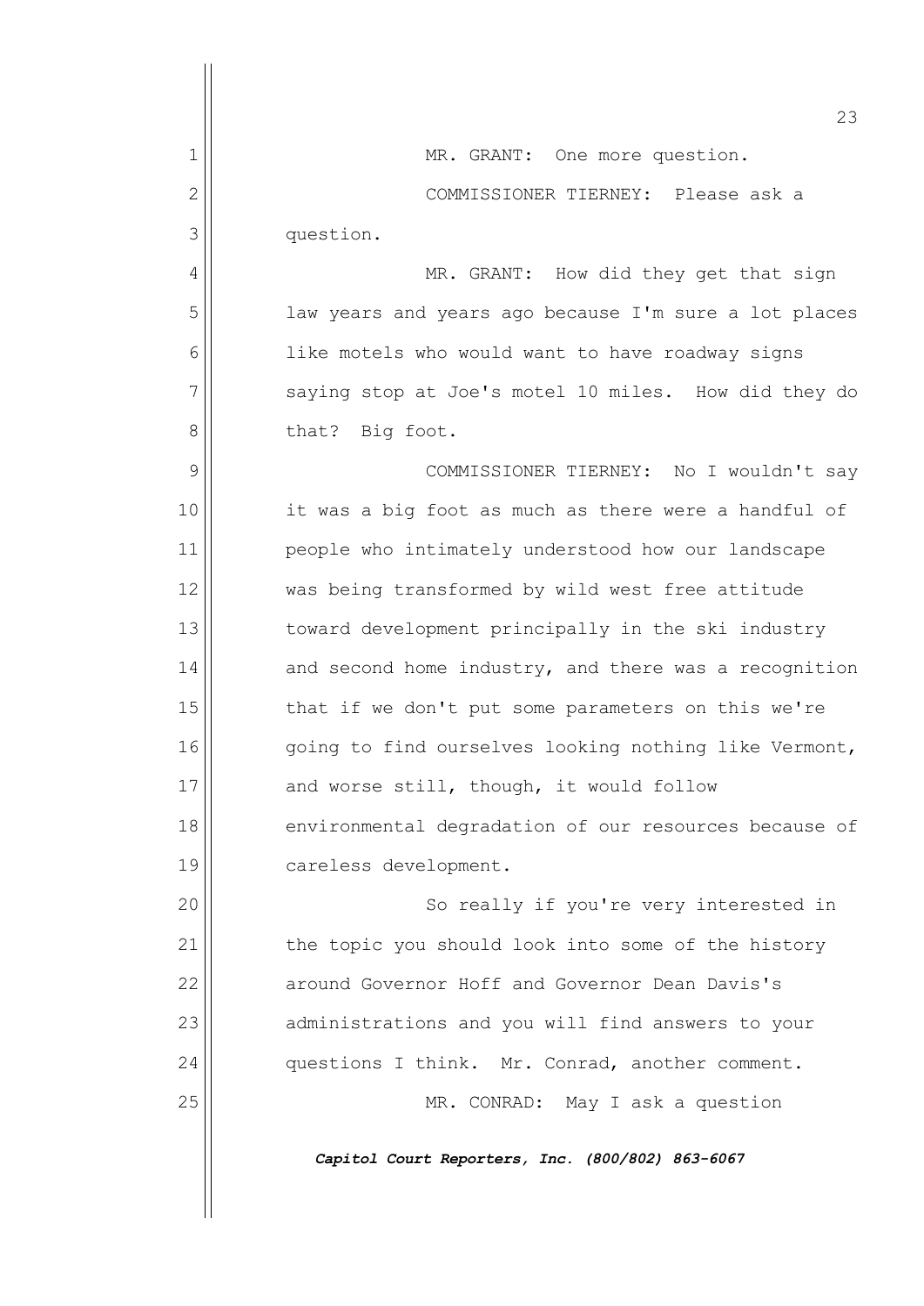MR. GRANT: One more question.

COMMISSIONER TIERNEY: Please ask a question.

MR. GRANT: How did they get that sign law years and years ago because I'm sure a lot places like motels who would want to have roadway signs saying stop at Joe's motel 10 miles. How did they do that? Big foot.

COMMISSIONER TIERNEY: No I wouldn't say it was a big foot as much as there were a handful of people who intimately understood how our landscape was being transformed by wild west free attitude toward development principally in the ski industry and second home industry, and there was a recognition that if we don't put some parameters on this we're going to find ourselves looking nothing like Vermont, and worse still, though, it would follow environmental degradation of our resources because of careless development.

So really if you're very interested in the topic you should look into some of the history around Governor Hoff and Governor Dean Davis's administrations and you will find answers to your questions I think. Mr. Conrad, another comment.

MR. CONRAD: May I ask a question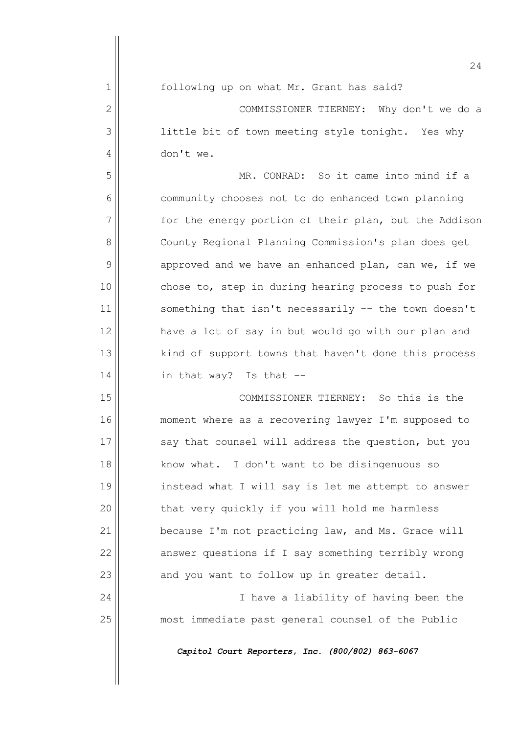following up on what Mr. Grant has said?

COMMISSIONER TIERNEY: Why don't we do a little bit of town meeting style tonight. Yes why don't we.

MR. CONRAD: So it came into mind if a community chooses not to do enhanced town planning for the energy portion of their plan, but the Addison County Regional Planning Commission's plan does get approved and we have an enhanced plan, can we, if we chose to, step in during hearing process to push for something that isn't necessarily -- the town doesn't have a lot of say in but would go with our plan and kind of support towns that haven't done this process in that way? Is that --

COMMISSIONER TIERNEY: So this is the moment where as a recovering lawyer I'm supposed to say that counsel will address the question, but you know what. I don't want to be disingenuous so instead what I will say is let me attempt to answer that very quickly if you will hold me harmless because I'm not practicing law, and Ms. Grace will answer questions if I say something terribly wrong and you want to follow up in greater detail.

I have a liability of having been the most immediate past general counsel of the Public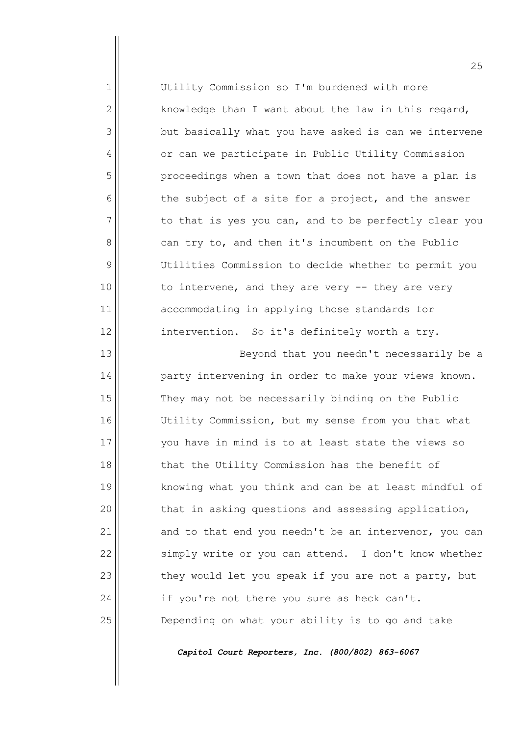Utility Commission so I'm burdened with more knowledge than I want about the law in this regard, but basically what you have asked is can we intervene or can we participate in Public Utility Commission proceedings when a town that does not have a plan is the subject of a site for a project, and the answer to that is yes you can, and to be perfectly clear you can try to, and then it's incumbent on the Public Utilities Commission to decide whether to permit you to intervene, and they are very -- they are very accommodating in applying those standards for intervention. So it's definitely worth a try.

Beyond that you needn't necessarily be a party intervening in order to make your views known. They may not be necessarily binding on the Public Utility Commission, but my sense from you that what you have in mind is to at least state the views so that the Utility Commission has the benefit of knowing what you think and can be at least mindful of that in asking questions and assessing application, and to that end you needn't be an intervenor, you can simply write or you can attend. I don't know whether they would let you speak if you are not a party, but if you're not there you sure as heck can't. Depending on what your ability is to go and take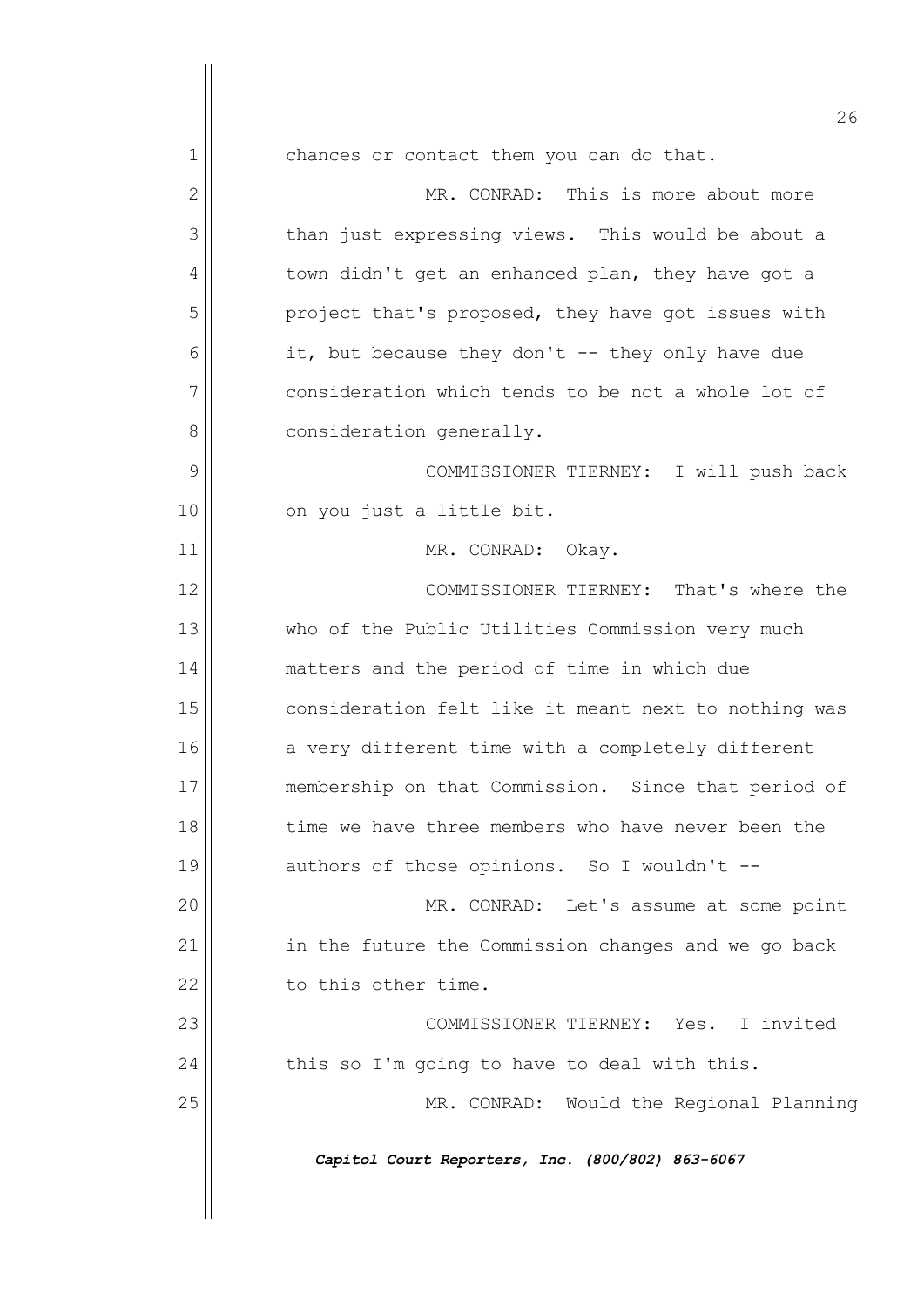chances or contact them you can do that.

MR. CONRAD: This is more about more than just expressing views. This would be about a town didn't get an enhanced plan, they have got a project that's proposed, they have got issues with it, but because they don't -- they only have due consideration which tends to be not a whole lot of consideration generally.

COMMISSIONER TIERNEY: I will push back on you just a little bit.

MR. CONRAD: Okay.

COMMISSIONER TIERNEY: That's where the who of the Public Utilities Commission very much matters and the period of time in which due consideration felt like it meant next to nothing was a very different time with a completely different membership on that Commission. Since that period of time we have three members who have never been the authors of those opinions. So I wouldn't --

MR. CONRAD: Let's assume at some point in the future the Commission changes and we go back to this other time.

COMMISSIONER TIERNEY: Yes. I invited this so I'm going to have to deal with this.

MR. CONRAD: Would the Regional Planning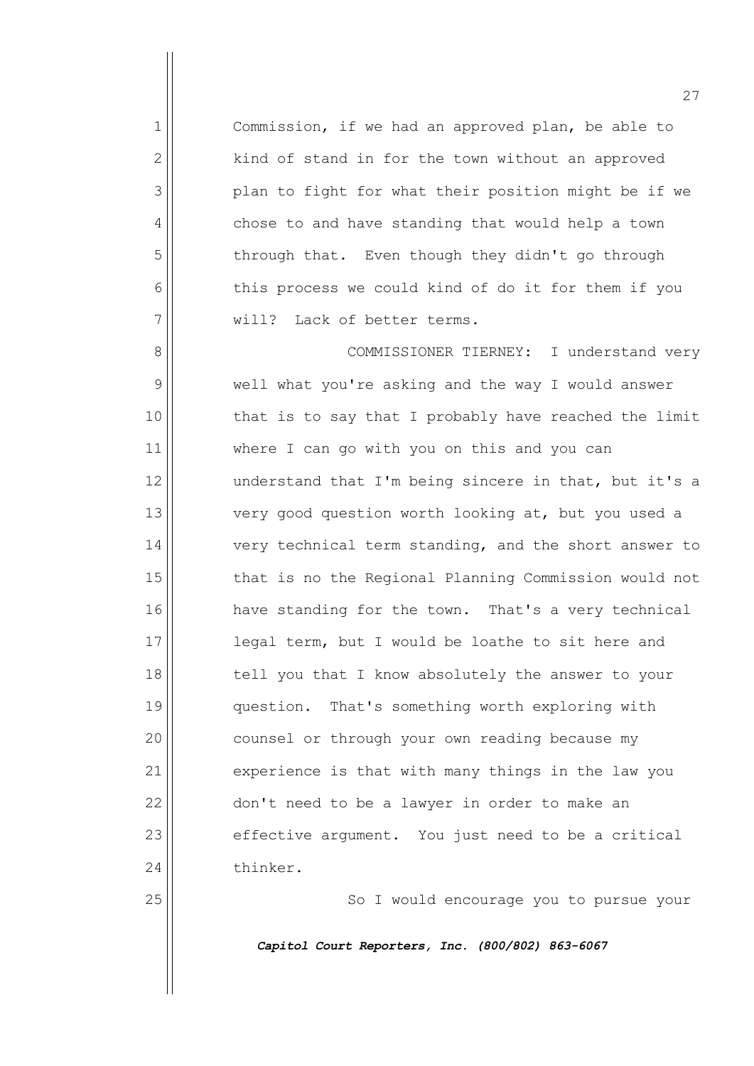Commission, if we had an approved plan, be able to kind of stand in for the town without an approved plan to fight for what their position might be if we chose to and have standing that would help a town through that. Even though they didn't go through this process we could kind of do it for them if you will? Lack of better terms.

COMMISSIONER TIERNEY: I understand very well what you're asking and the way I would answer that is to say that I probably have reached the limit where I can go with you on this and you can understand that I'm being sincere in that, but it's a very good question worth looking at, but you used a very technical term standing, and the short answer to that is no the Regional Planning Commission would not have standing for the town. That's a very technical legal term, but I would be loathe to sit here and tell you that I know absolutely the answer to your question. That's something worth exploring with counsel or through your own reading because my experience is that with many things in the law you don't need to be a lawyer in order to make an effective argument. You just need to be a critical thinker.

So I would encourage you to pursue your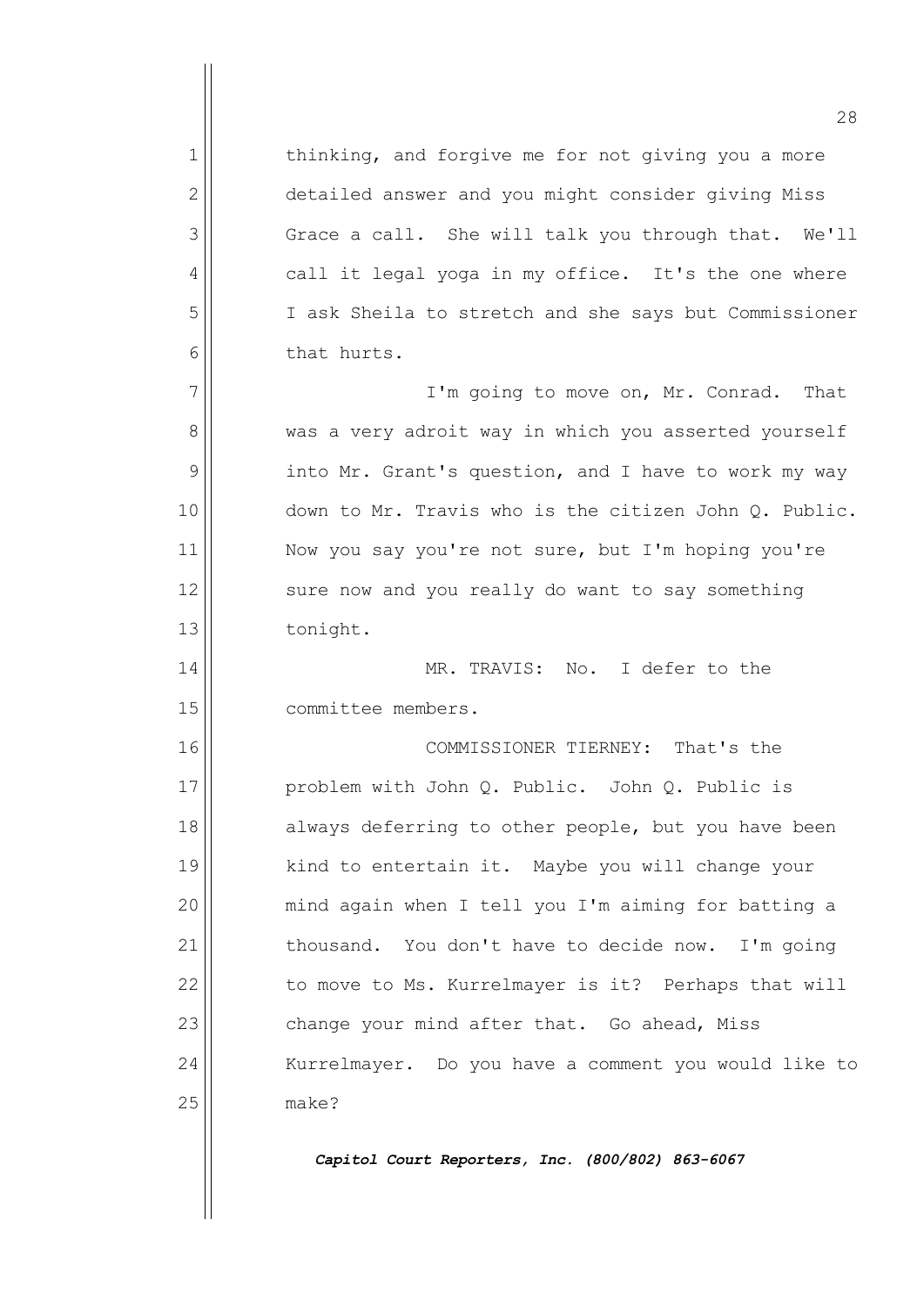thinking, and forgive me for not giving you a more detailed answer and you might consider giving Miss Grace a call. She will talk you through that. We'll call it legal yoga in my office. It's the one where I ask Sheila to stretch and she says but Commissioner that hurts.

I'm going to move on, Mr. Conrad. That was a very adroit way in which you asserted yourself into Mr. Grant's question, and I have to work my way down to Mr. Travis who is the citizen John Q. Public. Now you say you're not sure, but I'm hoping you're sure now and you really do want to say something tonight.

MR. TRAVIS: No. I defer to the committee members.

COMMISSIONER TIERNEY: That's the problem with John Q. Public. John Q. Public is always deferring to other people, but you have been kind to entertain it. Maybe you will change your mind again when I tell you I'm aiming for batting a thousand. You don't have to decide now. I'm going to move to Ms. Kurrelmayer is it? Perhaps that will change your mind after that. Go ahead, Miss Kurrelmayer. Do you have a comment you would like to make?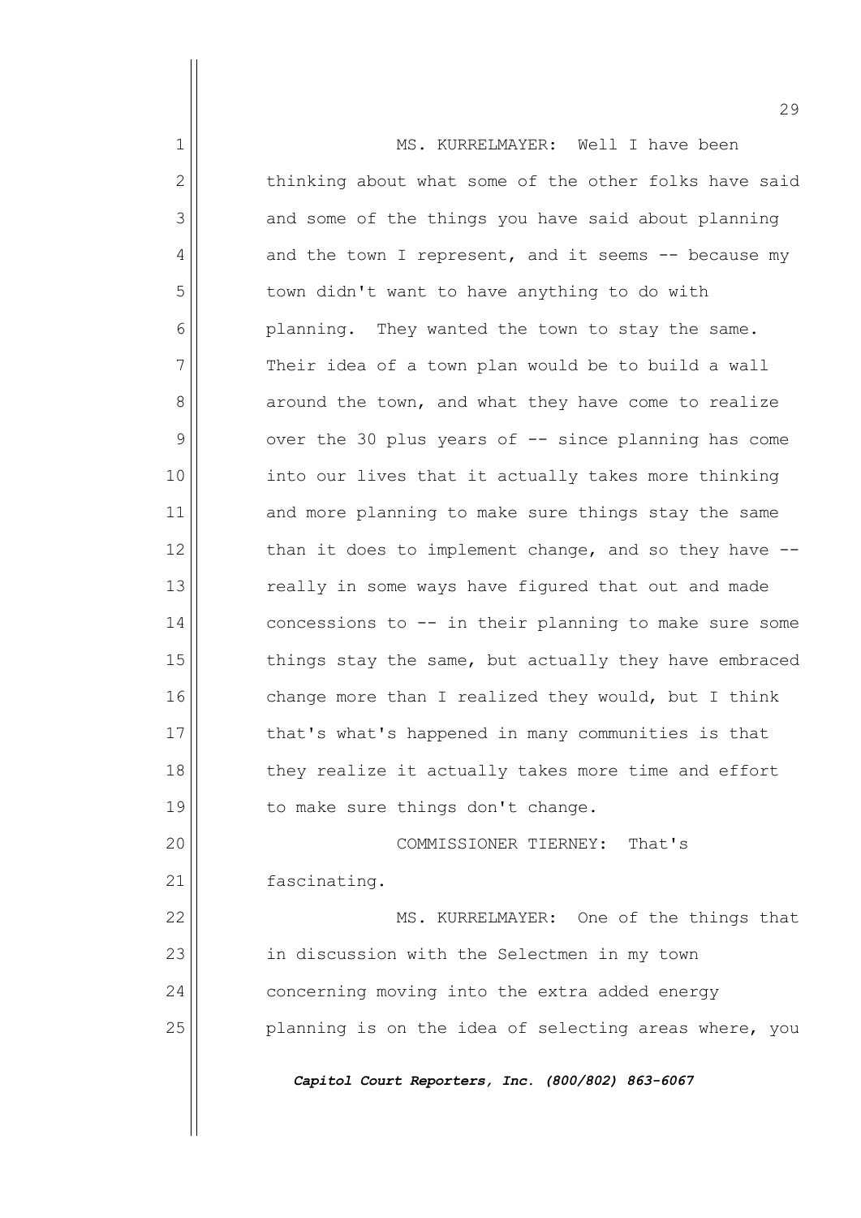MS. KURRELMAYER: Well I have been thinking about what some of the other folks have said and some of the things you have said about planning and the town I represent, and it seems -- because my town didn't want to have anything to do with planning. They wanted the town to stay the same. Their idea of a town plan would be to build a wall around the town, and what they have come to realize over the 30 plus years of -- since planning has come into our lives that it actually takes more thinking and more planning to make sure things stay the same than it does to implement change, and so they have -- really in some ways have figured that out and made concessions to -- in their planning to make sure some things stay the same, but actually they have embraced change more than I realized they would, but I think that's what's happened in many communities is that they realize it actually takes more time and effort to make sure things don't change.

COMMISSIONER TIERNEY: That's fascinating.

MS. KURRELMAYER: One of the things that in discussion with the Selectmen in my town concerning moving into the extra added energy planning is on the idea of selecting areas where, you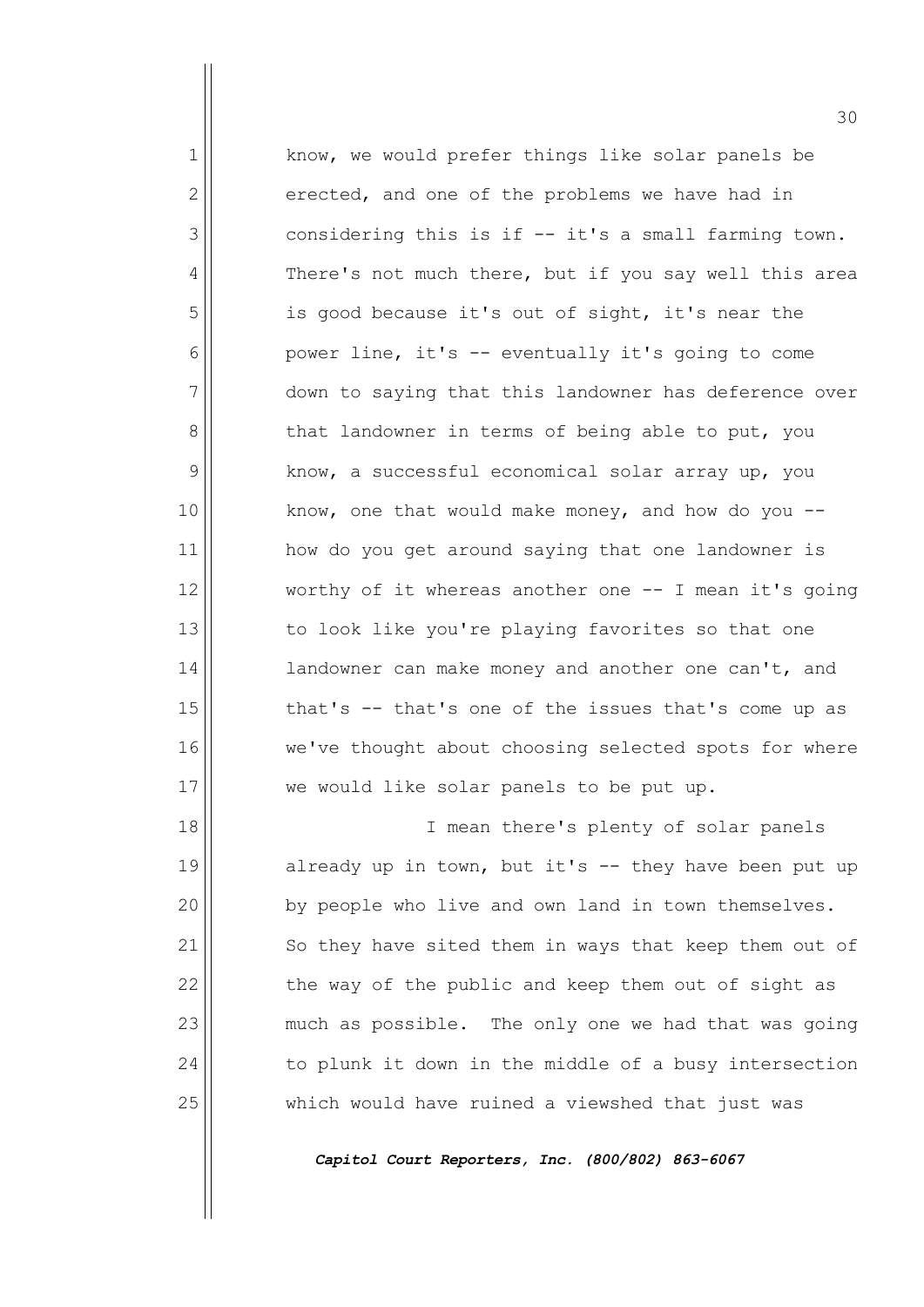know, we would prefer things like solar panels be erected, and one of the problems we have had in considering this is if -- it's a small farming town. There's not much there, but if you say well this area is good because it's out of sight, it's near the power line, it's -- eventually it's going to come down to saying that this landowner has deference over that landowner in terms of being able to put, you know, a successful economical solar array up, you know, one that would make money, and how do you -- how do you get around saying that one landowner is worthy of it whereas another one -- I mean it's going to look like you're playing favorites so that one landowner can make money and another one can't, and that's -- that's one of the issues that's come up as we've thought about choosing selected spots for where we would like solar panels to be put up.

I mean there's plenty of solar panels already up in town, but it's -- they have been put up by people who live and own land in town themselves. So they have sited them in ways that keep them out of the way of the public and keep them out of sight as much as possible. The only one we had that was going to plunk it down in the middle of a busy intersection which would have ruined a viewshed that just was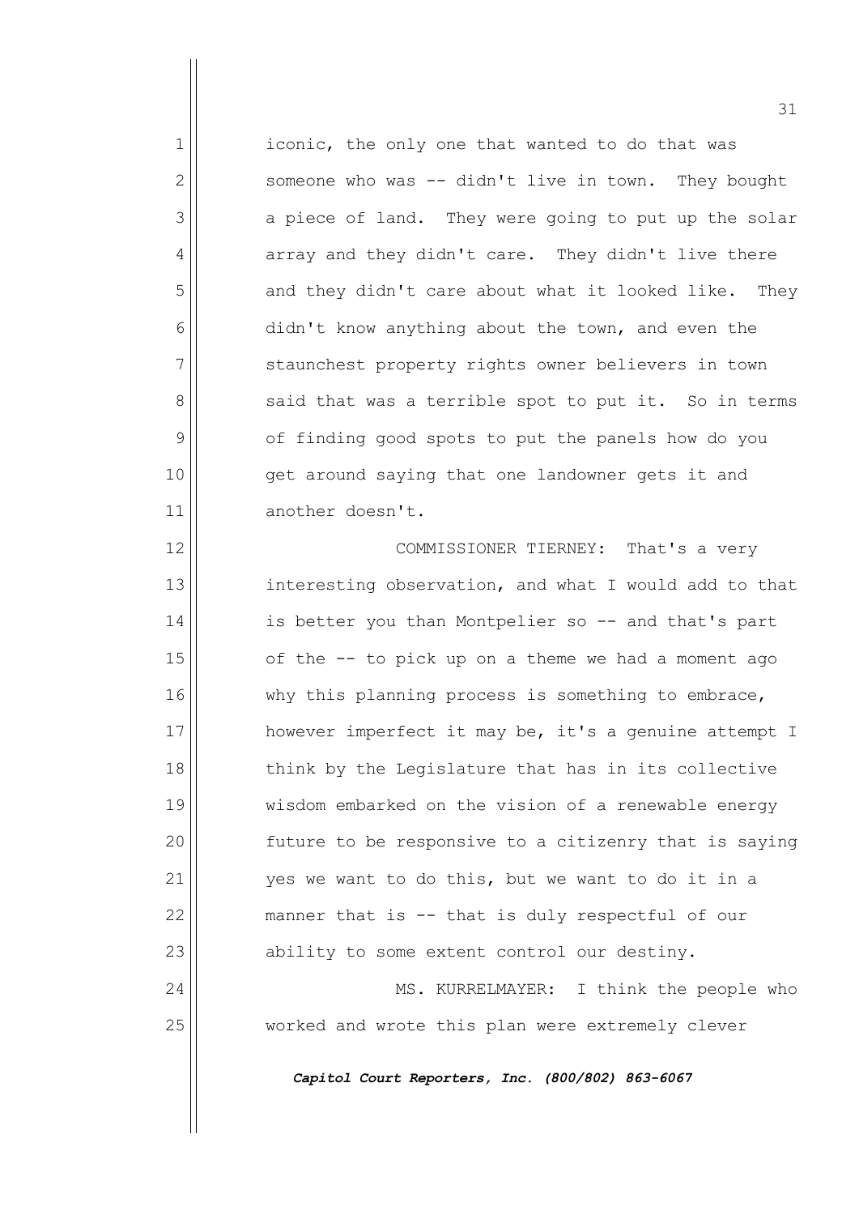iconic, the only one that wanted to do that was someone who was -- didn't live in town. They bought a piece of land. They were going to put up the solar array and they didn't care. They didn't live there and they didn't care about what it looked like. They didn't know anything about the town, and even the staunchest property rights owner believers in town said that was a terrible spot to put it. So in terms of finding good spots to put the panels how do you get around saying that one landowner gets it and another doesn't.

COMMISSIONER TIERNEY: That's a very interesting observation, and what I would add to that is better you than Montpelier so -- and that's part of the -- to pick up on a theme we had a moment ago why this planning process is something to embrace, however imperfect it may be, it's a genuine attempt I think by the Legislature that has in its collective wisdom embarked on the vision of a renewable energy future to be responsive to a citizenry that is saying yes we want to do this, but we want to do it in a manner that is -- that is duly respectful of our ability to some extent control our destiny.

MS. KURRELMAYER: I think the people who worked and wrote this plan were extremely clever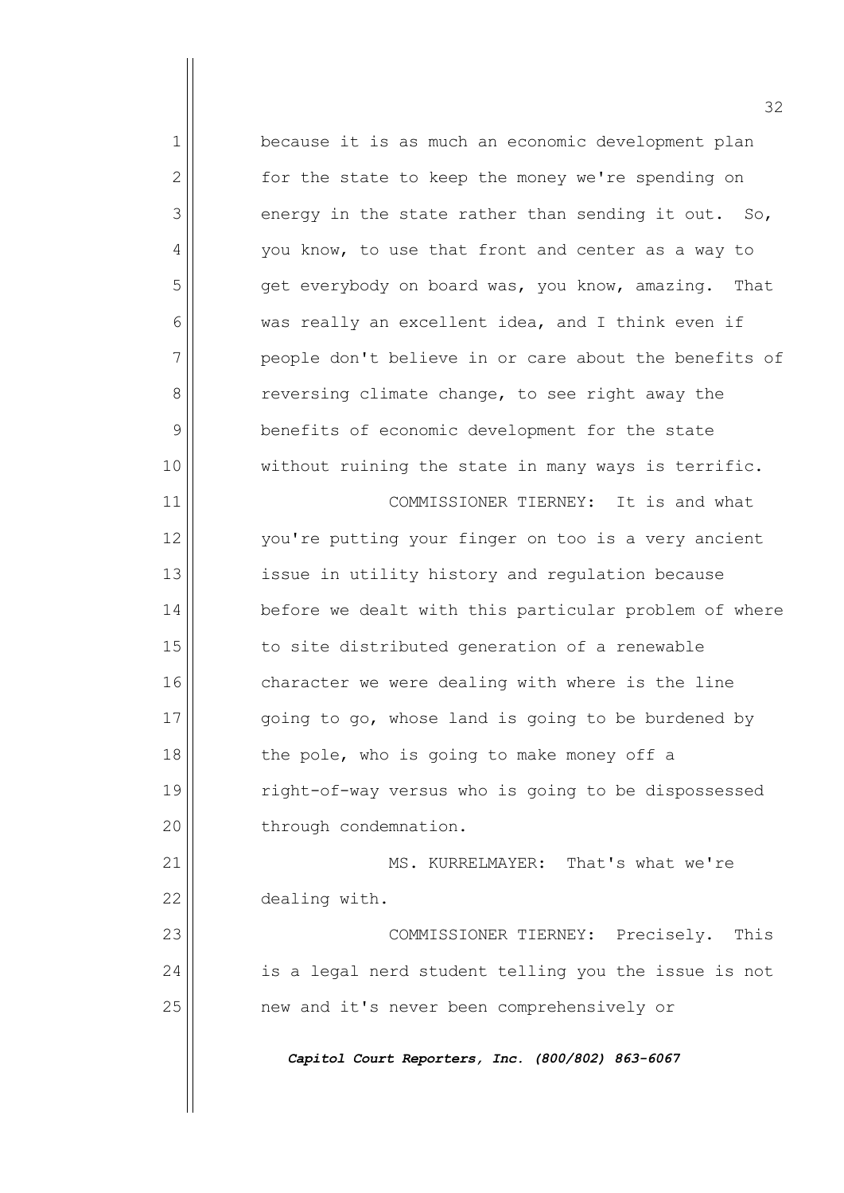because it is as much an economic development plan for the state to keep the money we're spending on energy in the state rather than sending it out. So, you know, to use that front and center as a way to get everybody on board was, you know, amazing. That was really an excellent idea, and I think even if people don't believe in or care about the benefits of reversing climate change, to see right away the benefits of economic development for the state without ruining the state in many ways is terrific.

COMMISSIONER TIERNEY: It is and what you're putting your finger on too is a very ancient issue in utility history and regulation because before we dealt with this particular problem of where to site distributed generation of a renewable character we were dealing with where is the line going to go, whose land is going to be burdened by the pole, who is going to make money off a right-of-way versus who is going to be dispossessed through condemnation.

MS. KURRELMAYER: That's what we're dealing with.

COMMISSIONER TIERNEY: Precisely. This is a legal nerd student telling you the issue is not new and it's never been comprehensively or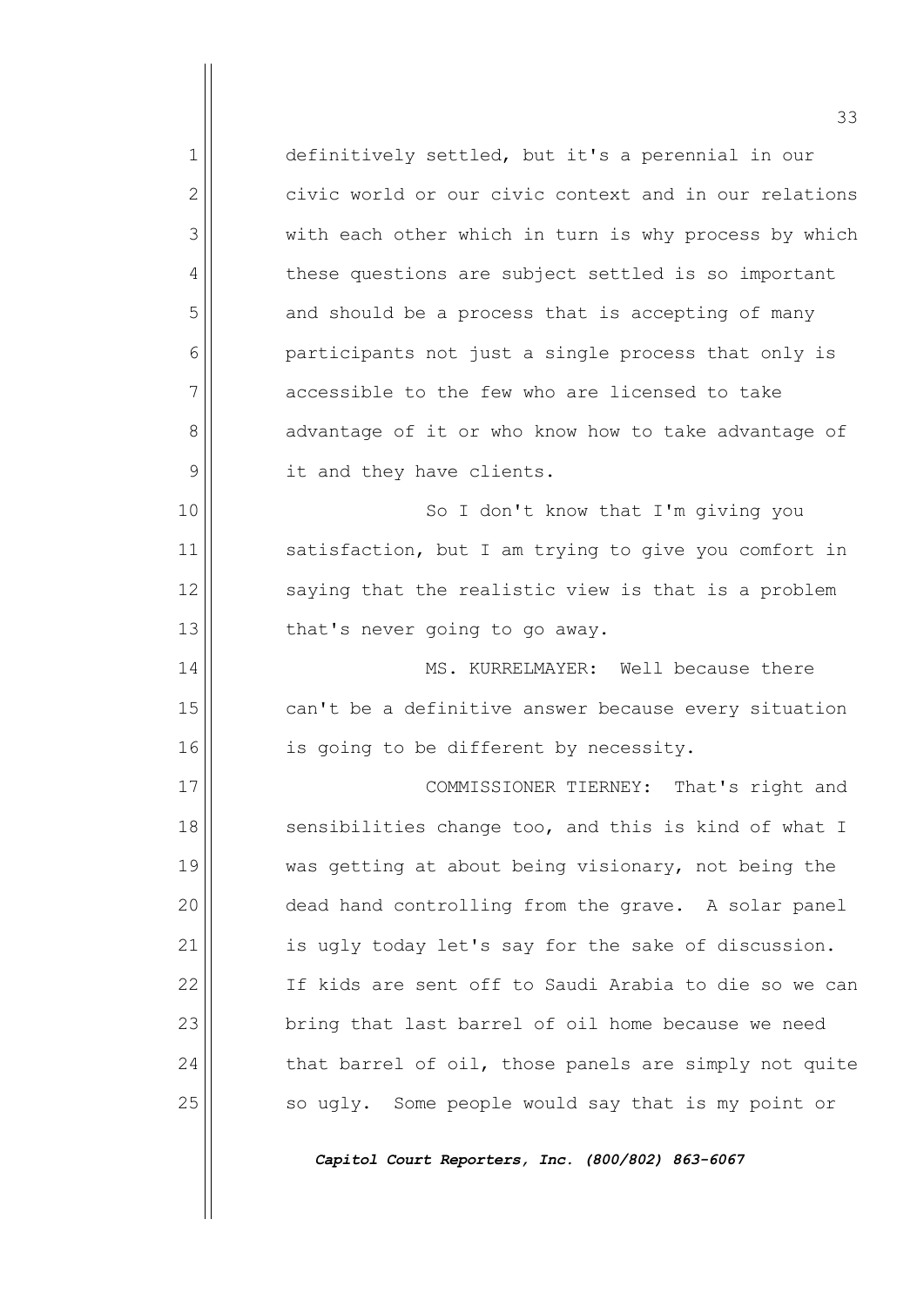definitively settled, but it's a perennial in our civic world or our civic context and in our relations with each other which in turn is why process by which these questions are subject settled is so important and should be a process that is accepting of many participants not just a single process that only is accessible to the few who are licensed to take advantage of it or who know how to take advantage of it and they have clients.

So I don't know that I'm giving you satisfaction, but I am trying to give you comfort in saying that the realistic view is that is a problem that's never going to go away.

MS. KURRELMAYER: Well because there can't be a definitive answer because every situation is going to be different by necessity.

COMMISSIONER TIERNEY: That's right and sensibilities change too, and this is kind of what I was getting at about being visionary, not being the dead hand controlling from the grave. A solar panel is ugly today let's say for the sake of discussion. If kids are sent off to Saudi Arabia to die so we can bring that last barrel of oil home because we need that barrel of oil, those panels are simply not quite so ugly. Some people would say that is my point or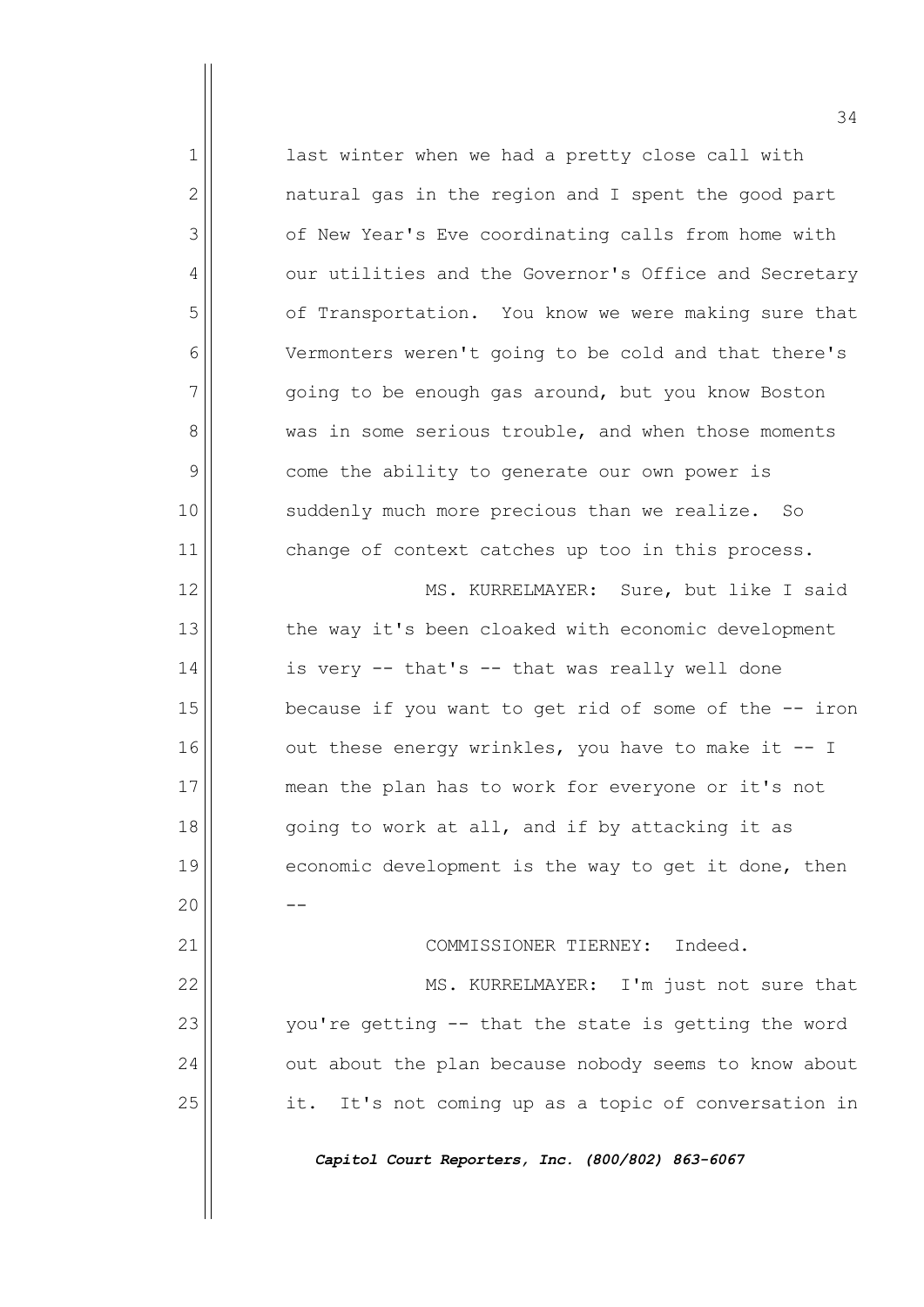last winter when we had a pretty close call with natural gas in the region and I spent the good part of New Year's Eve coordinating calls from home with our utilities and the Governor's Office and Secretary of Transportation. You know we were making sure that Vermonters weren't going to be cold and that there's going to be enough gas around, but you know Boston was in some serious trouble, and when those moments come the ability to generate our own power is suddenly much more precious than we realize. So change of context catches up too in this process.

MS. KURRELMAYER: Sure, but like I said the way it's been cloaked with economic development is very -- that's -- that was really well done because if you want to get rid of some of the -- iron out these energy wrinkles, you have to make it -- I mean the plan has to work for everyone or it's not going to work at all, and if by attacking it as economic development is the way to get it done, then --

COMMISSIONER TIERNEY: Indeed.

MS. KURRELMAYER: I'm just not sure that you're getting -- that the state is getting the word out about the plan because nobody seems to know about it. It's not coming up as a topic of conversation in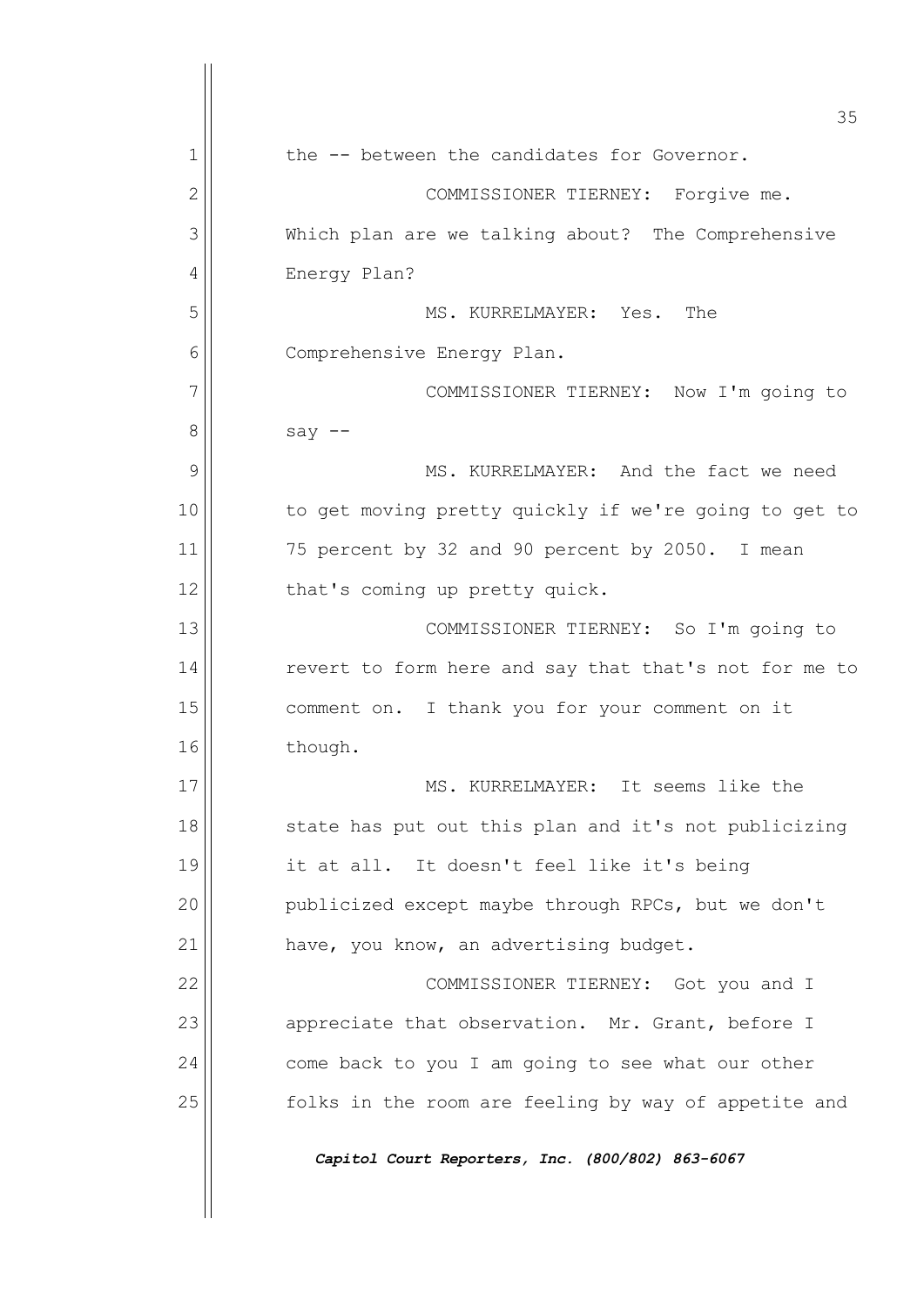the -- between the candidates for Governor.

COMMISSIONER TIERNEY: Forgive me. Which plan are we talking about? The Comprehensive Energy Plan?

MS. KURRELMAYER: Yes. The Comprehensive Energy Plan.

COMMISSIONER TIERNEY: Now I'm going to say --

MS. KURRELMAYER: And the fact we need to get moving pretty quickly if we're going to get to 75 percent by 32 and 90 percent by 2050. I mean that's coming up pretty quick.

COMMISSIONER TIERNEY: So I'm going to revert to form here and say that that's not for me to comment on. I thank you for your comment on it though.

MS. KURRELMAYER: It seems like the state has put out this plan and it's not publicizing it at all. It doesn't feel like it's being publicized except maybe through RPCs, but we don't have, you know, an advertising budget.

COMMISSIONER TIERNEY: Got you and I appreciate that observation. Mr. Grant, before I come back to you I am going to see what our other folks in the room are feeling by way of appetite and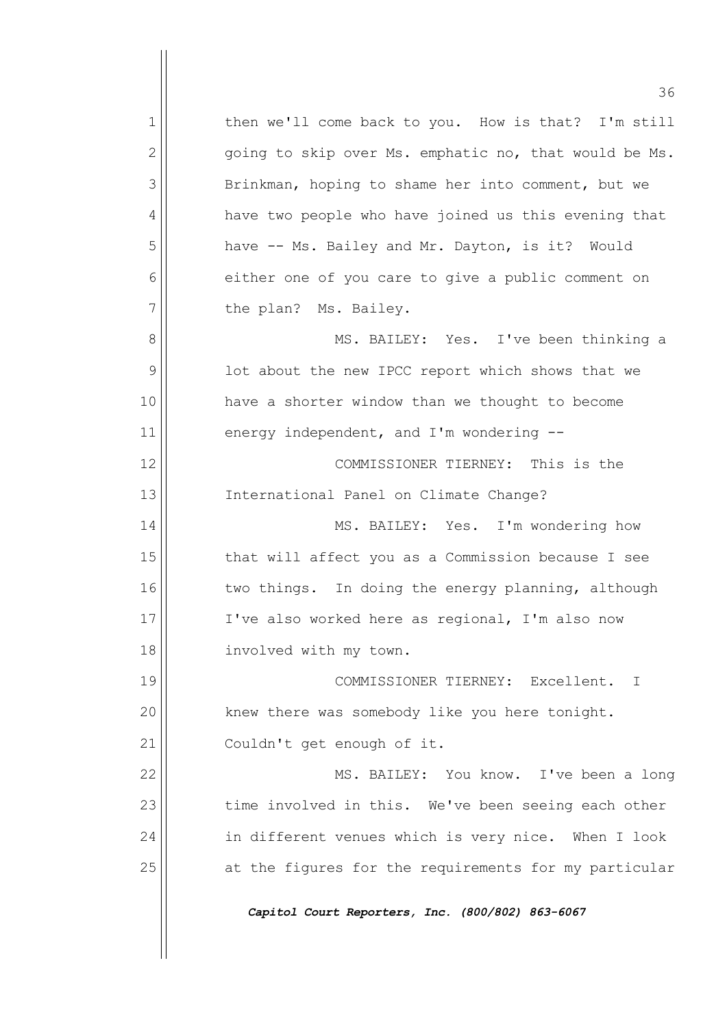then we'll come back to you. How is that? I'm still going to skip over Ms. emphatic no, that would be Ms. Brinkman, hoping to shame her into comment, but we have two people who have joined us this evening that have -- Ms. Bailey and Mr. Dayton, is it? Would either one of you care to give a public comment on the plan? Ms. Bailey.

MS. BAILEY: Yes. I've been thinking a lot about the new IPCC report which shows that we have a shorter window than we thought to become energy independent, and I'm wondering --

COMMISSIONER TIERNEY: This is the International Panel on Climate Change?

MS. BAILEY: Yes. I'm wondering how that will affect you as a Commission because I see two things. In doing the energy planning, although I've also worked here as regional, I'm also now involved with my town.

COMMISSIONER TIERNEY: Excellent. I knew there was somebody like you here tonight. Couldn't get enough of it.

MS. BAILEY: You know. I've been a long time involved in this. We've been seeing each other in different venues which is very nice. When I look at the figures for the requirements for my particular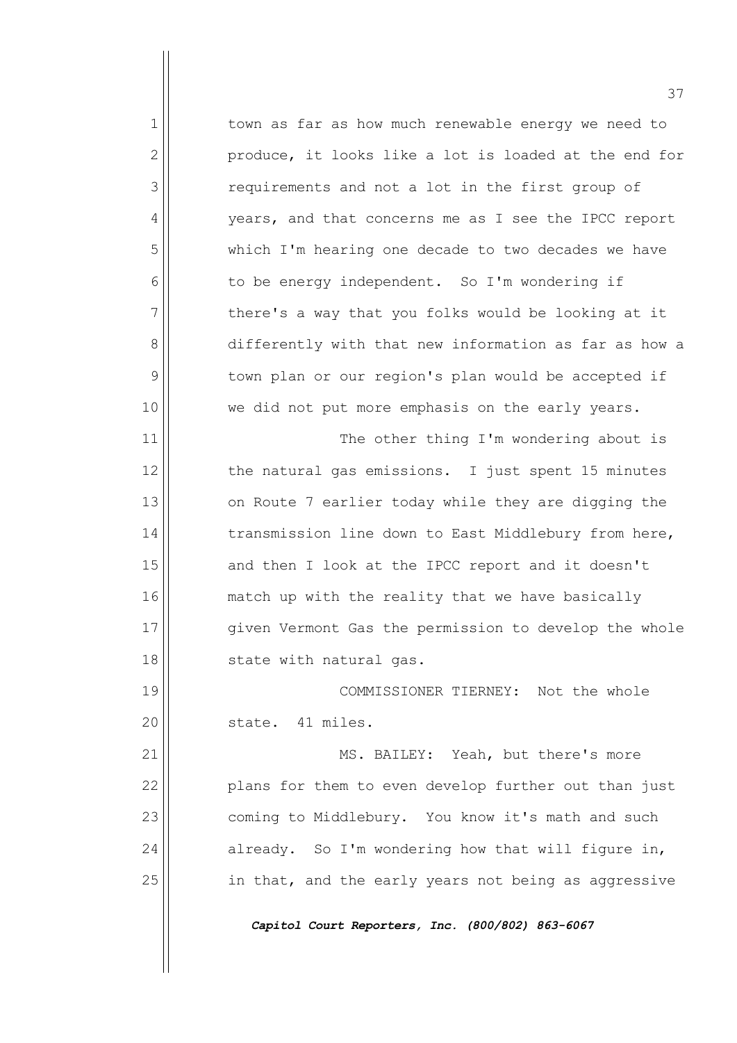town as far as how much renewable energy we need to produce, it looks like a lot is loaded at the end for requirements and not a lot in the first group of years, and that concerns me as I see the IPCC report which I'm hearing one decade to two decades we have to be energy independent. So I'm wondering if there's a way that you folks would be looking at it differently with that new information as far as how a town plan or our region's plan would be accepted if we did not put more emphasis on the early years.

The other thing I'm wondering about is the natural gas emissions. I just spent 15 minutes on Route 7 earlier today while they are digging the transmission line down to East Middlebury from here, and then I look at the IPCC report and it doesn't match up with the reality that we have basically given Vermont Gas the permission to develop the whole state with natural gas.

COMMISSIONER TIERNEY: Not the whole state. 41 miles.

MS. BAILEY: Yeah, but there's more plans for them to even develop further out than just coming to Middlebury. You know it's math and such already. So I'm wondering how that will figure in, in that, and the early years not being as aggressive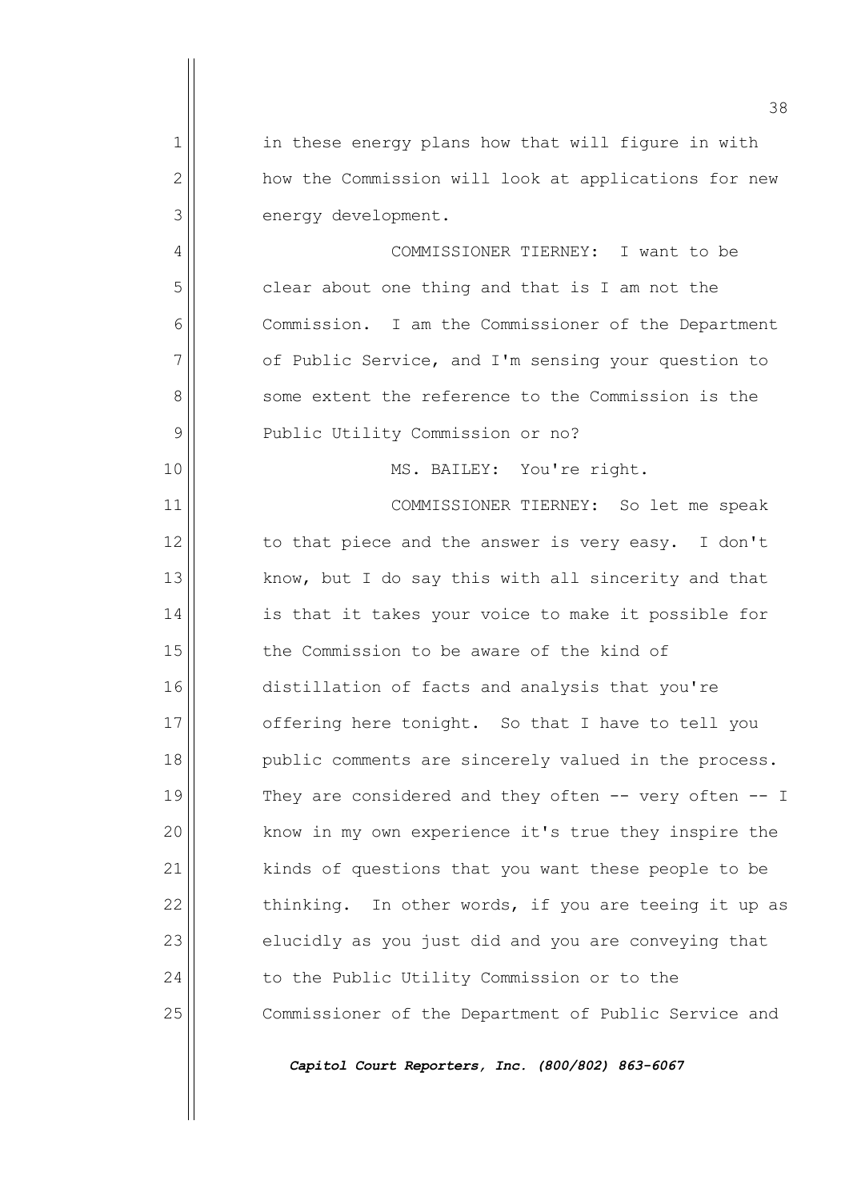in these energy plans how that will figure in with how the Commission will look at applications for new energy development.

COMMISSIONER TIERNEY: I want to be clear about one thing and that is I am not the Commission. I am the Commissioner of the Department of Public Service, and I'm sensing your question to some extent the reference to the Commission is the Public Utility Commission or no?

MS. BAILEY: You're right.

COMMISSIONER TIERNEY: So let me speak to that piece and the answer is very easy. I don't know, but I do say this with all sincerity and that is that it takes your voice to make it possible for the Commission to be aware of the kind of distillation of facts and analysis that you're offering here tonight. So that I have to tell you public comments are sincerely valued in the process. They are considered and they often -- very often -- I know in my own experience it's true they inspire the kinds of questions that you want these people to be thinking. In other words, if you are teeing it up as elucidly as you just did and you are conveying that to the Public Utility Commission or to the Commissioner of the Department of Public Service and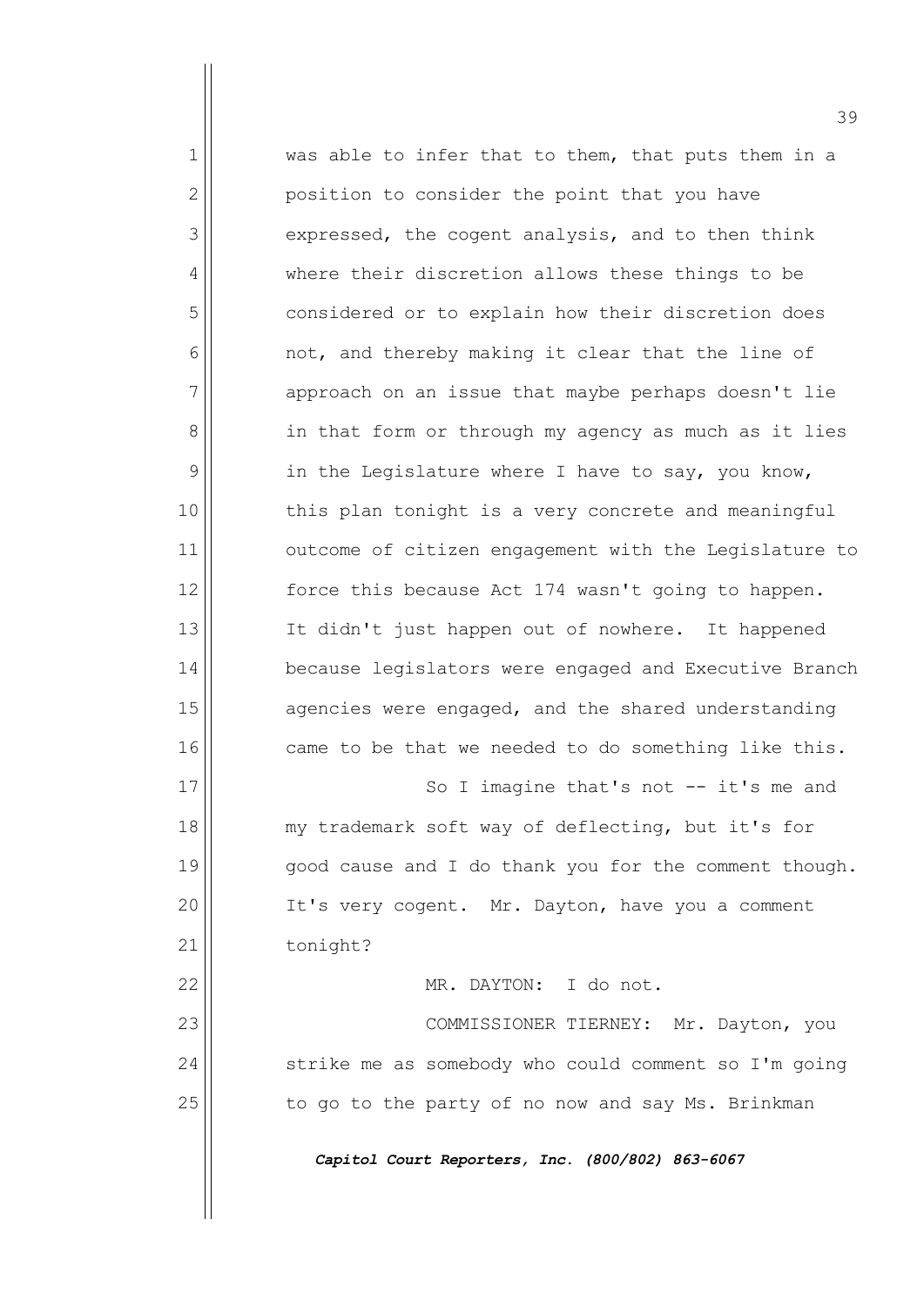was able to infer that to them, that puts them in a position to consider the point that you have expressed, the cogent analysis, and to then think where their discretion allows these things to be considered or to explain how their discretion does not, and thereby making it clear that the line of approach on an issue that maybe perhaps doesn't lie in that form or through my agency as much as it lies in the Legislature where I have to say, you know, this plan tonight is a very concrete and meaningful outcome of citizen engagement with the Legislature to force this because Act 174 wasn't going to happen. It didn't just happen out of nowhere. It happened because legislators were engaged and Executive Branch agencies were engaged, and the shared understanding came to be that we needed to do something like this.

So I imagine that's not -- it's me and my trademark soft way of deflecting, but it's for good cause and I do thank you for the comment though. It's very cogent. Mr. Dayton, have you a comment tonight?

MR. DAYTON: I do not.

COMMISSIONER TIERNEY: Mr. Dayton, you strike me as somebody who could comment so I'm going to go to the party of no now and say Ms. Brinkman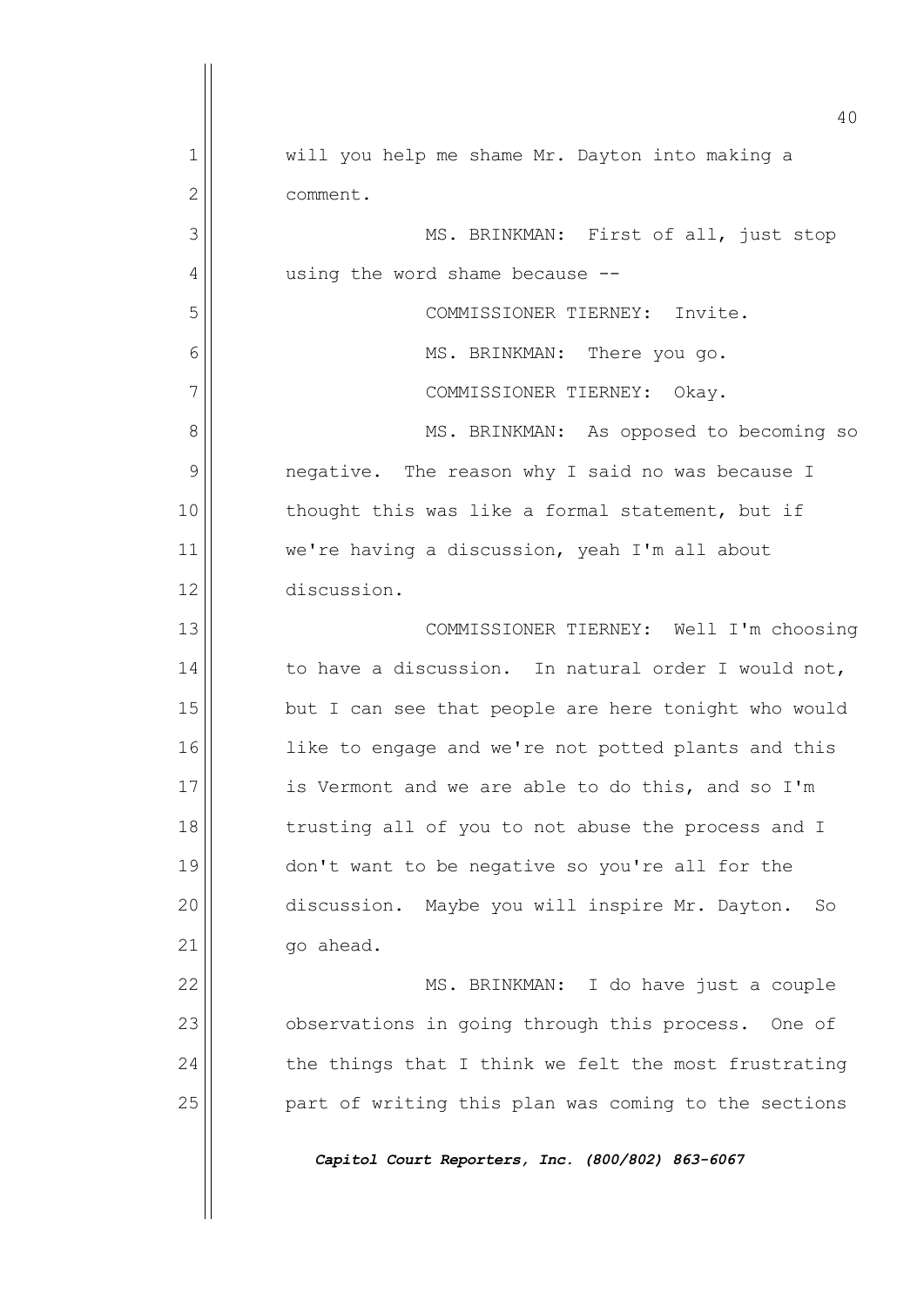will you help me shame Mr. Dayton into making a comment.

MS. BRINKMAN: First of all, just stop using the word shame because --

COMMISSIONER TIERNEY: Invite.

MS. BRINKMAN: There you go.

COMMISSIONER TIERNEY: Okay.

MS. BRINKMAN: As opposed to becoming so negative. The reason why I said no was because I thought this was like a formal statement, but if we're having a discussion, yeah I'm all about discussion.

COMMISSIONER TIERNEY: Well I'm choosing to have a discussion. In natural order I would not, but I can see that people are here tonight who would like to engage and we're not potted plants and this is Vermont and we are able to do this, and so I'm trusting all of you to not abuse the process and I don't want to be negative so you're all for the discussion. Maybe you will inspire Mr. Dayton. So go ahead.

MS. BRINKMAN: I do have just a couple observations in going through this process. One of the things that I think we felt the most frustrating part of writing this plan was coming to the sections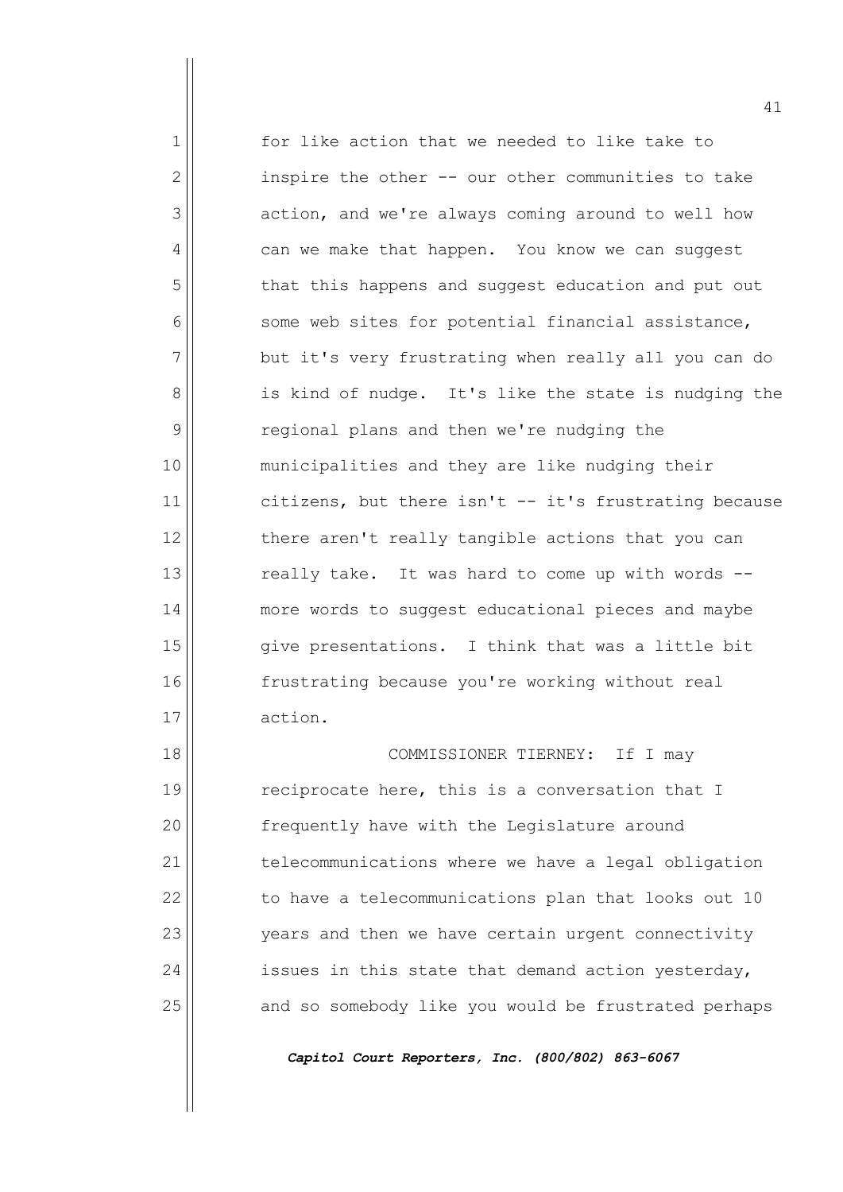for like action that we needed to like take to inspire the other -- our other communities to take action, and we're always coming around to well how can we make that happen. You know we can suggest that this happens and suggest education and put out some web sites for potential financial assistance, but it's very frustrating when really all you can do is kind of nudge. It's like the state is nudging the regional plans and then we're nudging the municipalities and they are like nudging their citizens, but there isn't -- it's frustrating because there aren't really tangible actions that you can really take. It was hard to come up with words -- more words to suggest educational pieces and maybe give presentations. I think that was a little bit frustrating because you're working without real action.

COMMISSIONER TIERNEY: If I may reciprocate here, this is a conversation that I frequently have with the Legislature around telecommunications where we have a legal obligation to have a telecommunications plan that looks out 10 years and then we have certain urgent connectivity issues in this state that demand action yesterday, and so somebody like you would be frustrated perhaps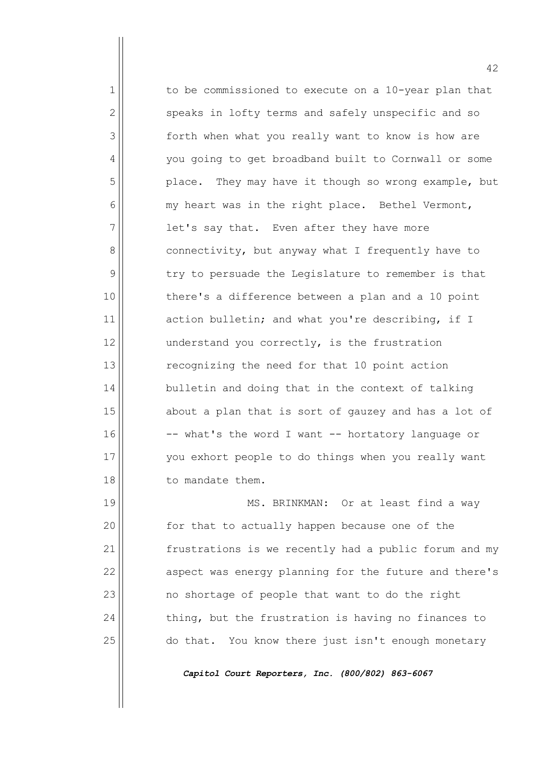to be commissioned to execute on a 10-year plan that speaks in lofty terms and safely unspecific and so forth when what you really want to know is how are you going to get broadband built to Cornwall or some place. They may have it though so wrong example, but my heart was in the right place. Bethel Vermont, let's say that. Even after they have more connectivity, but anyway what I frequently have to try to persuade the Legislature to remember is that there's a difference between a plan and a 10 point action bulletin; and what you're describing, if I understand you correctly, is the frustration recognizing the need for that 10 point action bulletin and doing that in the context of talking about a plan that is sort of gauzey and has a lot of -- what's the word I want -- hortatory language or you exhort people to do things when you really want to mandate them.

MS. BRINKMAN: Or at least find a way for that to actually happen because one of the frustrations is we recently had a public forum and my aspect was energy planning for the future and there's no shortage of people that want to do the right thing, but the frustration is having no finances to do that. You know there just isn't enough monetary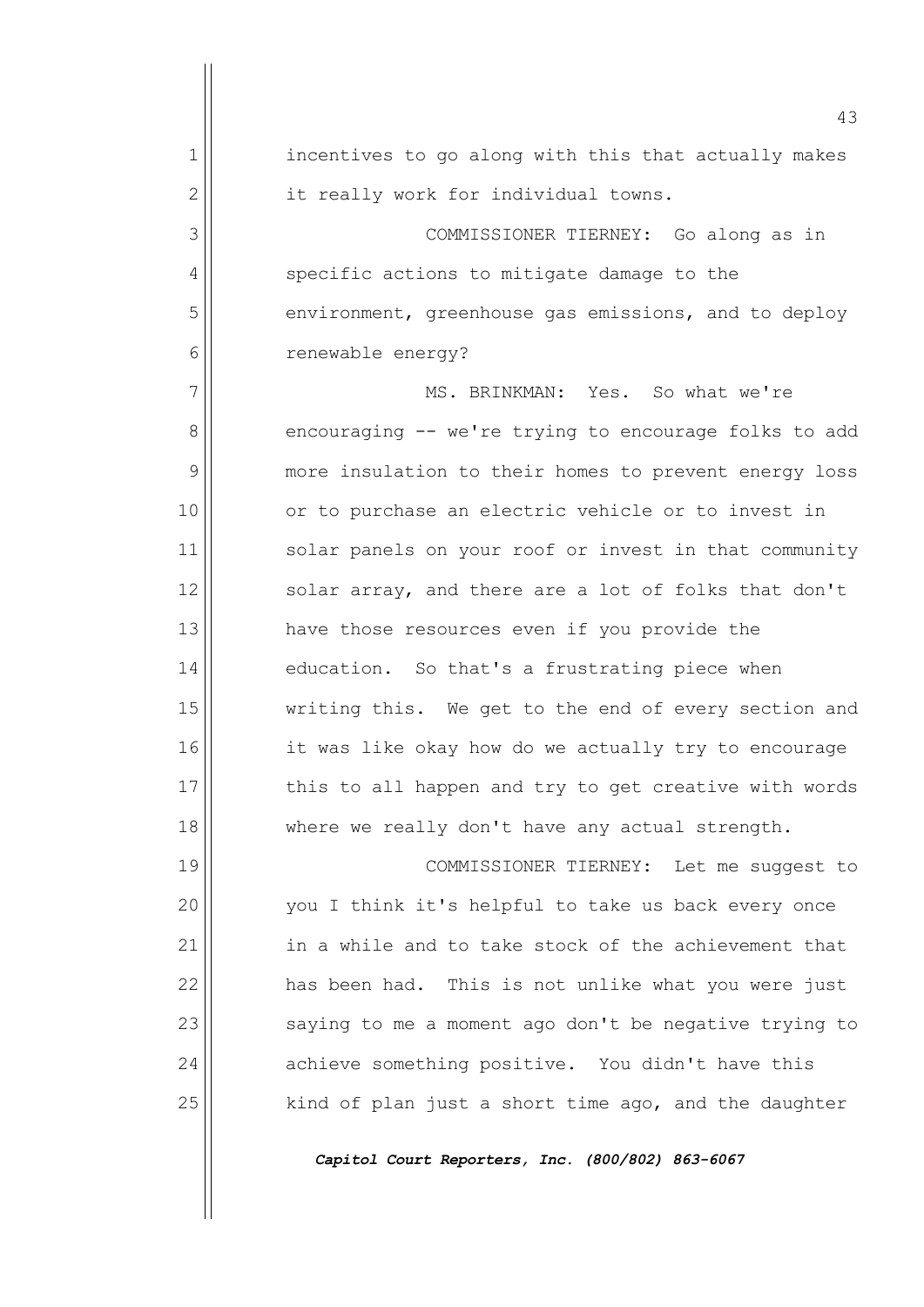incentives to go along with this that actually makes it really work for individual towns.

COMMISSIONER TIERNEY: Go along as in specific actions to mitigate damage to the environment, greenhouse gas emissions, and to deploy renewable energy?

MS. BRINKMAN: Yes. So what we're encouraging -- we're trying to encourage folks to add more insulation to their homes to prevent energy loss or to purchase an electric vehicle or to invest in solar panels on your roof or invest in that community solar array, and there are a lot of folks that don't have those resources even if you provide the education. So that's a frustrating piece when writing this. We get to the end of every section and it was like okay how do we actually try to encourage this to all happen and try to get creative with words where we really don't have any actual strength.

COMMISSIONER TIERNEY: Let me suggest to you I think it's helpful to take us back every once in a while and to take stock of the achievement that has been had. This is not unlike what you were just saying to me a moment ago don't be negative trying to achieve something positive. You didn't have this kind of plan just a short time ago, and the daughter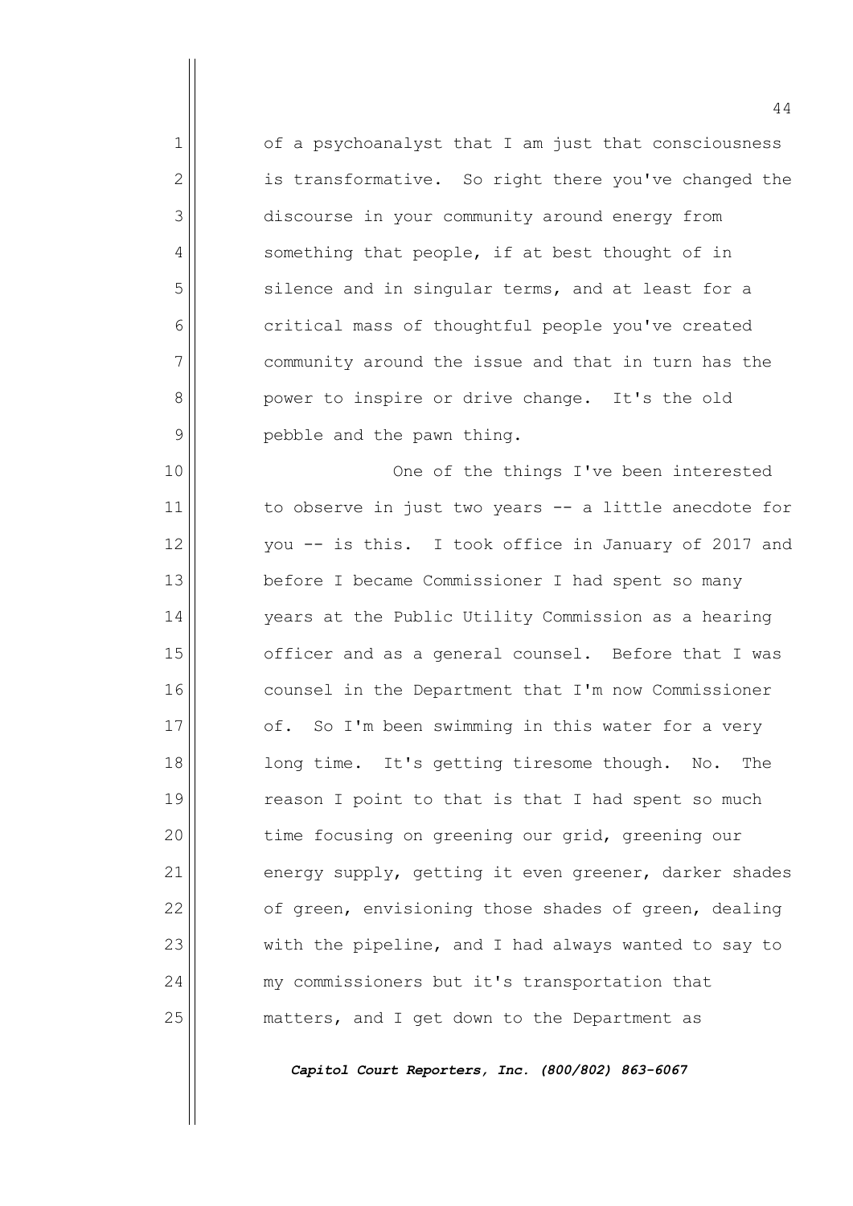of a psychoanalyst that I am just that consciousness is transformative. So right there you've changed the discourse in your community around energy from something that people, if at best thought of in silence and in singular terms, and at least for a critical mass of thoughtful people you've created community around the issue and that in turn has the power to inspire or drive change. It's the old pebble and the pawn thing.

One of the things I've been interested to observe in just two years -- a little anecdote for you -- is this. I took office in January of 2017 and before I became Commissioner I had spent so many years at the Public Utility Commission as a hearing officer and as a general counsel. Before that I was counsel in the Department that I'm now Commissioner of. So I'm been swimming in this water for a very long time. It's getting tiresome though. No. The reason I point to that is that I had spent so much time focusing on greening our grid, greening our energy supply, getting it even greener, darker shades of green, envisioning those shades of green, dealing with the pipeline, and I had always wanted to say to my commissioners but it's transportation that matters, and I get down to the Department as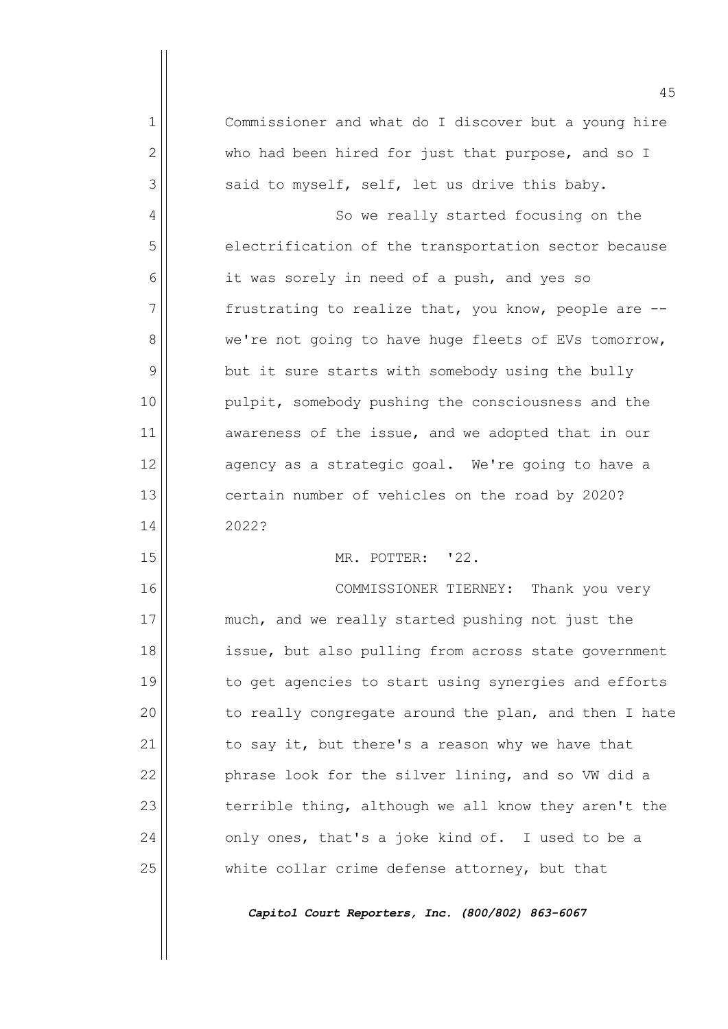Commissioner and what do I discover but a young hire who had been hired for just that purpose, and so I said to myself, self, let us drive this baby.

So we really started focusing on the electrification of the transportation sector because it was sorely in need of a push, and yes so frustrating to realize that, you know, people are -- we're not going to have huge fleets of EVs tomorrow, but it sure starts with somebody using the bully pulpit, somebody pushing the consciousness and the awareness of the issue, and we adopted that in our agency as a strategic goal. We're going to have a certain number of vehicles on the road by 2020? 2022?

MR. POTTER: '22.

COMMISSIONER TIERNEY: Thank you very much, and we really started pushing not just the issue, but also pulling from across state government to get agencies to start using synergies and efforts to really congregate around the plan, and then I hate to say it, but there's a reason why we have that phrase look for the silver lining, and so VW did a terrible thing, although we all know they aren't the only ones, that's a joke kind of. I used to be a white collar crime defense attorney, but that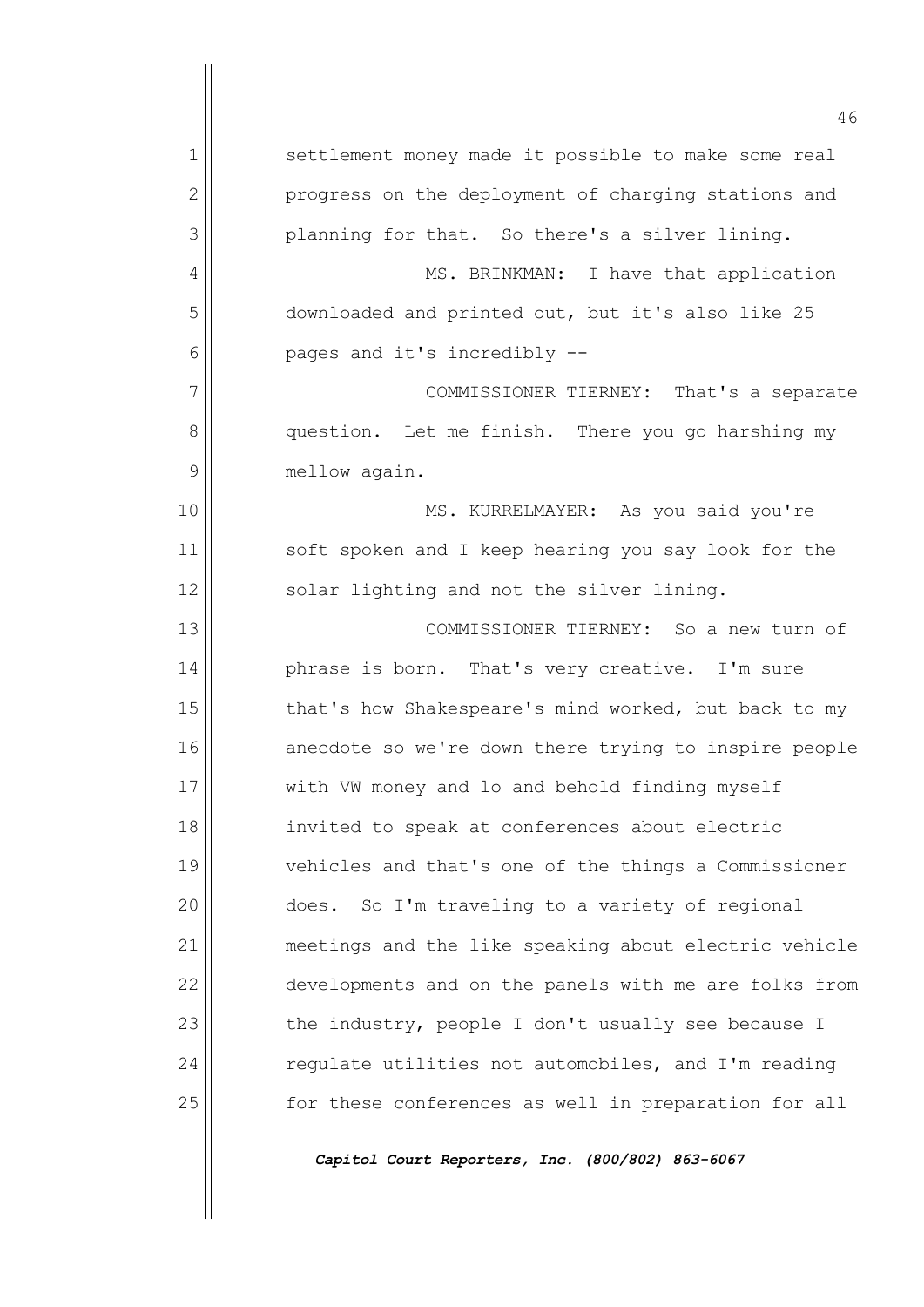settlement money made it possible to make some real progress on the deployment of charging stations and planning for that. So there's a silver lining.

MS. BRINKMAN: I have that application downloaded and printed out, but it's also like 25 pages and it's incredibly --

COMMISSIONER TIERNEY: That's a separate question. Let me finish. There you go harshing my mellow again.

MS. KURRELMAYER: As you said you're soft spoken and I keep hearing you say look for the solar lighting and not the silver lining.

COMMISSIONER TIERNEY: So a new turn of phrase is born. That's very creative. I'm sure that's how Shakespeare's mind worked, but back to my anecdote so we're down there trying to inspire people with VW money and lo and behold finding myself invited to speak at conferences about electric vehicles and that's one of the things a Commissioner does. So I'm traveling to a variety of regional meetings and the like speaking about electric vehicle developments and on the panels with me are folks from the industry, people I don't usually see because I regulate utilities not automobiles, and I'm reading for these conferences as well in preparation for all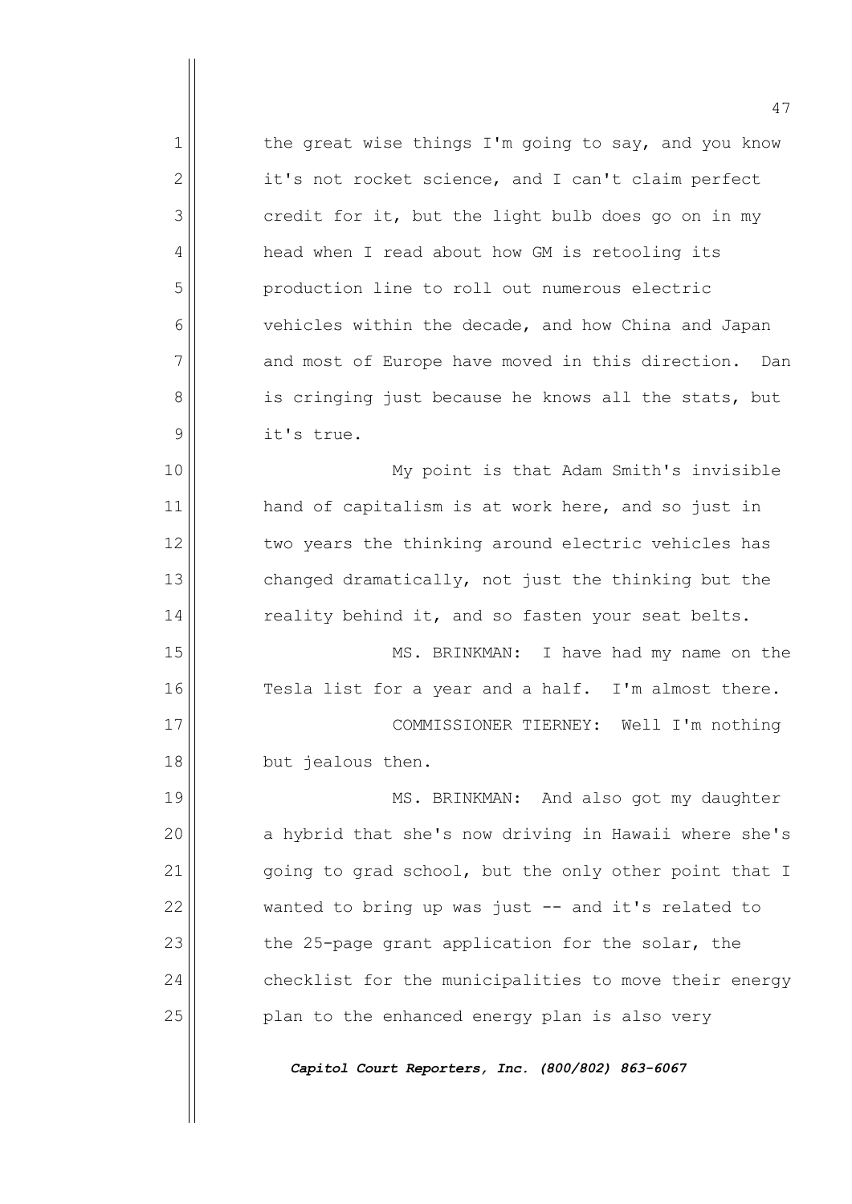the great wise things I'm going to say, and you know it's not rocket science, and I can't claim perfect credit for it, but the light bulb does go on in my head when I read about how GM is retooling its production line to roll out numerous electric vehicles within the decade, and how China and Japan and most of Europe have moved in this direction. Dan is cringing just because he knows all the stats, but it's true.

My point is that Adam Smith's invisible hand of capitalism is at work here, and so just in two years the thinking around electric vehicles has changed dramatically, not just the thinking but the reality behind it, and so fasten your seat belts.

MS. BRINKMAN: I have had my name on the Tesla list for a year and a half. I'm almost there.

COMMISSIONER TIERNEY: Well I'm nothing but jealous then.

MS. BRINKMAN: And also got my daughter a hybrid that she's now driving in Hawaii where she's going to grad school, but the only other point that I wanted to bring up was just -- and it's related to the 25-page grant application for the solar, the checklist for the municipalities to move their energy plan to the enhanced energy plan is also very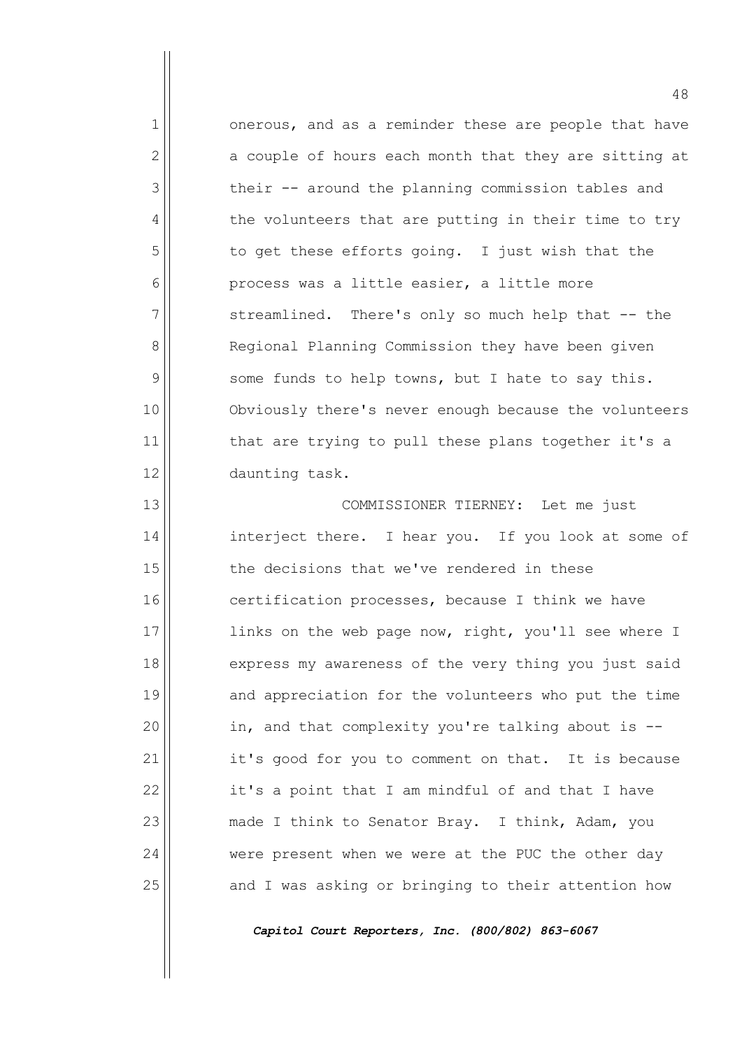onerous, and as a reminder these are people that have a couple of hours each month that they are sitting at their -- around the planning commission tables and the volunteers that are putting in their time to try to get these efforts going. I just wish that the process was a little easier, a little more streamlined. There's only so much help that -- the Regional Planning Commission they have been given some funds to help towns, but I hate to say this. Obviously there's never enough because the volunteers that are trying to pull these plans together it's a daunting task.

COMMISSIONER TIERNEY: Let me just interject there. I hear you. If you look at some of the decisions that we've rendered in these certification processes, because I think we have links on the web page now, right, you'll see where I express my awareness of the very thing you just said and appreciation for the volunteers who put the time in, and that complexity you're talking about is -- it's good for you to comment on that. It is because it's a point that I am mindful of and that I have made I think to Senator Bray. I think, Adam, you were present when we were at the PUC the other day and I was asking or bringing to their attention how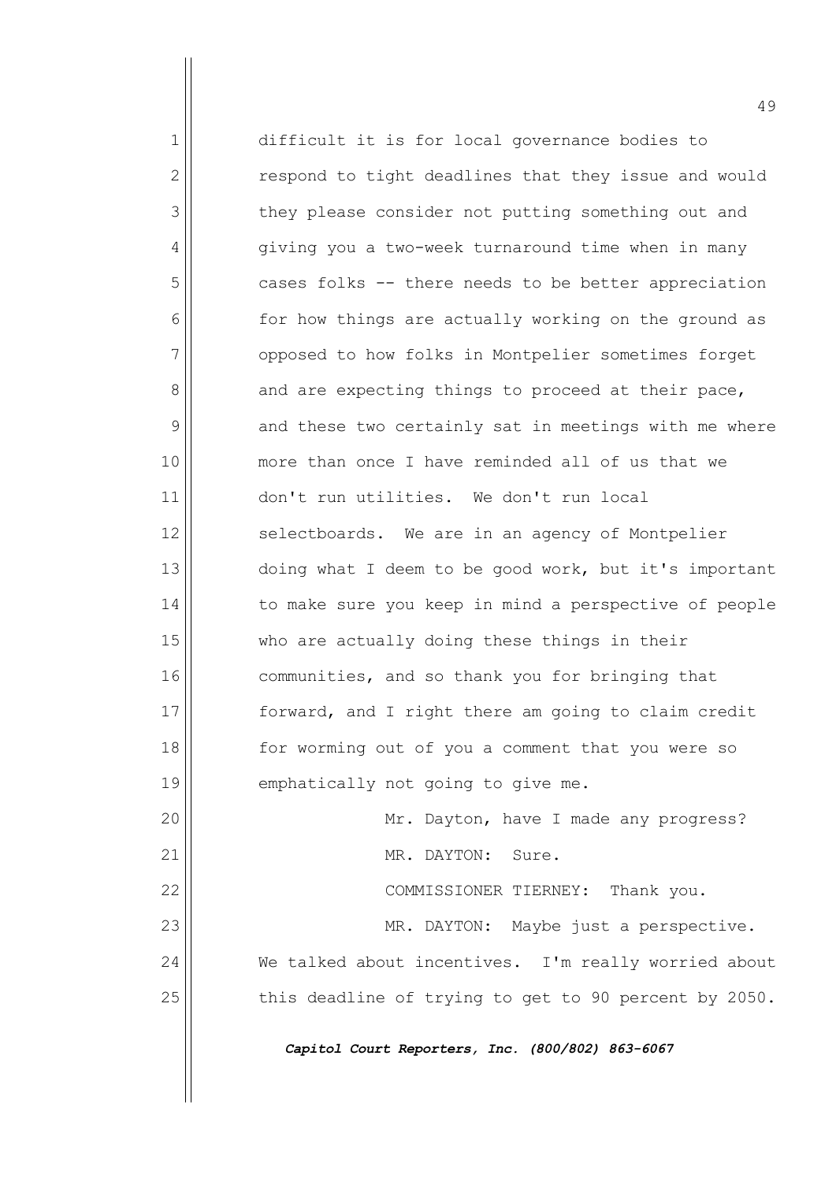difficult it is for local governance bodies to respond to tight deadlines that they issue and would they please consider not putting something out and giving you a two-week turnaround time when in many cases folks -- there needs to be better appreciation for how things are actually working on the ground as opposed to how folks in Montpelier sometimes forget and are expecting things to proceed at their pace, and these two certainly sat in meetings with me where more than once I have reminded all of us that we don't run utilities. We don't run local selectboards. We are in an agency of Montpelier doing what I deem to be good work, but it's important to make sure you keep in mind a perspective of people who are actually doing these things in their communities, and so thank you for bringing that forward, and I right there am going to claim credit for worming out of you a comment that you were so emphatically not going to give me.

Mr. Dayton, have I made any progress?

MR. DAYTON: Sure.

COMMISSIONER TIERNEY: Thank you.

MR. DAYTON: Maybe just a perspective. We talked about incentives. I'm really worried about this deadline of trying to get to 90 percent by 2050.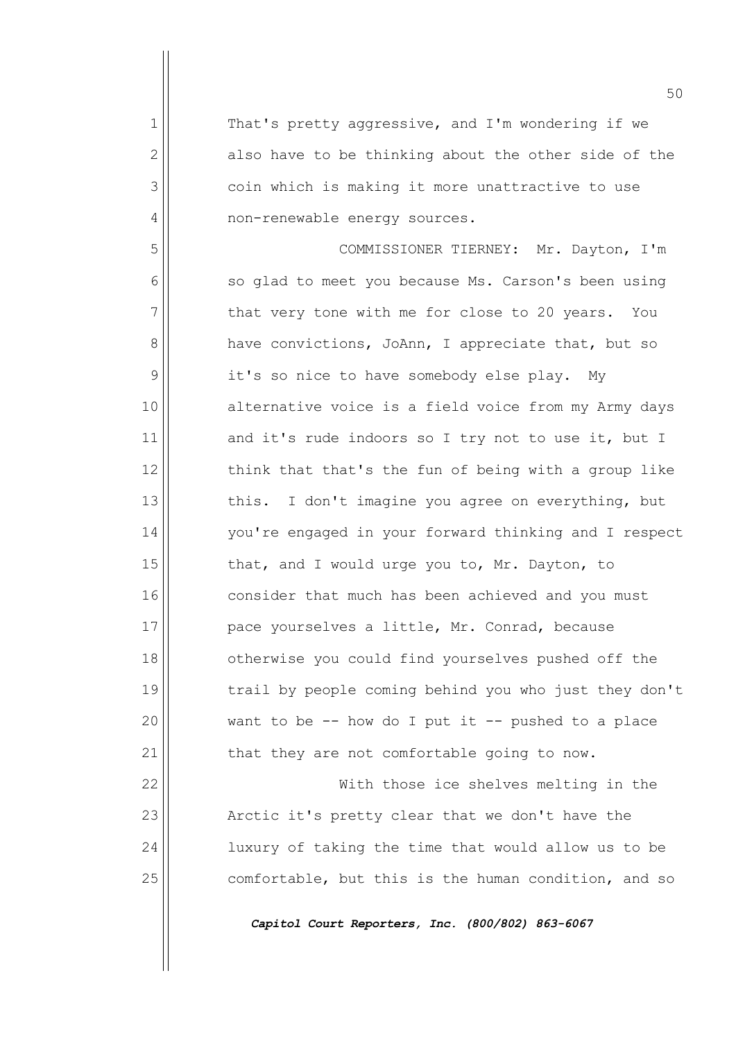That's pretty aggressive, and I'm wondering if we also have to be thinking about the other side of the coin which is making it more unattractive to use non-renewable energy sources.

COMMISSIONER TIERNEY: Mr. Dayton, I'm so glad to meet you because Ms. Carson's been using that very tone with me for close to 20 years. You have convictions, JoAnn, I appreciate that, but so it's so nice to have somebody else play. My alternative voice is a field voice from my Army days and it's rude indoors so I try not to use it, but I think that that's the fun of being with a group like this. I don't imagine you agree on everything, but you're engaged in your forward thinking and I respect that, and I would urge you to, Mr. Dayton, to consider that much has been achieved and you must pace yourselves a little, Mr. Conrad, because otherwise you could find yourselves pushed off the trail by people coming behind you who just they don't want to be -- how do I put it -- pushed to a place that they are not comfortable going to now.

With those ice shelves melting in the Arctic it's pretty clear that we don't have the luxury of taking the time that would allow us to be comfortable, but this is the human condition, and so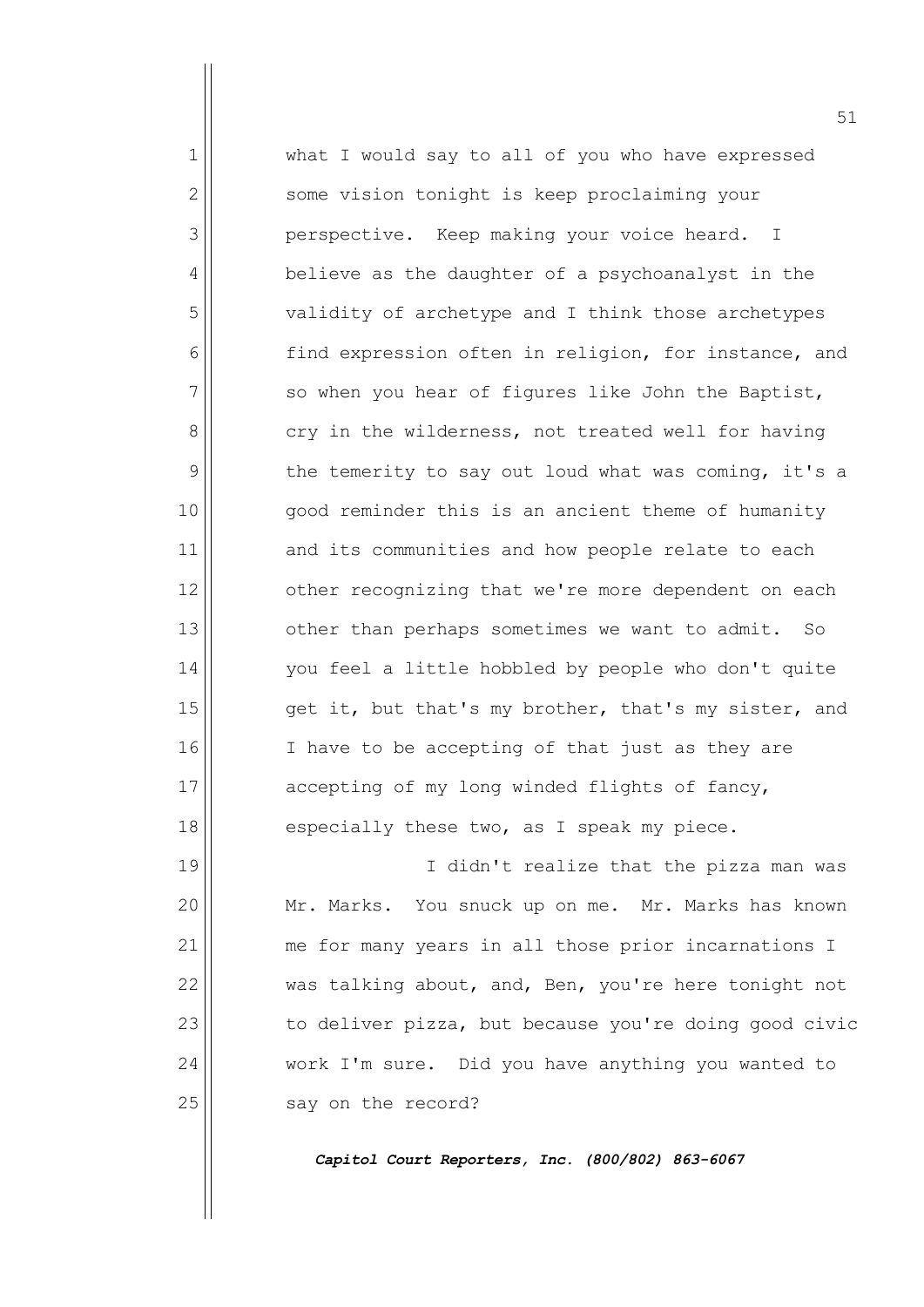what I would say to all of you who have expressed some vision tonight is keep proclaiming your perspective. Keep making your voice heard. I believe as the daughter of a psychoanalyst in the validity of archetype and I think those archetypes find expression often in religion, for instance, and so when you hear of figures like John the Baptist, cry in the wilderness, not treated well for having the temerity to say out loud what was coming, it's a good reminder this is an ancient theme of humanity and its communities and how people relate to each other recognizing that we're more dependent on each other than perhaps sometimes we want to admit. So you feel a little hobbled by people who don't quite get it, but that's my brother, that's my sister, and I have to be accepting of that just as they are accepting of my long winded flights of fancy, especially these two, as I speak my piece.

I didn't realize that the pizza man was Mr. Marks. You snuck up on me. Mr. Marks has known me for many years in all those prior incarnations I was talking about, and, Ben, you're here tonight not to deliver pizza, but because you're doing good civic work I'm sure. Did you have anything you wanted to say on the record?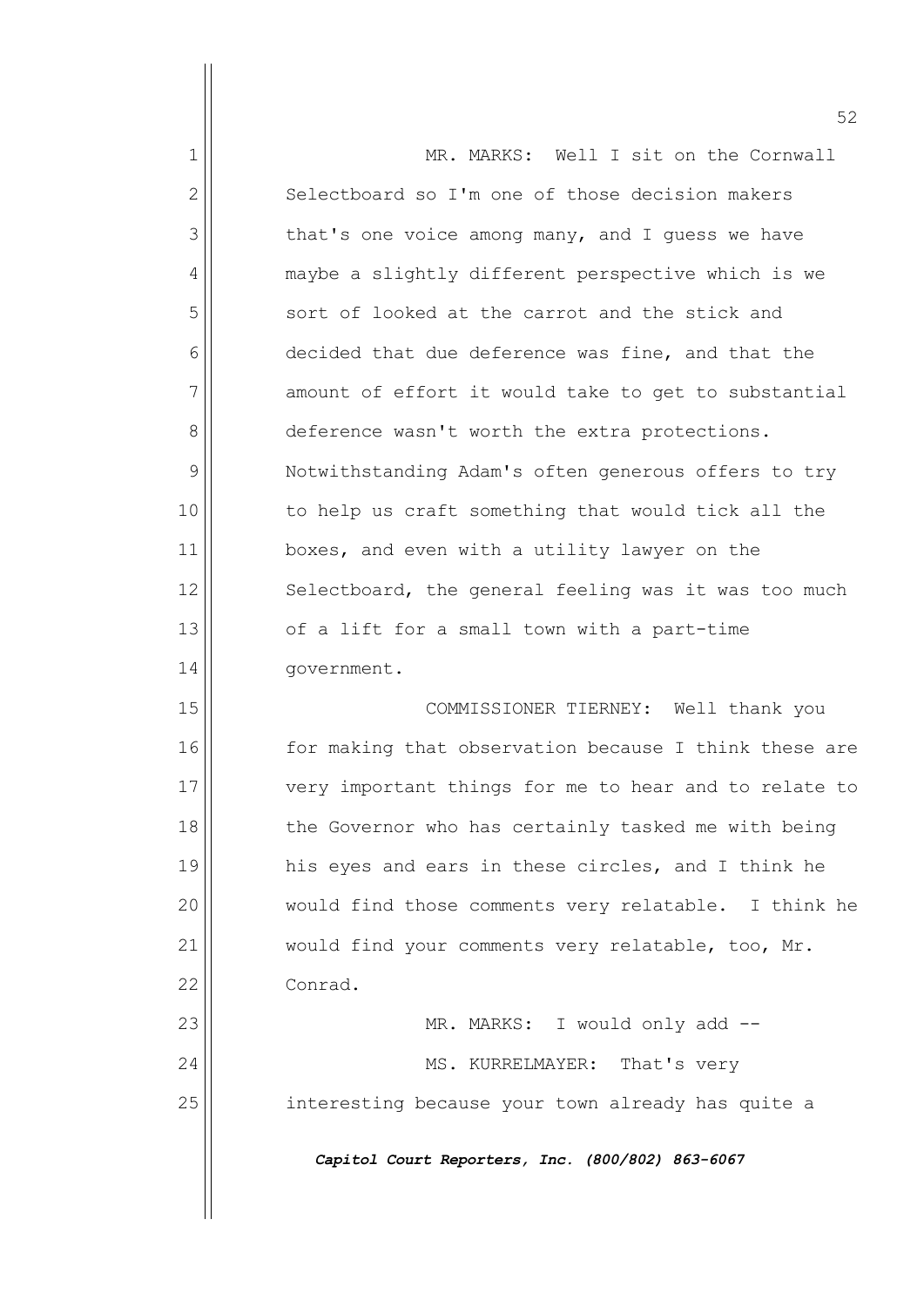MR. MARKS: Well I sit on the Cornwall Selectboard so I'm one of those decision makers that's one voice among many, and I guess we have maybe a slightly different perspective which is we sort of looked at the carrot and the stick and decided that due deference was fine, and that the amount of effort it would take to get to substantial deference wasn't worth the extra protections. Notwithstanding Adam's often generous offers to try to help us craft something that would tick all the boxes, and even with a utility lawyer on the Selectboard, the general feeling was it was too much of a lift for a small town with a part-time government.

COMMISSIONER TIERNEY: Well thank you for making that observation because I think these are very important things for me to hear and to relate to the Governor who has certainly tasked me with being his eyes and ears in these circles, and I think he would find those comments very relatable. I think he would find your comments very relatable, too, Mr. Conrad.

MR. MARKS: I would only add --

MS. KURRELMAYER: That's very interesting because your town already has quite a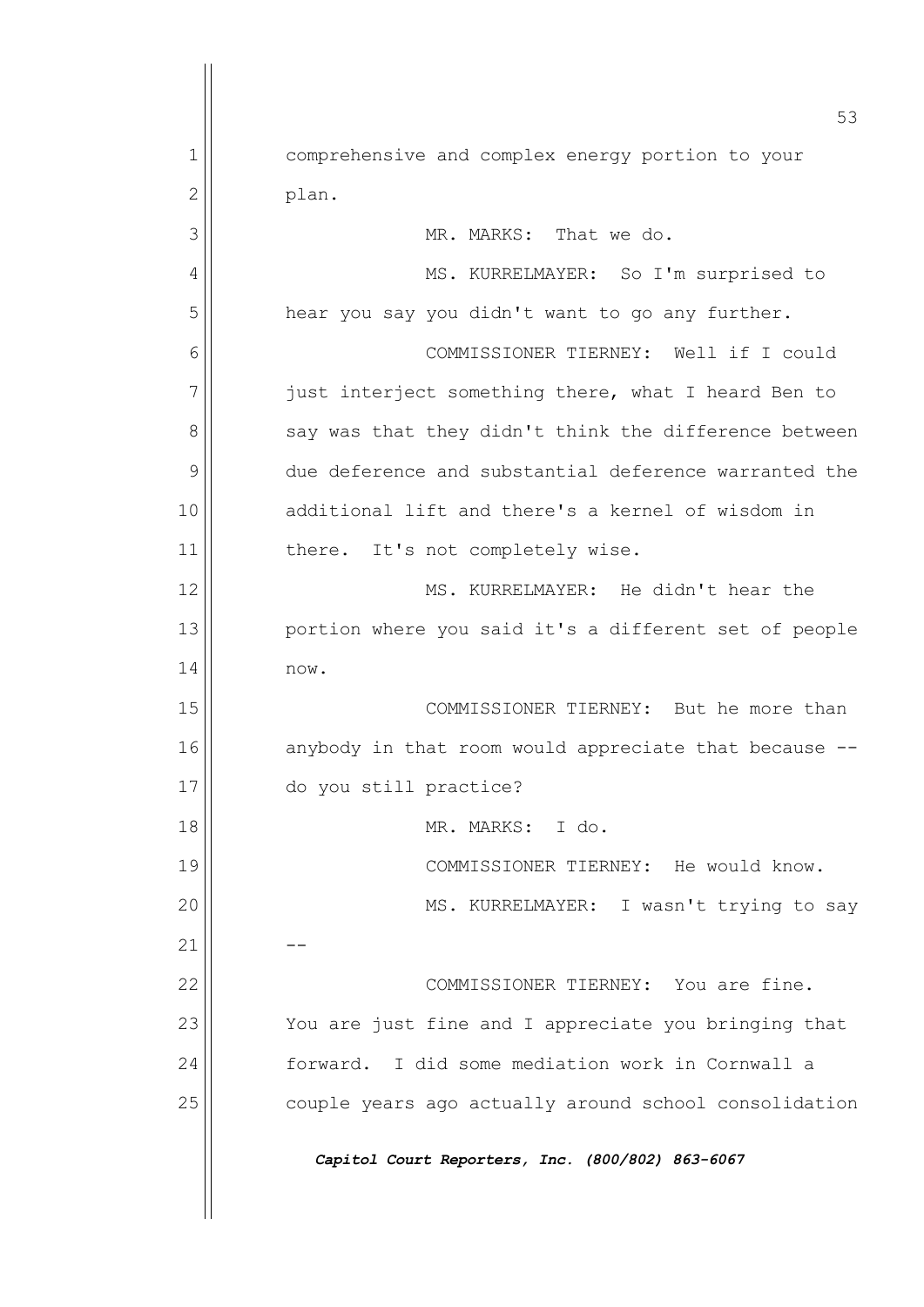comprehensive and complex energy portion to your plan.

MR. MARKS: That we do.

MS. KURRELMAYER: So I'm surprised to hear you say you didn't want to go any further.

COMMISSIONER TIERNEY: Well if I could just interject something there, what I heard Ben to say was that they didn't think the difference between due deference and substantial deference warranted the additional lift and there's a kernel of wisdom in there. It's not completely wise.

MS. KURRELMAYER: He didn't hear the portion where you said it's a different set of people now.

COMMISSIONER TIERNEY: But he more than anybody in that room would appreciate that because -- do you still practice?

MR. MARKS: I do.

COMMISSIONER TIERNEY: He would know.

MS. KURRELMAYER: I wasn't trying to say --

COMMISSIONER TIERNEY: You are fine. You are just fine and I appreciate you bringing that forward. I did some mediation work in Cornwall a couple years ago actually around school consolidation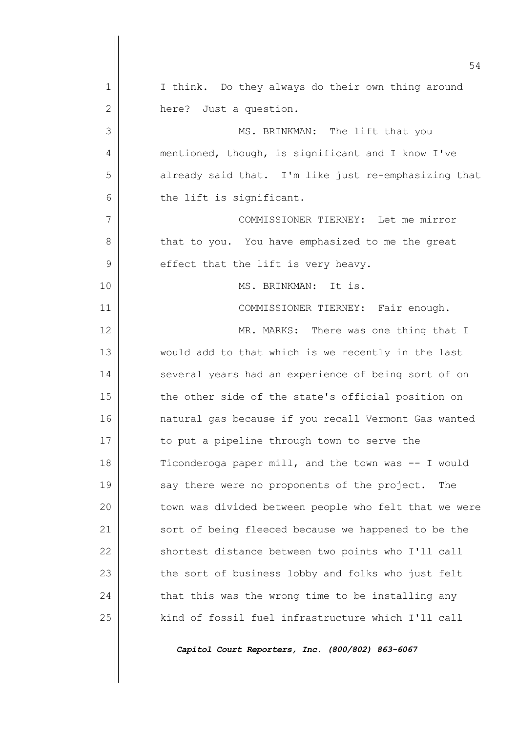I think. Do they always do their own thing around here? Just a question.

MS. BRINKMAN: The lift that you mentioned, though, is significant and I know I've already said that. I'm like just re-emphasizing that the lift is significant.

COMMISSIONER TIERNEY: Let me mirror that to you. You have emphasized to me the great effect that the lift is very heavy.

MS. BRINKMAN: It is.

COMMISSIONER TIERNEY: Fair enough.

MR. MARKS: There was one thing that I would add to that which is we recently in the last several years had an experience of being sort of on the other side of the state's official position on natural gas because if you recall Vermont Gas wanted to put a pipeline through town to serve the Ticonderoga paper mill, and the town was -- I would say there were no proponents of the project. The town was divided between people who felt that we were sort of being fleeced because we happened to be the shortest distance between two points who I'll call the sort of business lobby and folks who just felt that this was the wrong time to be installing any kind of fossil fuel infrastructure which I'll call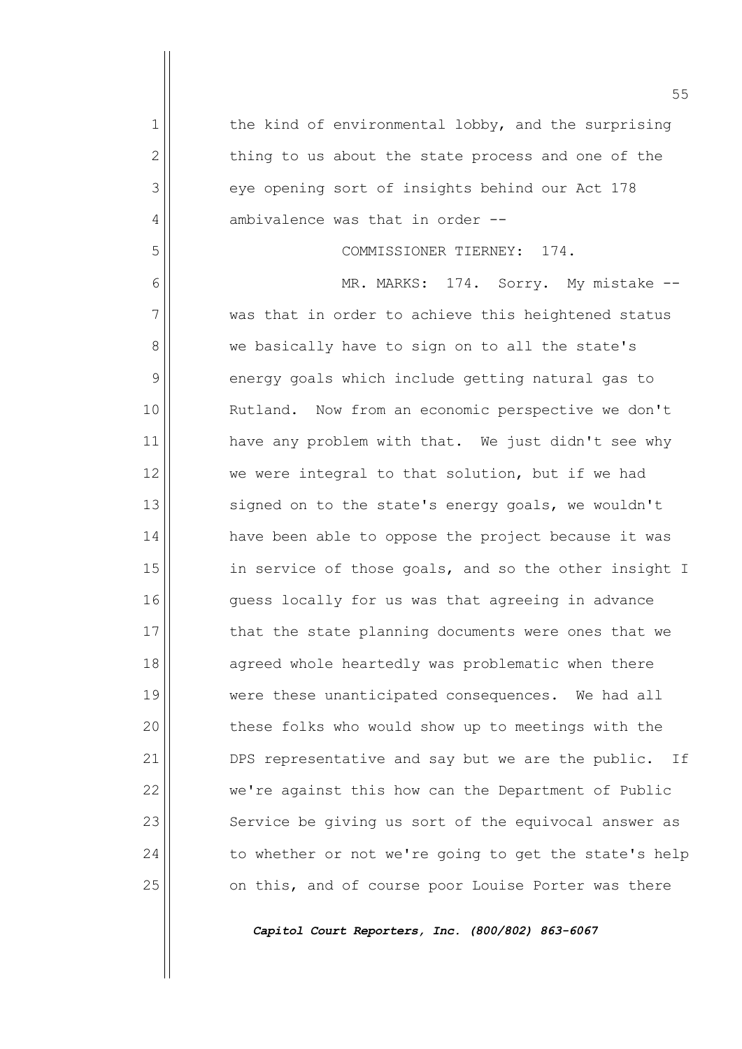the kind of environmental lobby, and the surprising thing to us about the state process and one of the eye opening sort of insights behind our Act 178 ambivalence was that in order --

COMMISSIONER TIERNEY: 174.

MR. MARKS: 174. Sorry. My mistake -- was that in order to achieve this heightened status we basically have to sign on to all the state's energy goals which include getting natural gas to Rutland. Now from an economic perspective we don't have any problem with that. We just didn't see why we were integral to that solution, but if we had signed on to the state's energy goals, we wouldn't have been able to oppose the project because it was in service of those goals, and so the other insight I guess locally for us was that agreeing in advance that the state planning documents were ones that we agreed whole heartedly was problematic when there were these unanticipated consequences. We had all these folks who would show up to meetings with the DPS representative and say but we are the public. If we're against this how can the Department of Public Service be giving us sort of the equivocal answer as to whether or not we're going to get the state's help on this, and of course poor Louise Porter was there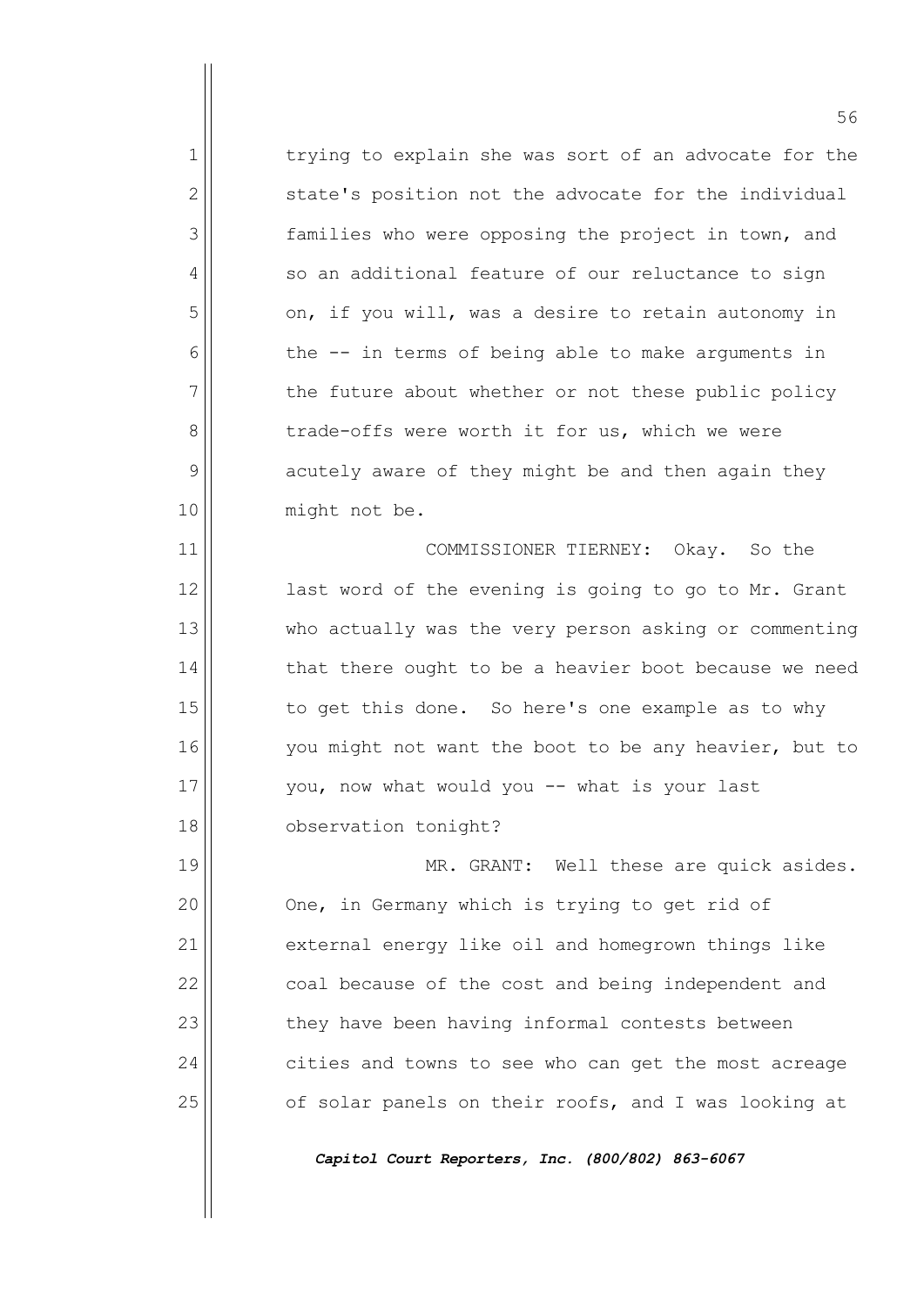trying to explain she was sort of an advocate for the state's position not the advocate for the individual families who were opposing the project in town, and so an additional feature of our reluctance to sign on, if you will, was a desire to retain autonomy in the -- in terms of being able to make arguments in the future about whether or not these public policy trade-offs were worth it for us, which we were acutely aware of they might be and then again they might not be.

COMMISSIONER TIERNEY: Okay. So the last word of the evening is going to go to Mr. Grant who actually was the very person asking or commenting that there ought to be a heavier boot because we need to get this done. So here's one example as to why you might not want the boot to be any heavier, but to you, now what would you -- what is your last observation tonight?

MR. GRANT: Well these are quick asides. One, in Germany which is trying to get rid of external energy like oil and homegrown things like coal because of the cost and being independent and they have been having informal contests between cities and towns to see who can get the most acreage of solar panels on their roofs, and I was looking at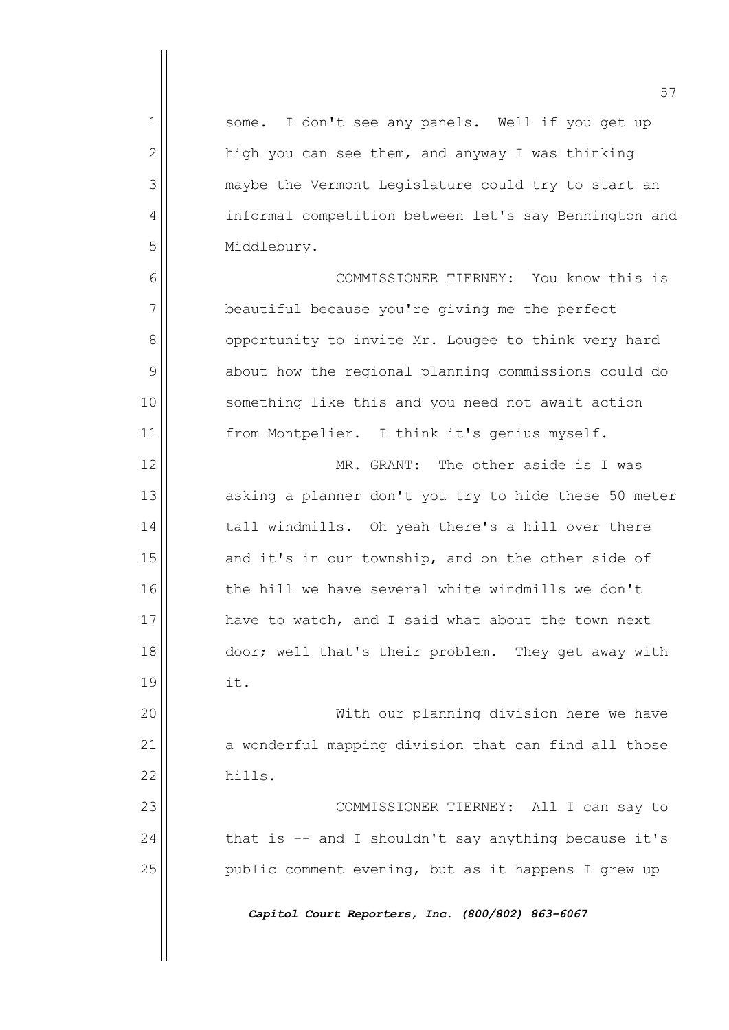some. I don't see any panels. Well if you get up high you can see them, and anyway I was thinking maybe the Vermont Legislature could try to start an informal competition between let's say Bennington and Middlebury.

COMMISSIONER TIERNEY: You know this is beautiful because you're giving me the perfect opportunity to invite Mr. Lougee to think very hard about how the regional planning commissions could do something like this and you need not await action from Montpelier. I think it's genius myself.

MR. GRANT: The other aside is I was asking a planner don't you try to hide these 50 meter tall windmills. Oh yeah there's a hill over there and it's in our township, and on the other side of the hill we have several white windmills we don't have to watch, and I said what about the town next door; well that's their problem. They get away with it.

With our planning division here we have a wonderful mapping division that can find all those hills.

COMMISSIONER TIERNEY: All I can say to that is -- and I shouldn't say anything because it's public comment evening, but as it happens I grew up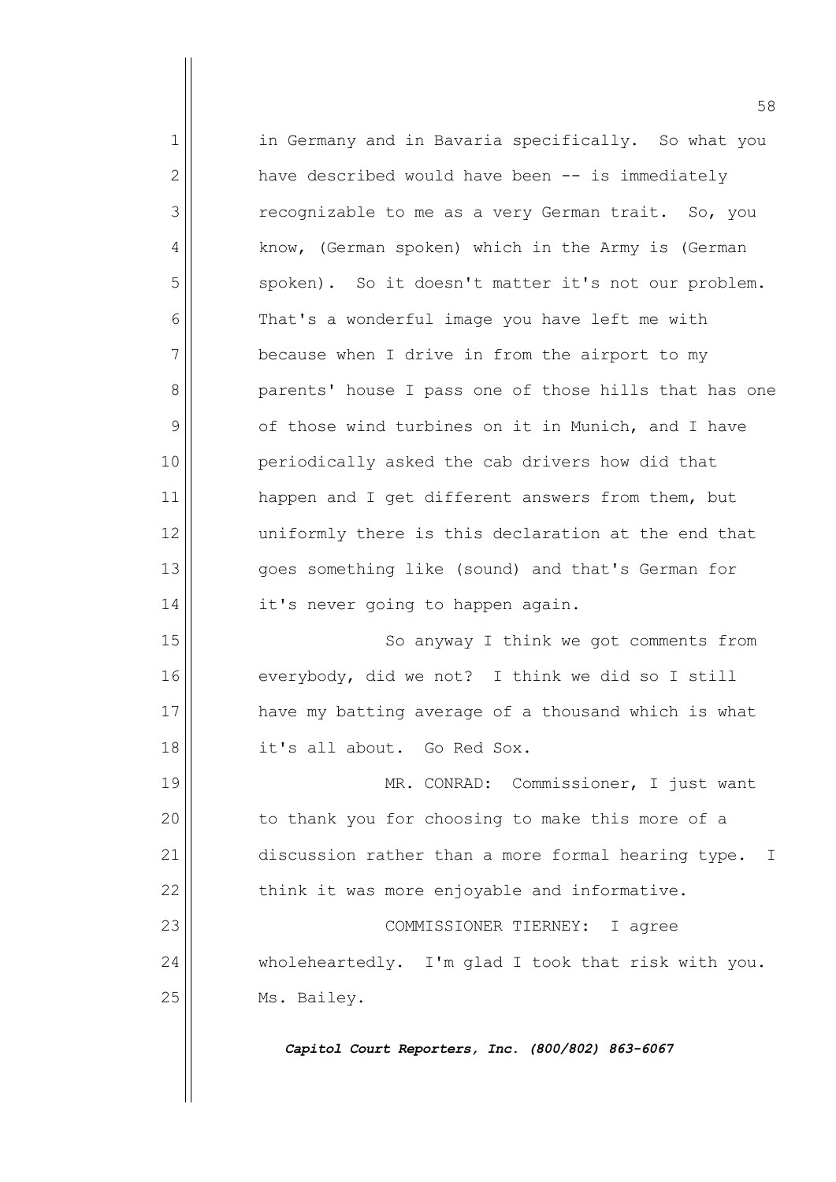in Germany and in Bavaria specifically. So what you have described would have been -- is immediately recognizable to me as a very German trait. So, you know, (German spoken) which in the Army is (German spoken). So it doesn't matter it's not our problem. That's a wonderful image you have left me with because when I drive in from the airport to my parents' house I pass one of those hills that has one of those wind turbines on it in Munich, and I have periodically asked the cab drivers how did that happen and I get different answers from them, but uniformly there is this declaration at the end that goes something like (sound) and that's German for it's never going to happen again.

So anyway I think we got comments from everybody, did we not? I think we did so I still have my batting average of a thousand which is what it's all about. Go Red Sox.

MR. CONRAD: Commissioner, I just want to thank you for choosing to make this more of a discussion rather than a more formal hearing type. I think it was more enjoyable and informative.

COMMISSIONER TIERNEY: I agree wholeheartedly. I'm glad I took that risk with you. Ms. Bailey.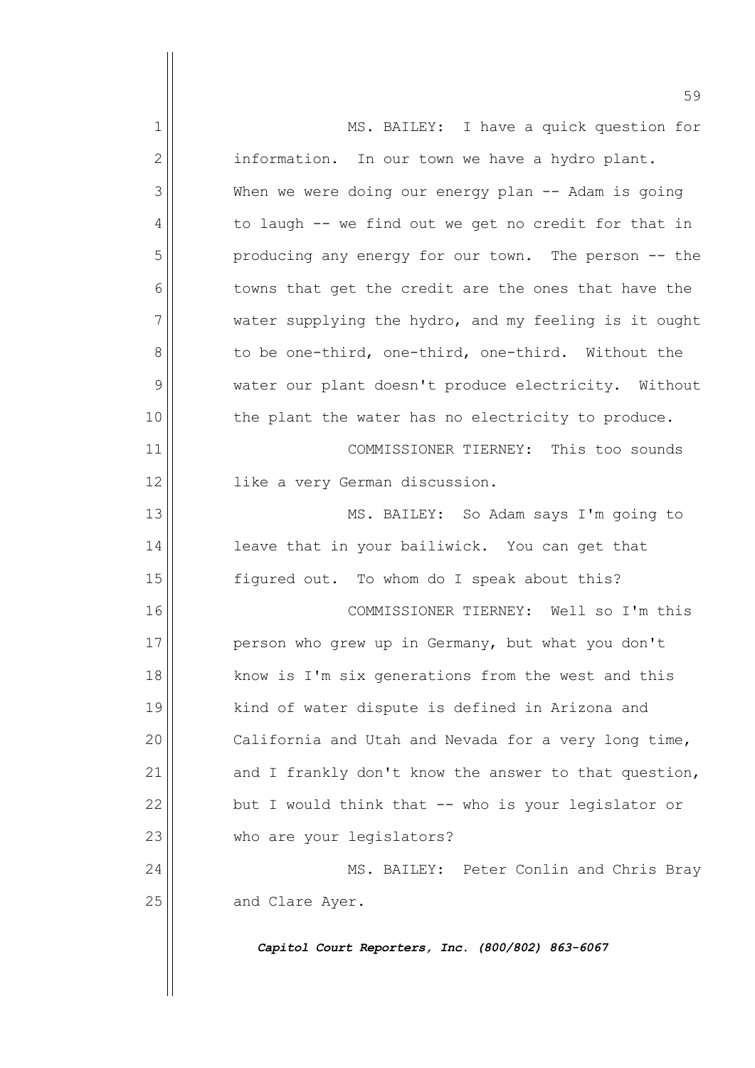MS. BAILEY: I have a quick question for information. In our town we have a hydro plant. When we were doing our energy plan -- Adam is going to laugh -- we find out we get no credit for that in producing any energy for our town. The person -- the towns that get the credit are the ones that have the water supplying the hydro, and my feeling is it ought to be one-third, one-third, one-third. Without the water our plant doesn't produce electricity. Without the plant the water has no electricity to produce.

COMMISSIONER TIERNEY: This too sounds like a very German discussion.

MS. BAILEY: So Adam says I'm going to leave that in your bailiwick. You can get that figured out. To whom do I speak about this?

COMMISSIONER TIERNEY: Well so I'm this person who grew up in Germany, but what you don't know is I'm six generations from the west and this kind of water dispute is defined in Arizona and California and Utah and Nevada for a very long time, and I frankly don't know the answer to that question, but I would think that -- who is your legislator or who are your legislators?

MS. BAILEY: Peter Conlin and Chris Bray and Clare Ayer.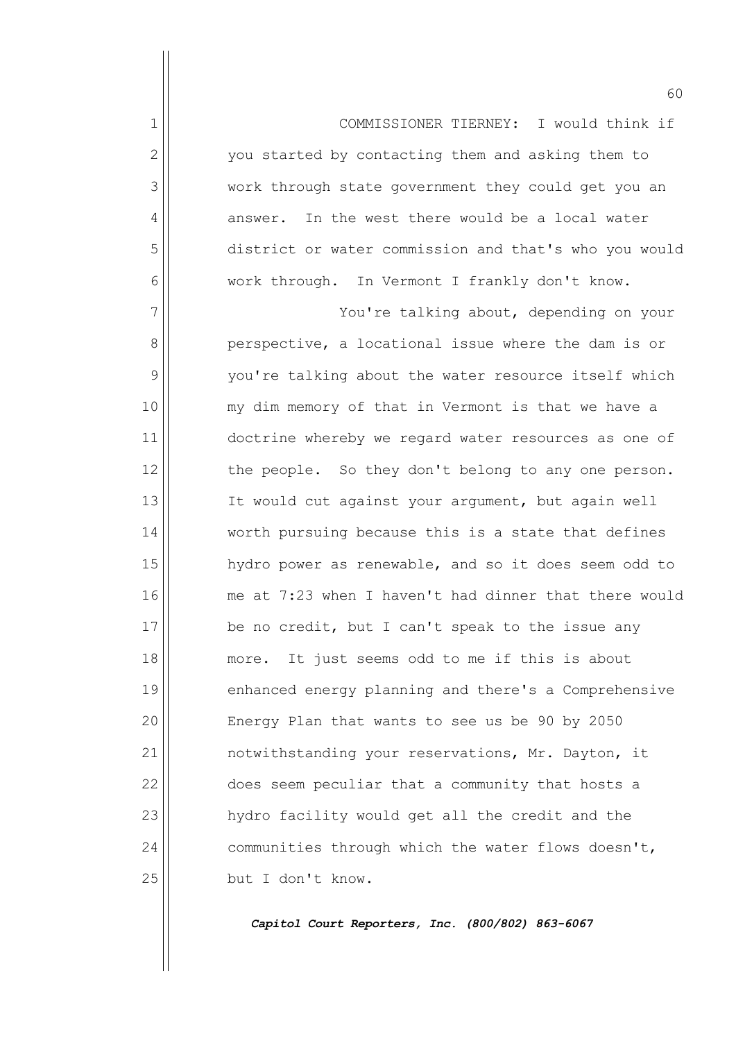COMMISSIONER TIERNEY: I would think if you started by contacting them and asking them to work through state government they could get you an answer. In the west there would be a local water district or water commission and that's who you would work through. In Vermont I frankly don't know.

You're talking about, depending on your perspective, a locational issue where the dam is or you're talking about the water resource itself which my dim memory of that in Vermont is that we have a doctrine whereby we regard water resources as one of the people. So they don't belong to any one person. It would cut against your argument, but again well worth pursuing because this is a state that defines hydro power as renewable, and so it does seem odd to me at 7:23 when I haven't had dinner that there would be no credit, but I can't speak to the issue any more. It just seems odd to me if this is about enhanced energy planning and there's a Comprehensive Energy Plan that wants to see us be 90 by 2050 notwithstanding your reservations, Mr. Dayton, it does seem peculiar that a community that hosts a hydro facility would get all the credit and the communities through which the water flows doesn't, but I don't know.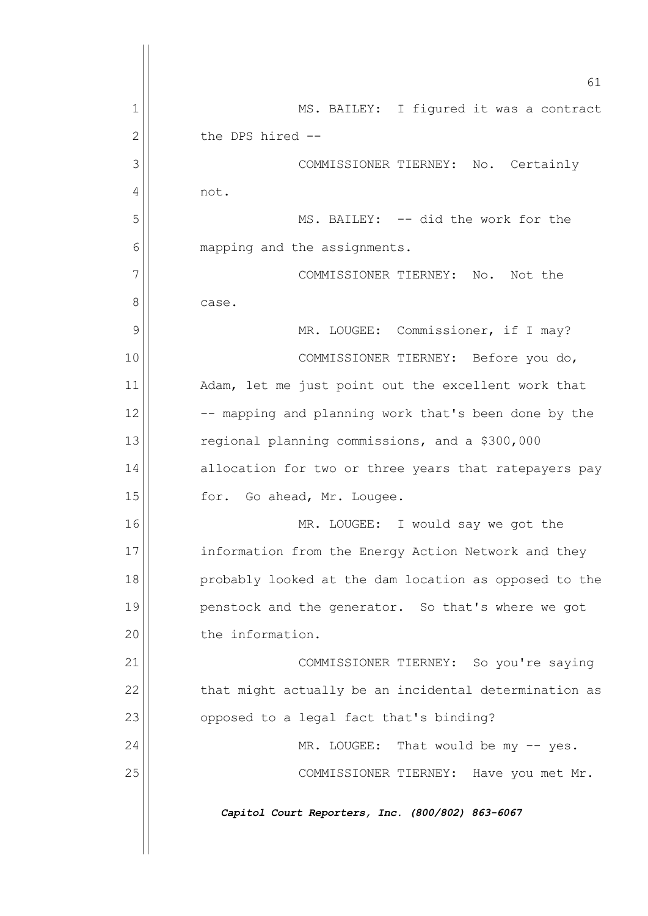MS. BAILEY: I figured it was a contract the DPS hired --

COMMISSIONER TIERNEY: No. Certainly not.

MS. BAILEY: -- did the work for the mapping and the assignments.

COMMISSIONER TIERNEY: No. Not the case.

MR. LOUGEE: Commissioner, if I may?

COMMISSIONER TIERNEY: Before you do, Adam, let me just point out the excellent work that -- mapping and planning work that's been done by the regional planning commissions, and a $300,000 allocation for two or three years that ratepayers pay for. Go ahead, Mr. Lougee.

MR. LOUGEE: I would say we got the information from the Energy Action Network and they probably looked at the dam location as opposed to the penstock and the generator. So that's where we got the information.

COMMISSIONER TIERNEY: So you're saying that might actually be an incidental determination as opposed to a legal fact that's binding?

MR. LOUGEE: That would be my -- yes.

COMMISSIONER TIERNEY: Have you met Mr.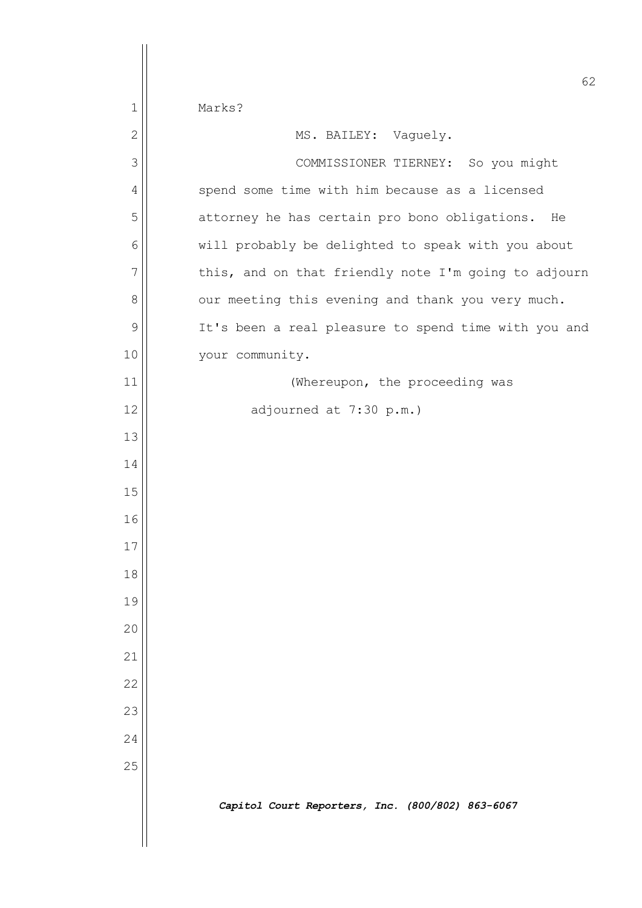Marks?

MS. BAILEY: Vaguely.

COMMISSIONER TIERNEY: So you might spend some time with him because as a licensed attorney he has certain pro bono obligations. He will probably be delighted to speak with you about this, and on that friendly note I'm going to adjourn our meeting this evening and thank you very much. It's been a real pleasure to spend time with you and your community.

(Whereupon, the proceeding was adjourned at 7:30 p.m.)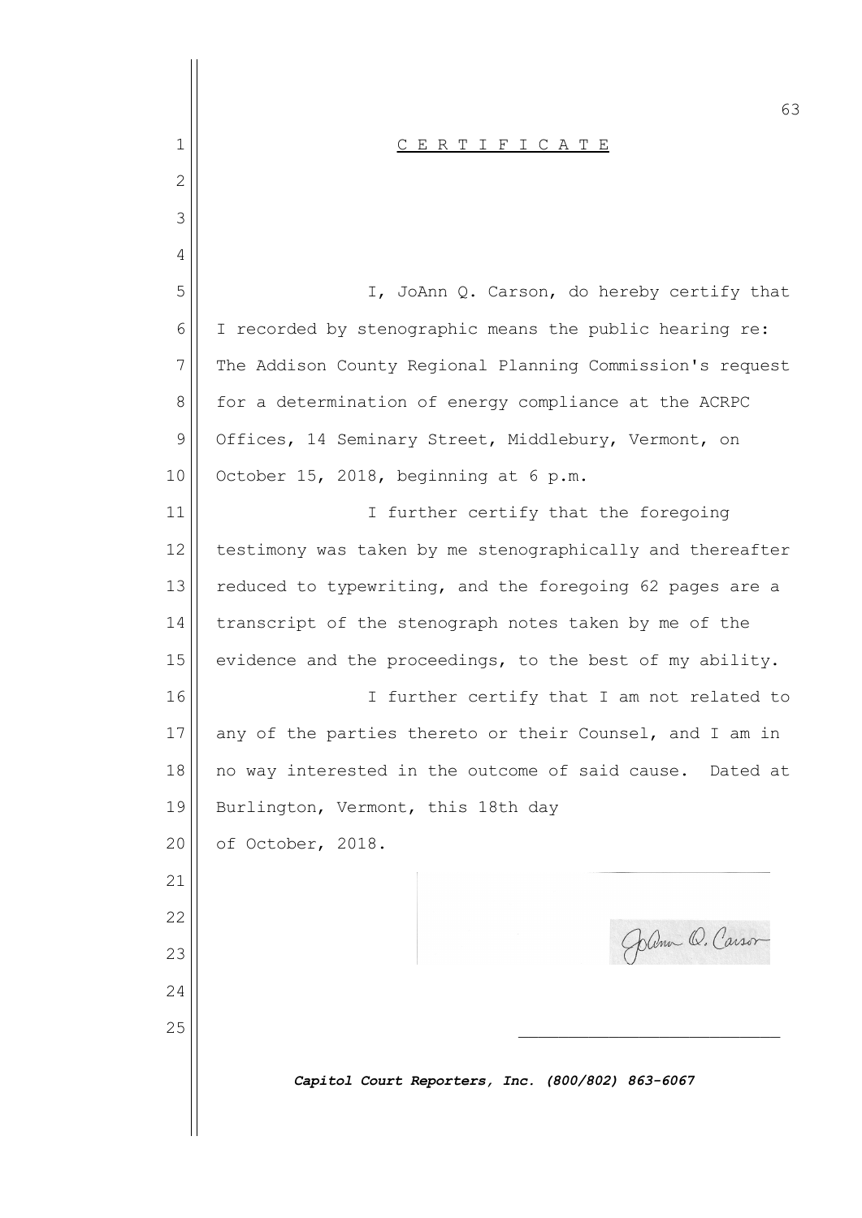# C E R T I F I C A T E

I, JoAnn Q. Carson, do hereby certify that I recorded by stenographic means the public hearing re: The Addison County Regional Planning Commission's request for a determination of energy compliance at the ACRPC Offices, 14 Seminary Street, Middlebury, Vermont, on October 15, 2018, beginning at 6 p.m.

I further certify that the foregoing testimony was taken by me stenographically and thereafter reduced to typewriting, and the foregoing 62 pages are a transcript of the stenograph notes taken by me of the evidence and the proceedings, to the best of my ability.

I further certify that I am not related to any of the parties thereto or their Counsel, and I am in no way interested in the outcome of said cause. Dated at Burlington, Vermont, this 18th day of October, 2018.

JoAnn Q. Carson

_______________________________

*Capitol Court Reporters, Inc. (800/802) 863-6067*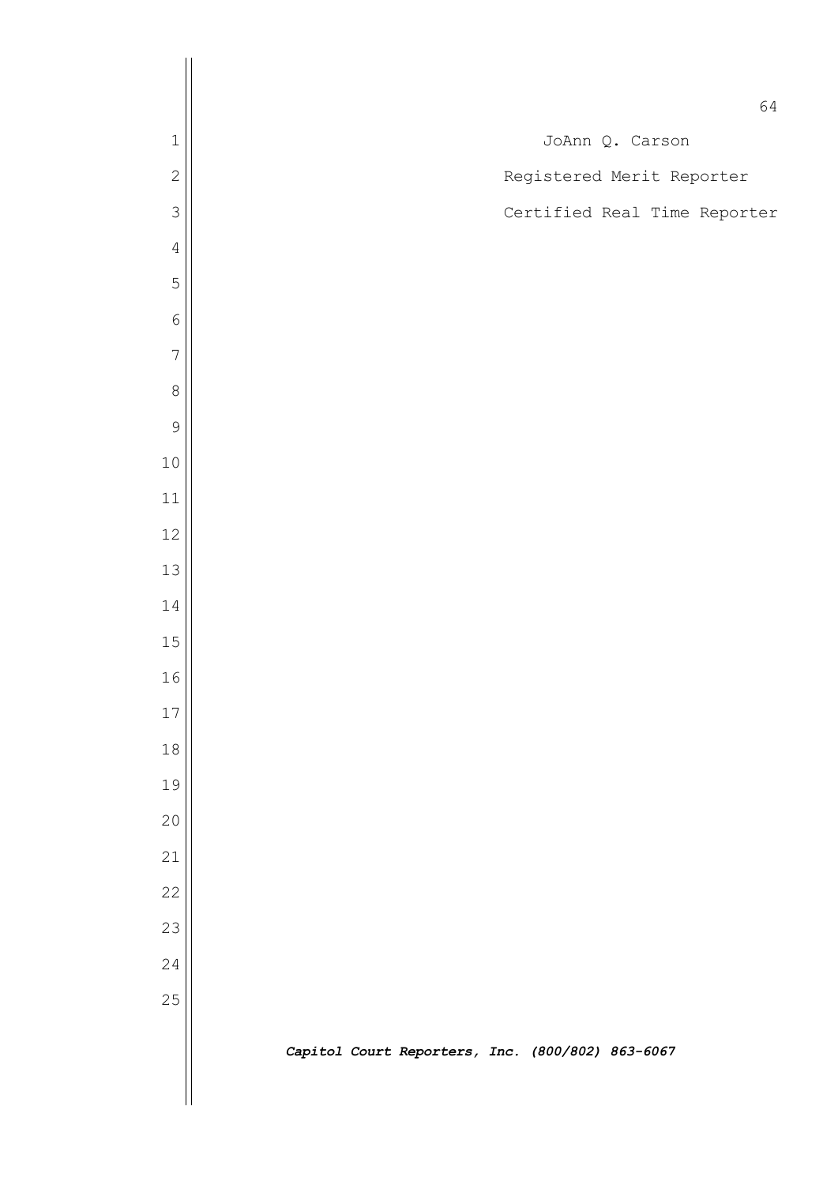JoAnn Q. Carson

Registered Merit Reporter

Certified Real Time Reporter